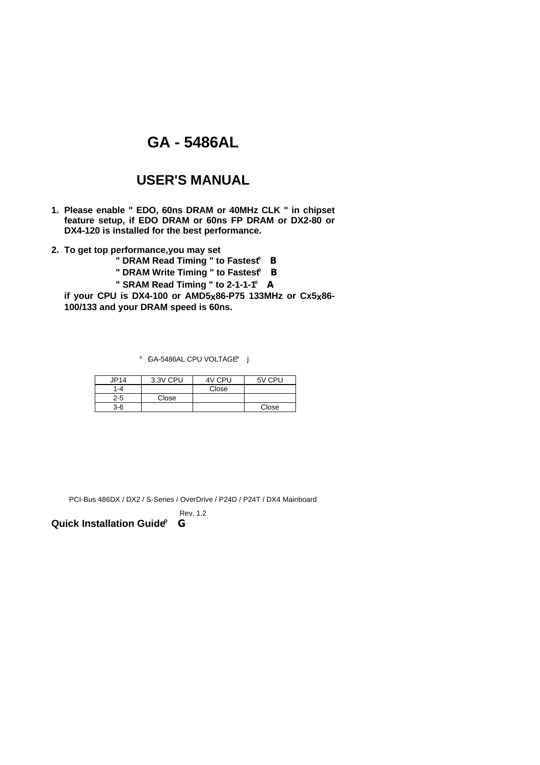# GA - 5486AL

# USER'S MANUAL

1. **Please enable " EDO, 60ns DRAM or 40MHz CLK " in chipset feature setup, if EDO DRAM or 60ns FP DRAM or DX2-80 or DX4-120 is installed for the best performance.**

2. **To get top performance,you may set**
   **" DRAM Read Timing " to Fastest° B**
   **" DRAM Write Timing " to Fastest° B**
   **" SRAM Read Timing " to 2-1-1-1° A**
   **if your CPU is DX4-100 or AMD5x86-P75 133MHz or Cx5x86-100/133 and your DRAM speed is 60ns.**

° ‘GA-5486AL CPU VOLTAGE° j

| JP14 | 3.3V CPU | 4V CPU | 5V CPU |
|---|---|---|---|
| 1-4 | | Close | |
| 2-5 | Close | | |
| 3-6 | | | Close |

PCI-Bus 486DX / DX2 / S-Series / OverDrive / P24D / P24T / DX4 Mainboard

Rev. 1.2

**Quick Installation Guide° G**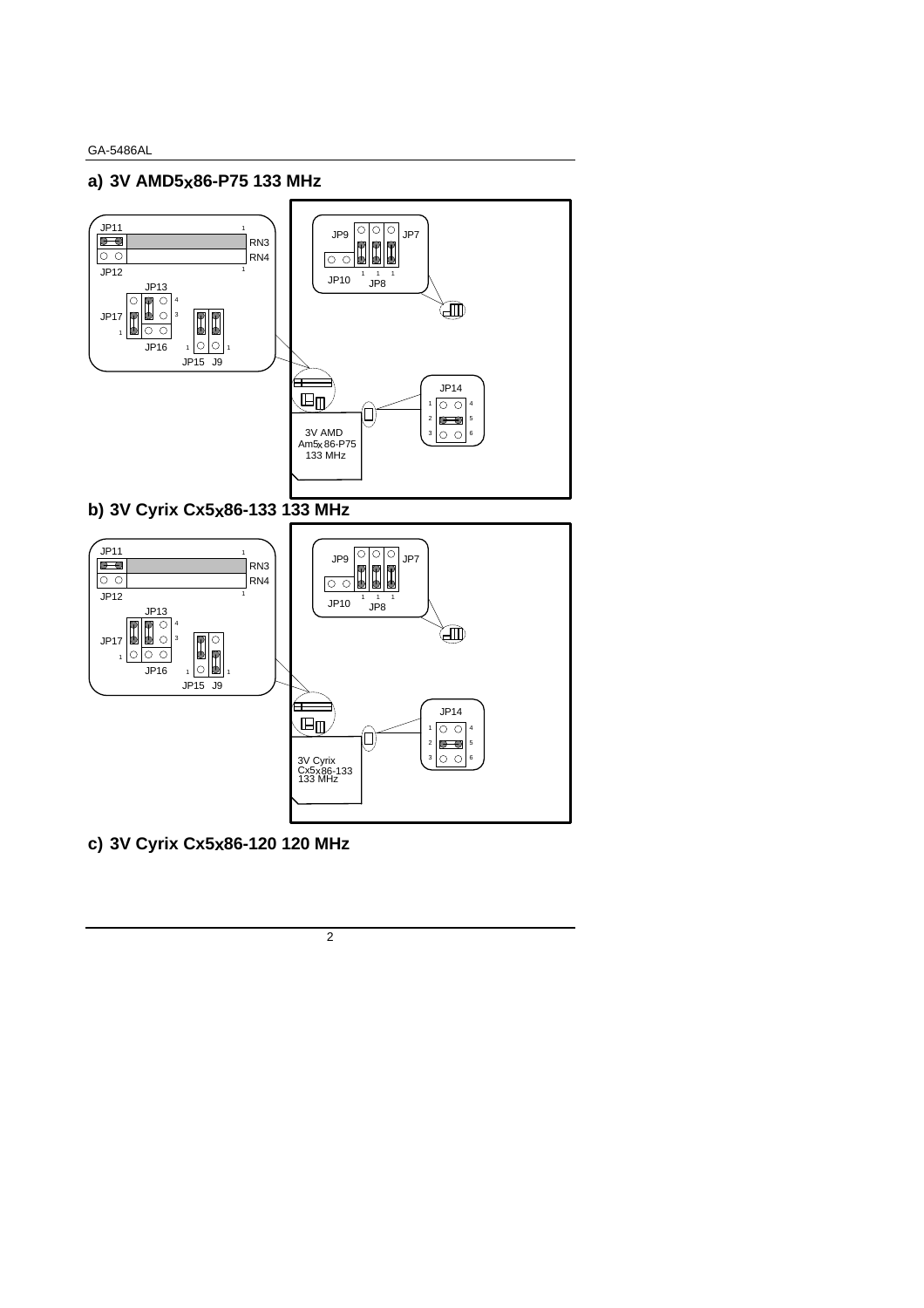## a) 3V AMD5x86-P75 133 MHz

JP11 RN3 RN4 JP12 JP13 JP17 JP16 JP15 J9

JP9 JP7 JP10 JP8

JP14

3V AMD Am5x86-P75 133 MHz

## b) 3V Cyrix Cx5x86-133 133 MHz

JP11 RN3 RN4 JP12 JP13 JP17 JP16 JP15 J9

JP9 JP7 JP10 JP8

JP14

3V Cyrix Cx5x86-133 133 MHz

## c) 3V Cyrix Cx5x86-120 120 MHz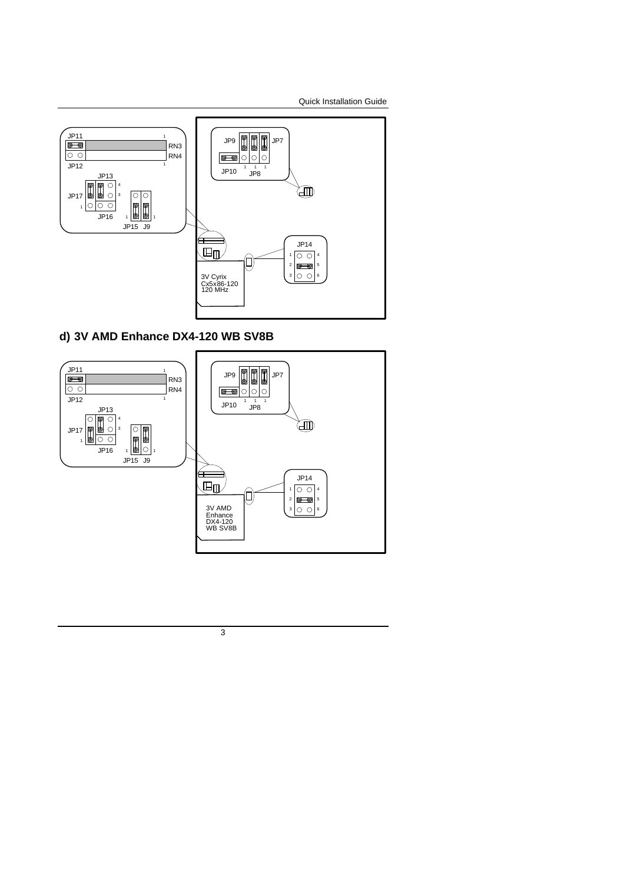JP11 RN3 RN4 JP12 JP13 JP17 JP16 JP15 J9

JP9 JP7 JP10 JP8

JP14

3V Cyrix Cx5x86-120 120 MHz

## d) 3V AMD Enhance DX4-120 WB SV8B

JP11 RN3 RN4 JP12 JP13 JP17 JP16 JP15 J9

JP9 JP7 JP10 JP8

JP14

3V AMD Enhance DX4-120 WB SV8B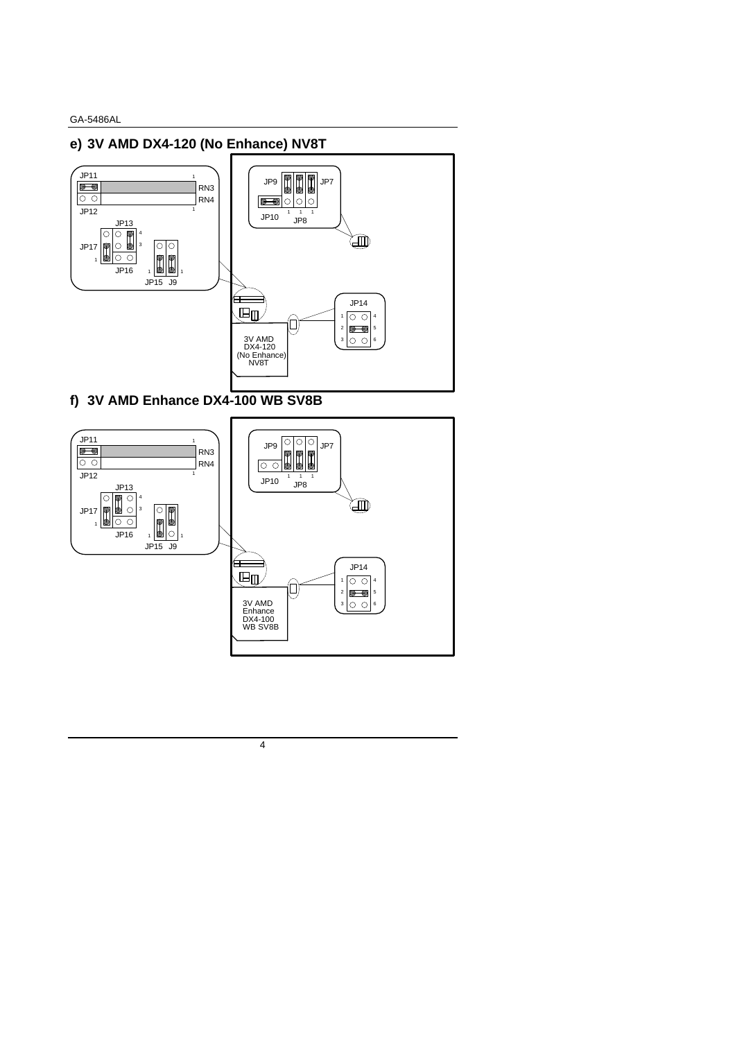## e) 3V AMD DX4-120 (No Enhance) NV8T

JP11 RN3 RN4 JP12 JP13 JP17 JP16 JP15 J9

JP9 JP7 JP10 JP8

JP14

3V AMD DX4-120 (No Enhance) NV8T

## f) 3V AMD Enhance DX4-100 WB SV8B

JP11 RN3 RN4 JP12 JP13 JP17 JP16 JP15 J9

JP9 JP7 JP10 JP8

JP14

3V AMD Enhance DX4-100 WB SV8B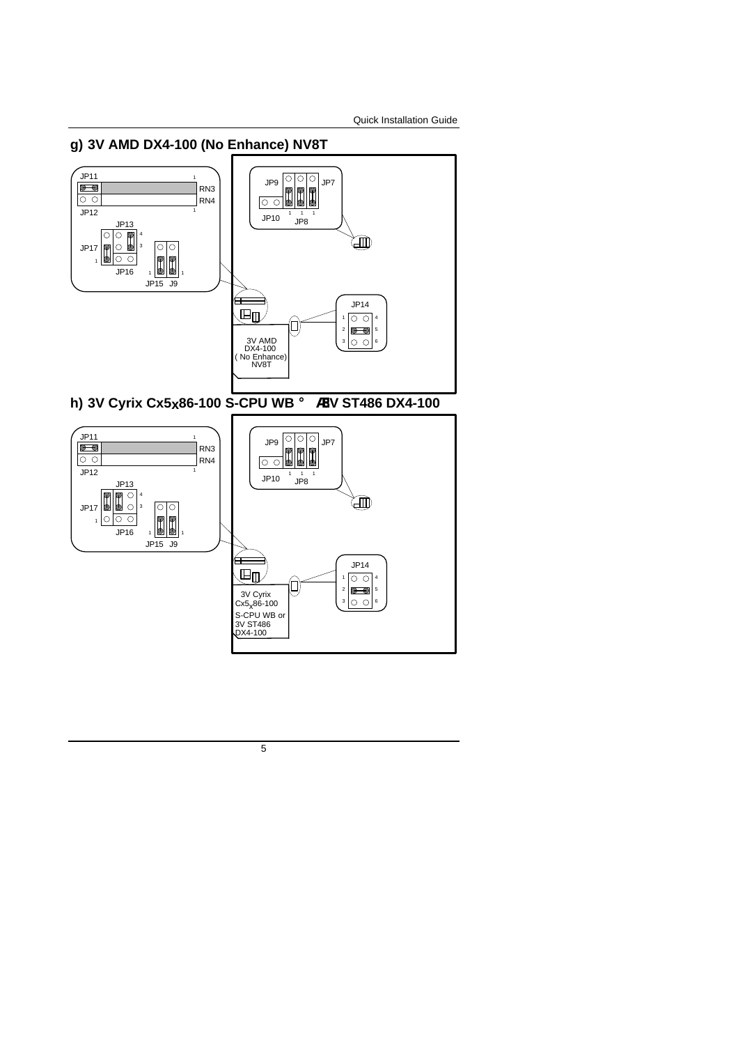## g) 3V AMD DX4-100 (No Enhance) NV8T

JP11 RN3 RN4 JP12 JP13 JP17 JP16 JP15 J9

JP9 JP7 JP10 JP8

JP14

3V AMD DX4-100 ( No Enhance) NV8T

## h) 3V Cyrix Cx5x86-100 S-CPU WB ° Æ3V ST486 DX4-100

JP11 RN3 RN4 JP12 JP13 JP17 JP16 JP15 J9

JP9 JP7 JP10 JP8

JP14

3V Cyrix Cx5x86-100 S-CPU WB or 3V ST486 DX4-100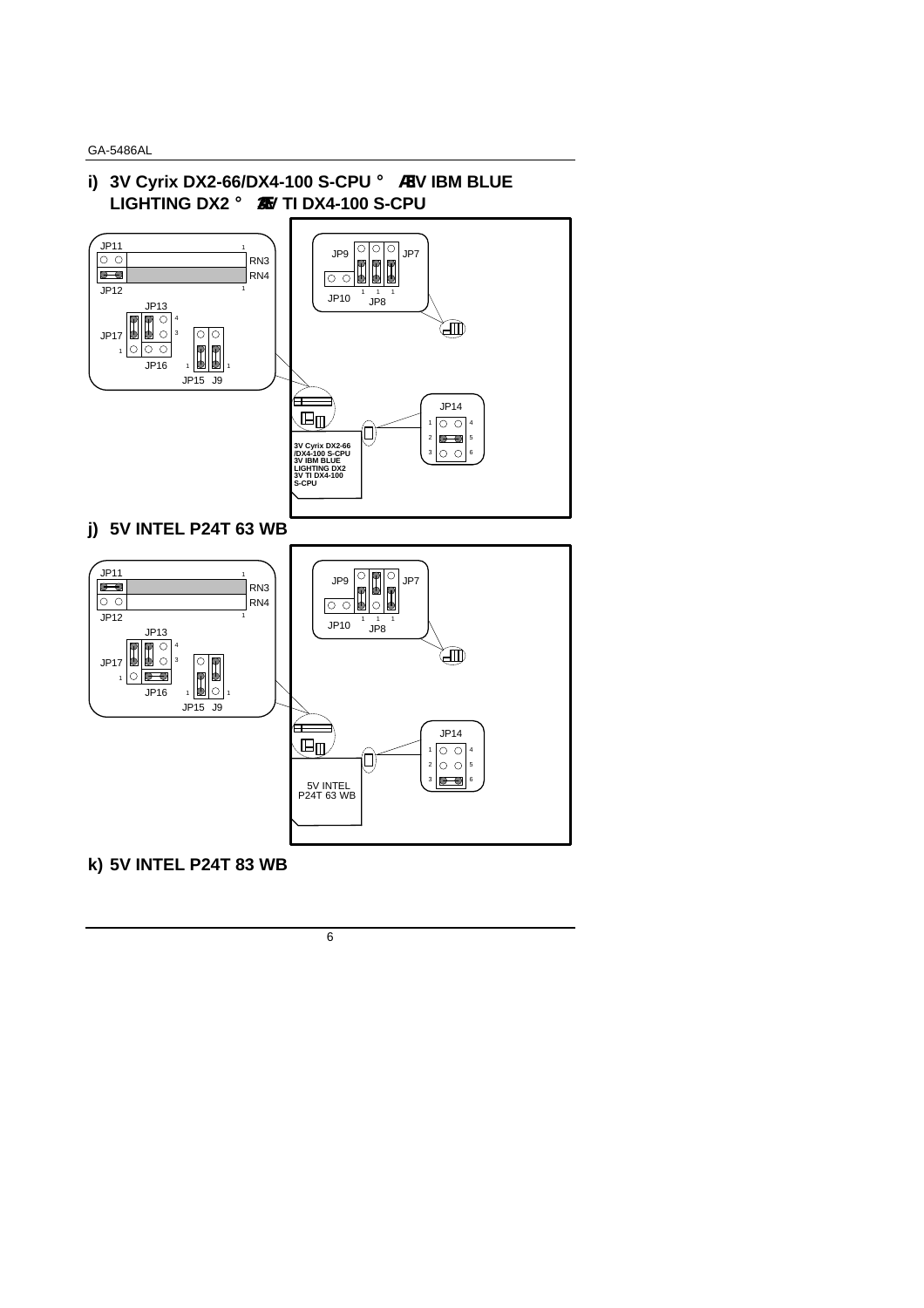## i) 3V Cyrix DX2-66/DX4-100 S-CPU ° AB3V IBM BLUE LIGHTING DX2 ° AB3V TI DX4-100 S-CPU

JP11 RN3 RN4 JP12 JP13 JP17 JP16 JP15 J9 JP9 JP7 JP10 JP8 JP14

3V Cyrix DX2-66 /DX4-100 S-CPU 3V IBM BLUE LIGHTING DX2 3V TI DX4-100 S-CPU

## j) 5V INTEL P24T 63 WB

JP11 RN3 RN4 JP12 JP13 JP17 JP16 JP15 J9 JP9 JP7 JP10 JP8 JP14

5V INTEL P24T 63 WB

## k) 5V INTEL P24T 83 WB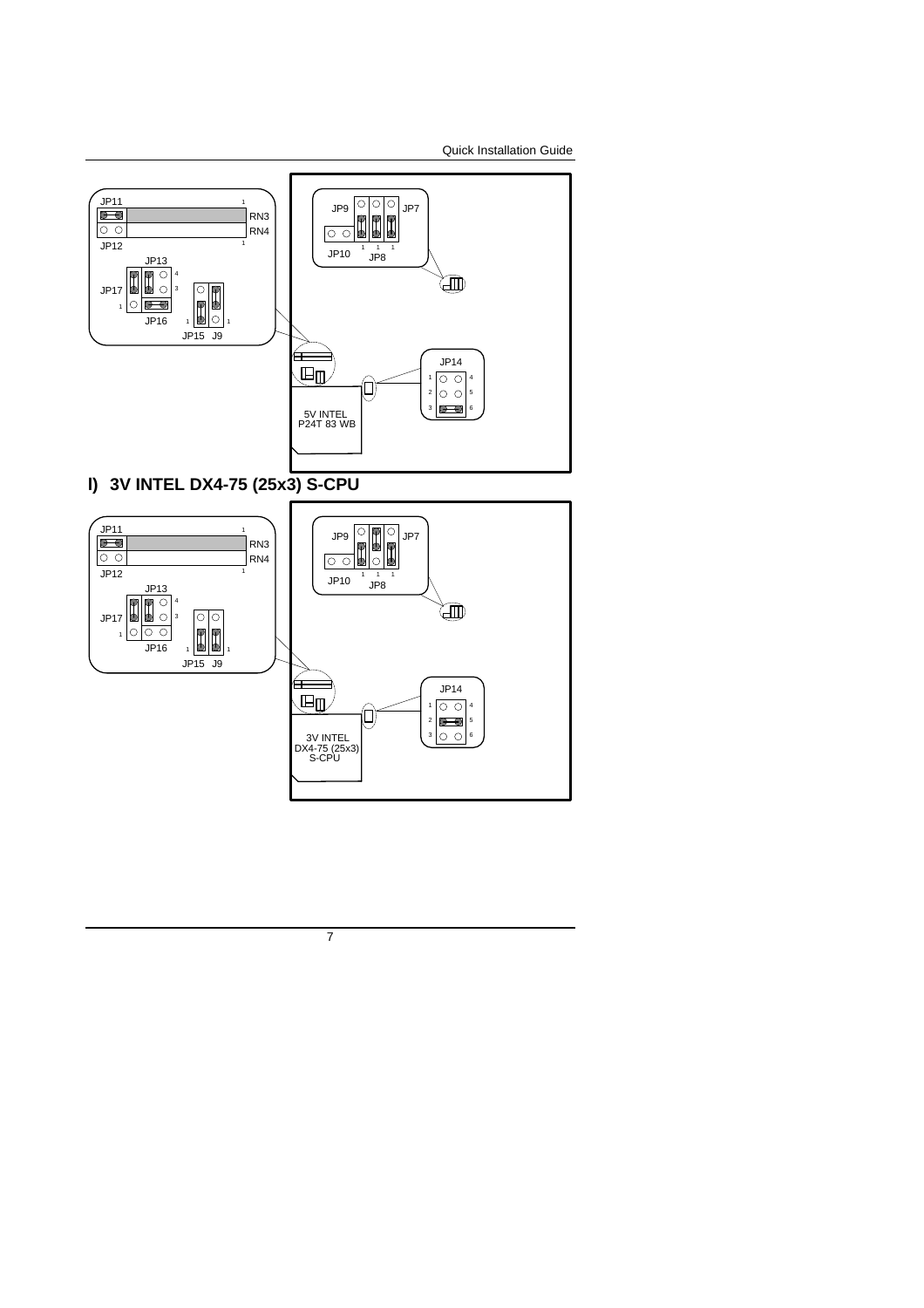JP11 RN3 RN4 JP12 JP13 JP17 JP16 JP15 J9

JP9 JP7 JP10 JP8

JP14

5V INTEL P24T 83 WB

## I) 3V INTEL DX4-75 (25x3) S-CPU

JP11 RN3 RN4 JP12 JP13 JP17 JP16 JP15 J9

JP9 JP7 JP10 JP8

JP14

3V INTEL DX4-75 (25x3) S-CPU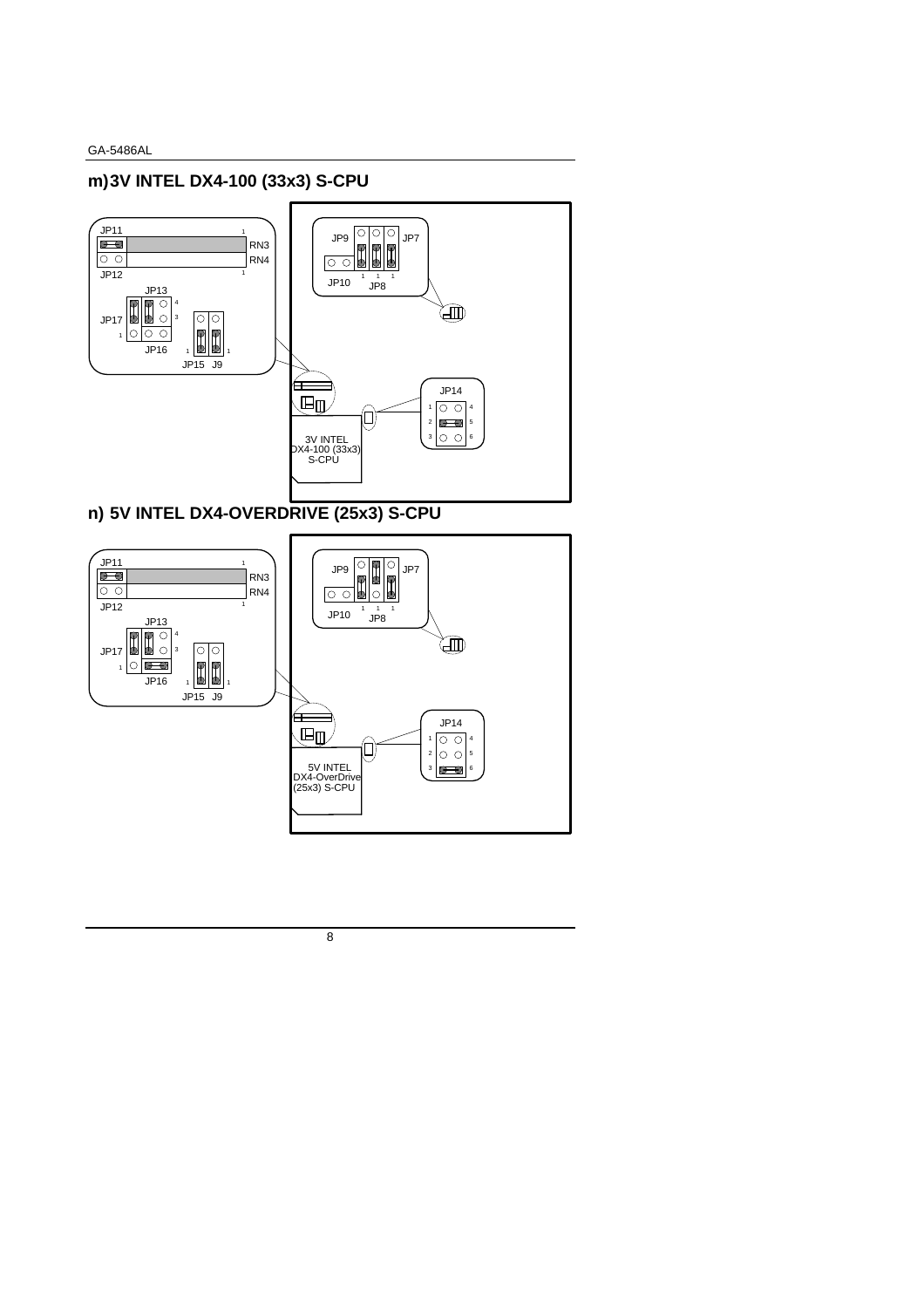## m)3V INTEL DX4-100 (33x3) S-CPU

JP11 RN3 RN4 JP12 JP13 JP17 JP16 JP15 J9

JP9 JP7 JP10 JP8

JP14

3V INTEL DX4-100 (33x3) S-CPU

## n) 5V INTEL DX4-OVERDRIVE (25x3) S-CPU

JP11 RN3 RN4 JP12 JP13 JP17 JP16 JP15 J9

JP9 JP7 JP10 JP8

JP14

5V INTEL DX4-OverDrive (25x3) S-CPU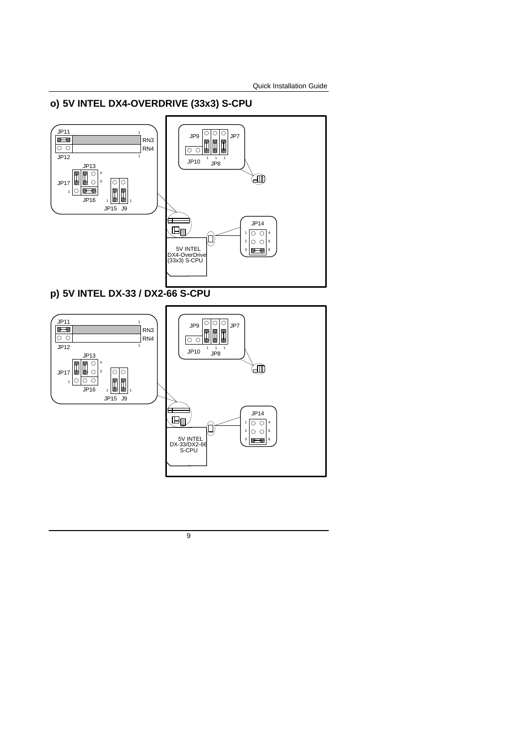## o) 5V INTEL DX4-OVERDRIVE (33x3) S-CPU

JP11
RN3
RN4
JP12
JP13
JP17
JP16
JP15 J9
JP9
JP7
JP10
JP8
JP14
5V INTEL DX4-OverDrive (33x3) S-CPU

## p) 5V INTEL DX-33 / DX2-66 S-CPU

JP11
RN3
RN4
JP12
JP13
JP17
JP16
JP15 J9
JP9
JP7
JP10
JP8
JP14
5V INTEL DX-33/DX2-66 S-CPU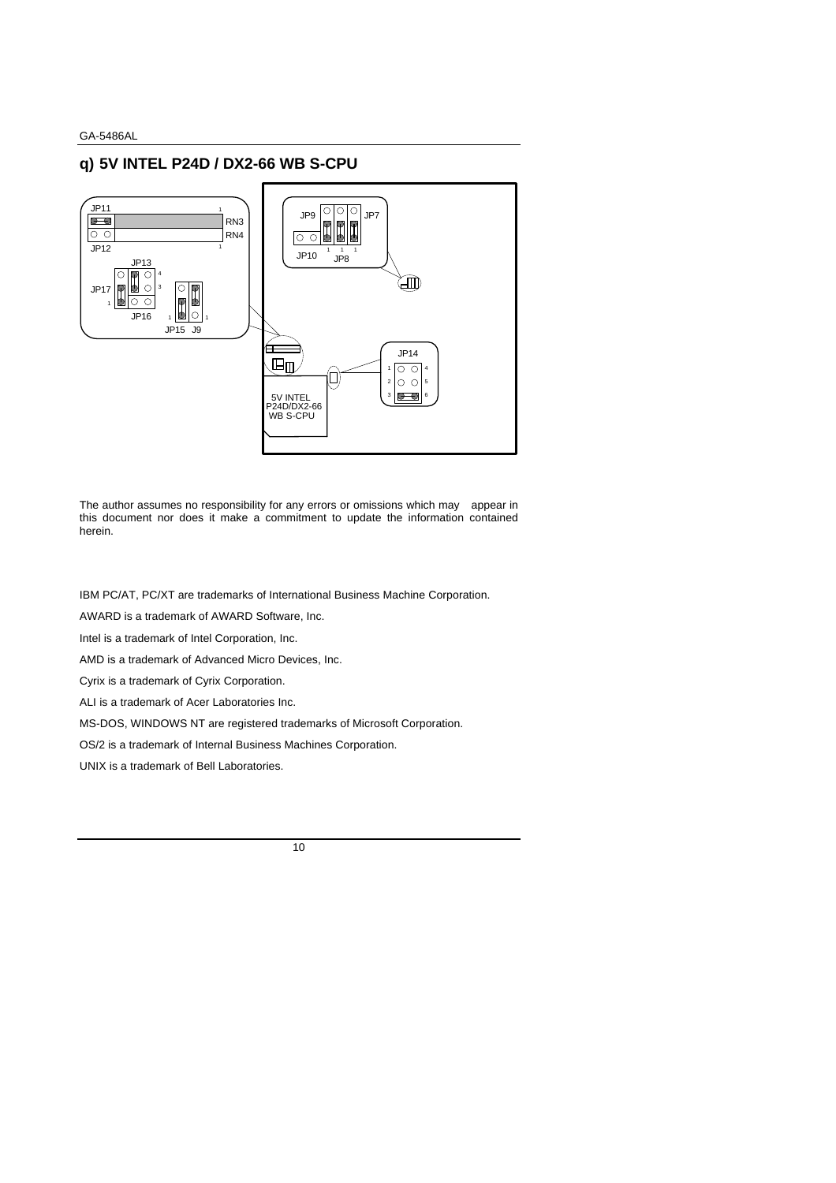## q) 5V INTEL P24D / DX2-66 WB S-CPU

JP11

RN3

RN4

JP12

JP13

JP17

JP16

JP15 J9

JP9 JP7

JP10 JP8

JP14

5V INTEL P24D/DX2-66 WB S-CPU

The author assumes no responsibility for any errors or omissions which may appear in this document nor does it make a commitment to update the information contained herein.

IBM PC/AT, PC/XT are trademarks of International Business Machine Corporation.

AWARD is a trademark of AWARD Software, Inc.

Intel is a trademark of Intel Corporation, Inc.

AMD is a trademark of Advanced Micro Devices, Inc.

Cyrix is a trademark of Cyrix Corporation.

ALI is a trademark of Acer Laboratories Inc.

MS-DOS, WINDOWS NT are registered trademarks of Microsoft Corporation.

OS/2 is a trademark of Internal Business Machines Corporation.

UNIX is a trademark of Bell Laboratories.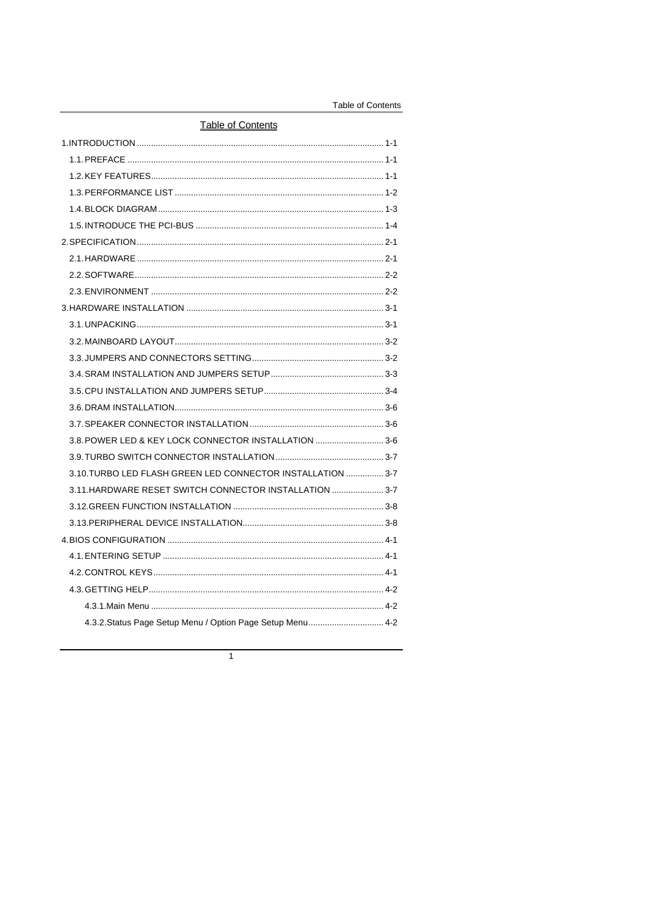# Table of Contents

1.INTRODUCTION ........................................................................................................ 1-1

1.1. PREFACE ........................................................................................................... 1-1

1.2. KEY FEATURES.................................................................................................. 1-1

1.3. PERFORMANCE LIST ........................................................................................ 1-2

1.4. BLOCK DIAGRAM ............................................................................................... 1-3

1.5. INTRODUCE THE PCI-BUS ............................................................................... 1-4

2. SPECIFICATION........................................................................................................ 2-1

2.1. HARDWARE ........................................................................................................ 2-1

2.2. SOFTWARE......................................................................................................... 2-2

2.3. ENVIRONMENT .................................................................................................. 2-2

3. HARDWARE INSTALLATION .................................................................................. 3-1

3.1. UNPACKING........................................................................................................ 3-1

3.2. MAINBOARD LAYOUT........................................................................................ 3-2

3.3. JUMPERS AND CONNECTORS SETTING........................................................ 3-2

3.4. SRAM INSTALLATION AND JUMPERS SETUP................................................ 3-3

3.5. CPU INSTALLATION AND JUMPERS SETUP................................................... 3-4

3.6. DRAM INSTALLATION........................................................................................ 3-6

3.7. SPEAKER CONNECTOR INSTALLATION ......................................................... 3-6

3.8. POWER LED & KEY LOCK CONNECTOR INSTALLATION ............................. 3-6

3.9. TURBO SWITCH CONNECTOR INSTALLATION.............................................. 3-7

3.10.TURBO LED FLASH GREEN LED CONNECTOR INSTALLATION ................ 3-7

3.11.HARDWARE RESET SWITCH CONNECTOR INSTALLATION ...................... 3-7

3.12.GREEN FUNCTION INSTALLATION ............................................................... 3-8

3.13.PERIPHERAL DEVICE INSTALLATION........................................................... 3-8

4. BIOS CONFIGURATION ........................................................................................... 4-1

4.1. ENTERING SETUP ............................................................................................. 4-1

4.2. CONTROL KEYS................................................................................................. 4-1

4.3. GETTING HELP................................................................................................... 4-2

4.3.1.Main Menu .................................................................................................. 4-2

4.3.2.Status Page Setup Menu / Option Page Setup Menu................................ 4-2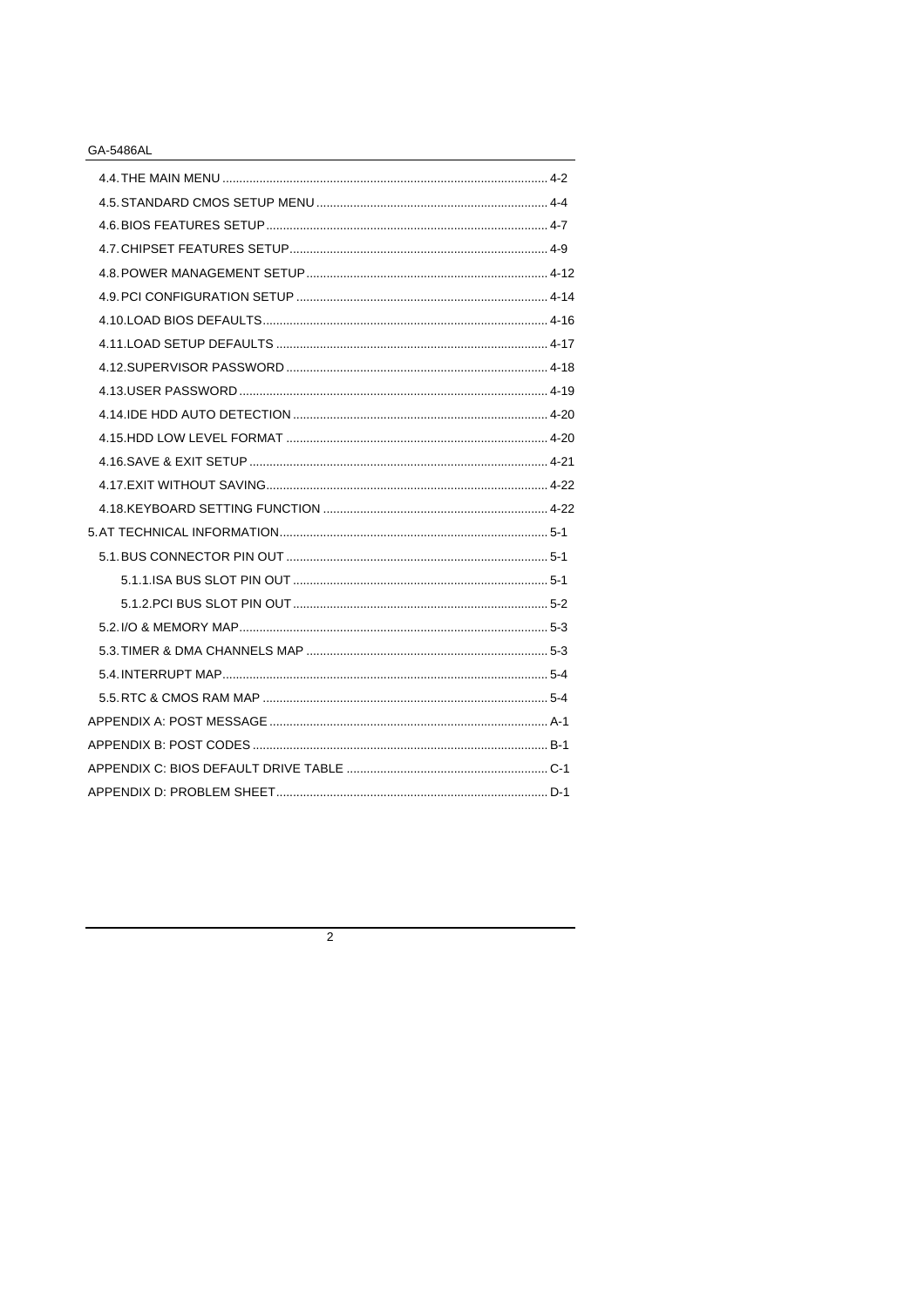4.4. THE MAIN MENU ................................................................................................ 4-2

4.5. STANDARD CMOS SETUP MENU ..................................................................... 4-4

4.6. BIOS FEATURES SETUP .................................................................................. 4-7

4.7. CHIPSET FEATURES SETUP ............................................................................ 4-9

4.8. POWER MANAGEMENT SETUP ...................................................................... 4-12

4.9. PCI CONFIGURATION SETUP ......................................................................... 4-14

4.10.LOAD BIOS DEFAULTS ................................................................................... 4-16

4.11.LOAD SETUP DEFAULTS ................................................................................ 4-17

4.12.SUPERVISOR PASSWORD ............................................................................. 4-18

4.13.USER PASSWORD .......................................................................................... 4-19

4.14.IDE HDD AUTO DETECTION ........................................................................... 4-20

4.15.HDD LOW LEVEL FORMAT ............................................................................. 4-20

4.16.SAVE & EXIT SETUP ....................................................................................... 4-21

4.17.EXIT WITHOUT SAVING .................................................................................. 4-22

4.18.KEYBOARD SETTING FUNCTION .................................................................. 4-22

5.AT TECHNICAL INFORMATION ............................................................................... 5-1

5.1. BUS CONNECTOR PIN OUT ............................................................................. 5-1

5.1.1.ISA BUS SLOT PIN OUT ........................................................................... 5-1

5.1.2.PCI BUS SLOT PIN OUT ........................................................................... 5-2

5.2. I/O & MEMORY MAP ........................................................................................... 5-3

5.3. TIMER & DMA CHANNELS MAP ....................................................................... 5-3

5.4. INTERRUPT MAP ................................................................................................ 5-4

5.5. RTC & CMOS RAM MAP .................................................................................... 5-4

APPENDIX A: POST MESSAGE .................................................................................. A-1

APPENDIX B: POST CODES ....................................................................................... B-1

APPENDIX C: BIOS DEFAULT DRIVE TABLE ........................................................... C-1

APPENDIX D: PROBLEM SHEET ................................................................................ D-1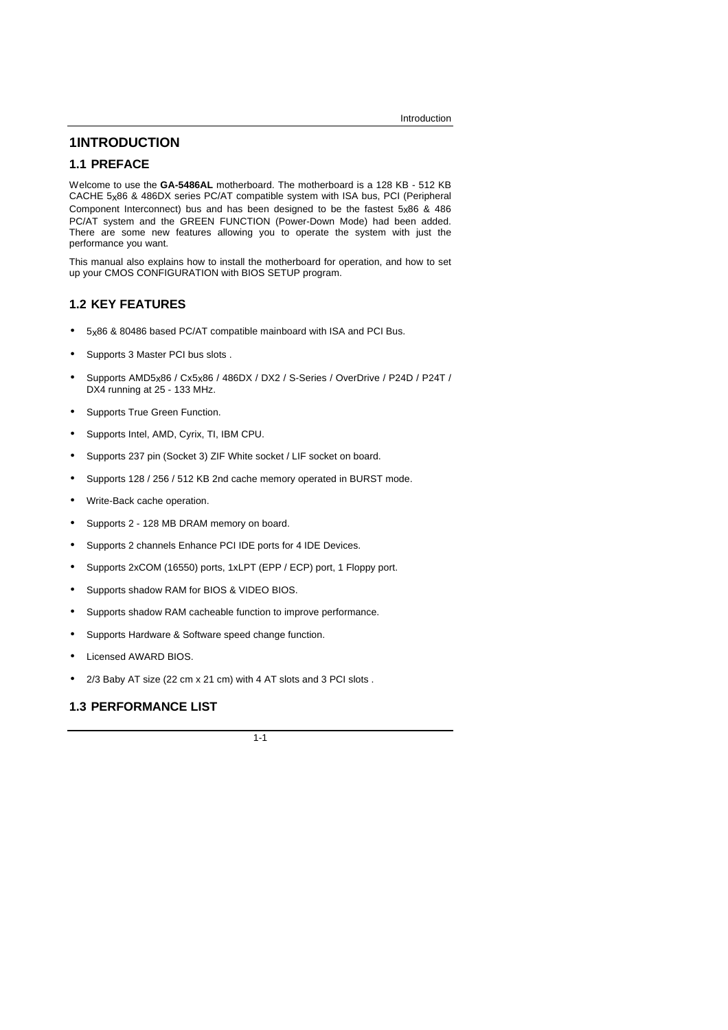# 1 INTRODUCTION

## 1.1 PREFACE

Welcome to use the **GA-5486AL** motherboard. The motherboard is a 128 KB - 512 KB CACHE 5x86 & 486DX series PC/AT compatible system with ISA bus, PCI (Peripheral Component Interconnect) bus and has been designed to be the fastest 5x86 & 486 PC/AT system and the GREEN FUNCTION (Power-Down Mode) had been added. There are some new features allowing you to operate the system with just the performance you want.

This manual also explains how to install the motherboard for operation, and how to set up your CMOS CONFIGURATION with BIOS SETUP program.

## 1.2 KEY FEATURES

- 5x86 & 80486 based PC/AT compatible mainboard with ISA and PCI Bus.
- Supports 3 Master PCI bus slots .
- Supports AMD5x86 / Cx5x86 / 486DX / DX2 / S-Series / OverDrive / P24D / P24T / DX4 running at 25 - 133 MHz.
- Supports True Green Function.
- Supports Intel, AMD, Cyrix, TI, IBM CPU.
- Supports 237 pin (Socket 3) ZIF White socket / LIF socket on board.
- Supports 128 / 256 / 512 KB 2nd cache memory operated in BURST mode.
- Write-Back cache operation.
- Supports 2 - 128 MB DRAM memory on board.
- Supports 2 channels Enhance PCI IDE ports for 4 IDE Devices.
- Supports 2xCOM (16550) ports, 1xLPT (EPP / ECP) port, 1 Floppy port.
- Supports shadow RAM for BIOS & VIDEO BIOS.
- Supports shadow RAM cacheable function to improve performance.
- Supports Hardware & Software speed change function.
- Licensed AWARD BIOS.
- 2/3 Baby AT size (22 cm x 21 cm) with 4 AT slots and 3 PCI slots .

## 1.3 PERFORMANCE LIST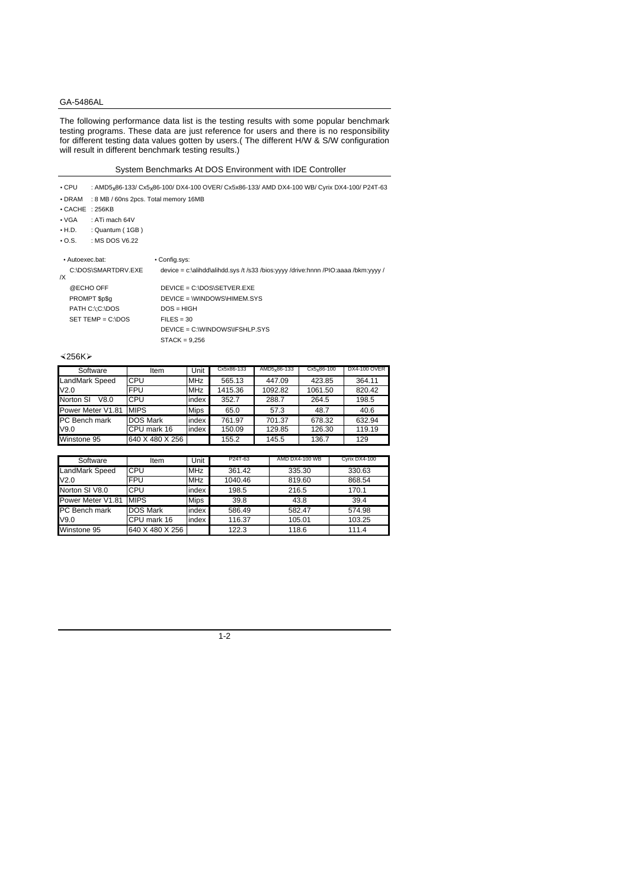The following performance data list is the testing results with some popular benchmark testing programs. These data are just reference for users and there is no responsibility for different testing data values gotten by users.( The different H/W & S/W configuration will result in different benchmark testing results.)

## System Benchmarks At DOS Environment with IDE Controller

- CPU : AMD5x86-133/ Cx5x86-100/ DX4-100 OVER/ Cx5x86-133/ AMD DX4-100 WB/ Cyrix DX4-100/ P24T-63
- DRAM : 8 MB / 60ns 2pcs. Total memory 16MB
- CACHE : 256KB
- VGA : ATi mach 64V
- H.D. : Quantum ( 1GB )
- O.S. : MS DOS V6.22

- Autoexec.bat:

```
C:\DOS\SMARTDRV.EXE /X
@ECHO OFF
PROMPT $p$g
PATH C:\;C:\DOS
SET TEMP = C:\DOS
```

- Config.sys:

```
device = c:\alihdd\alihdd.sys /t /s33 /bios:yyyy /drive:hnnn /PIO:aaaa /bkm:yyyy /
DEVICE = C:\DOS\SETVER.EXE
DEVICE = \WINDOWS\HIMEM.SYS
DOS = HIGH
FILES = 30
DEVICE = C:\WINDOWS\IFSHLP.SYS
STACK = 9,256
```

<256K>

| Software | Item | Unit | Cx5x86-133 | AMD5x86-133 | Cx5x86-100 | DX4-100 OVER |
|---|---|---|---|---|---|---|
| LandMark Speed | CPU | MHz | 565.13 | 447.09 | 423.85 | 364.11 |
| V2.0 | FPU | MHz | 1415.36 | 1092.82 | 1061.50 | 820.42 |
| Norton SI V8.0 | CPU | index | 352.7 | 288.7 | 264.5 | 198.5 |
| Power Meter V1.81 | MIPS | Mips | 65.0 | 57.3 | 48.7 | 40.6 |
| PC Bench mark | DOS Mark | index | 761.97 | 701.37 | 678.32 | 632.94 |
| V9.0 | CPU mark 16 | index | 150.09 | 129.85 | 126.30 | 119.19 |
| Winstone 95 | 640 X 480 X 256 | | 155.2 | 145.5 | 136.7 | 129 |

| Software | Item | Unit | P24T-63 | AMD DX4-100 WB | Cyrix DX4-100 |
|---|---|---|---|---|---|
| LandMark Speed | CPU | MHz | 361.42 | 335.30 | 330.63 |
| V2.0 | FPU | MHz | 1040.46 | 819.60 | 868.54 |
| Norton SI V8.0 | CPU | index | 198.5 | 216.5 | 170.1 |
| Power Meter V1.81 | MIPS | Mips | 39.8 | 43.8 | 39.4 |
| PC Bench mark | DOS Mark | index | 586.49 | 582.47 | 574.98 |
| V9.0 | CPU mark 16 | index | 116.37 | 105.01 | 103.25 |
| Winstone 95 | 640 X 480 X 256 | | 122.3 | 118.6 | 111.4 |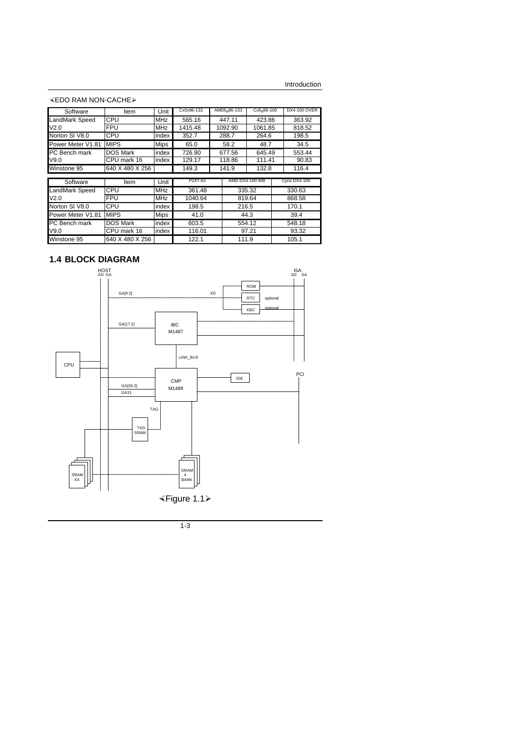⋖EDO RAM NON-CACHE⋗

| Software | Item | Unit | Cx5x86-133 | AMD5x86-133 | Cx5x86-100 | DX4-100 OVER |
|---|---|---|---|---|---|---|
| LandMark Speed | CPU | MHz | 565.16 | 447.11 | 423.86 | 363.92 |
| V2.0 | FPU | MHz | 1415.48 | 1092.90 | 1061.85 | 818.52 |
| Norton SI V8.0 | CPU | index | 352.7 | 288.7 | 264.6 | 198.5 |
| Power Meter V1.81 | MIPS | Mips | 65.0 | 58.2 | 48.7 | 34.5 |
| PC Bench mark | DOS Mark | index | 726.90 | 677.56 | 645.49 | 553.44 |
| V9.0 | CPU mark 16 | index | 129.17 | 118.86 | 111.41 | 90.83 |
| Winstone 95 | 640 X 480 X 256 | | 149.3 | 141.9 | 132.8 | 116.4 |

| Software | Item | Unit | P24T-63 | AMD DX4-100 WB | Cyrix DX4-100 |
|---|---|---|---|---|---|
| LandMark Speed | CPU | MHz | 361.48 | 335.32 | 330.63 |
| V2.0 | FPU | MHz | 1040.64 | 819.64 | 868.58 |
| Norton SI V8.0 | CPU | index | 198.5 | 216.5 | 170.1 |
| Power Meter V1.81 | MIPS | Mips | 41.0 | 44.3 | 39.4 |
| PC Bench mark | DOS Mark | index | 603.5 | 554.12 | 548.18 |
| V9.0 | CPU mark 16 | index | 116.01 | 97.21 | 93.32 |
| Winstone 95 | 640 X 480 X 256 | | 122.1 | 111.9 | 105.1 |

## 1.4 BLOCK DIAGRAM

HOST GD GA | ISA SD SA | ROM | RTC optional | KBC optional | XD | GA[9:2] | GA[17:2] | IBC M1487 | LINK_BUS | CPU | CMP M1489 | IDE | PCI | GA[26:2] | GA31 | TAG | TAG SRAM | SRAM X4 | DRAM 4 BANK

⋖Figure 1.1⋗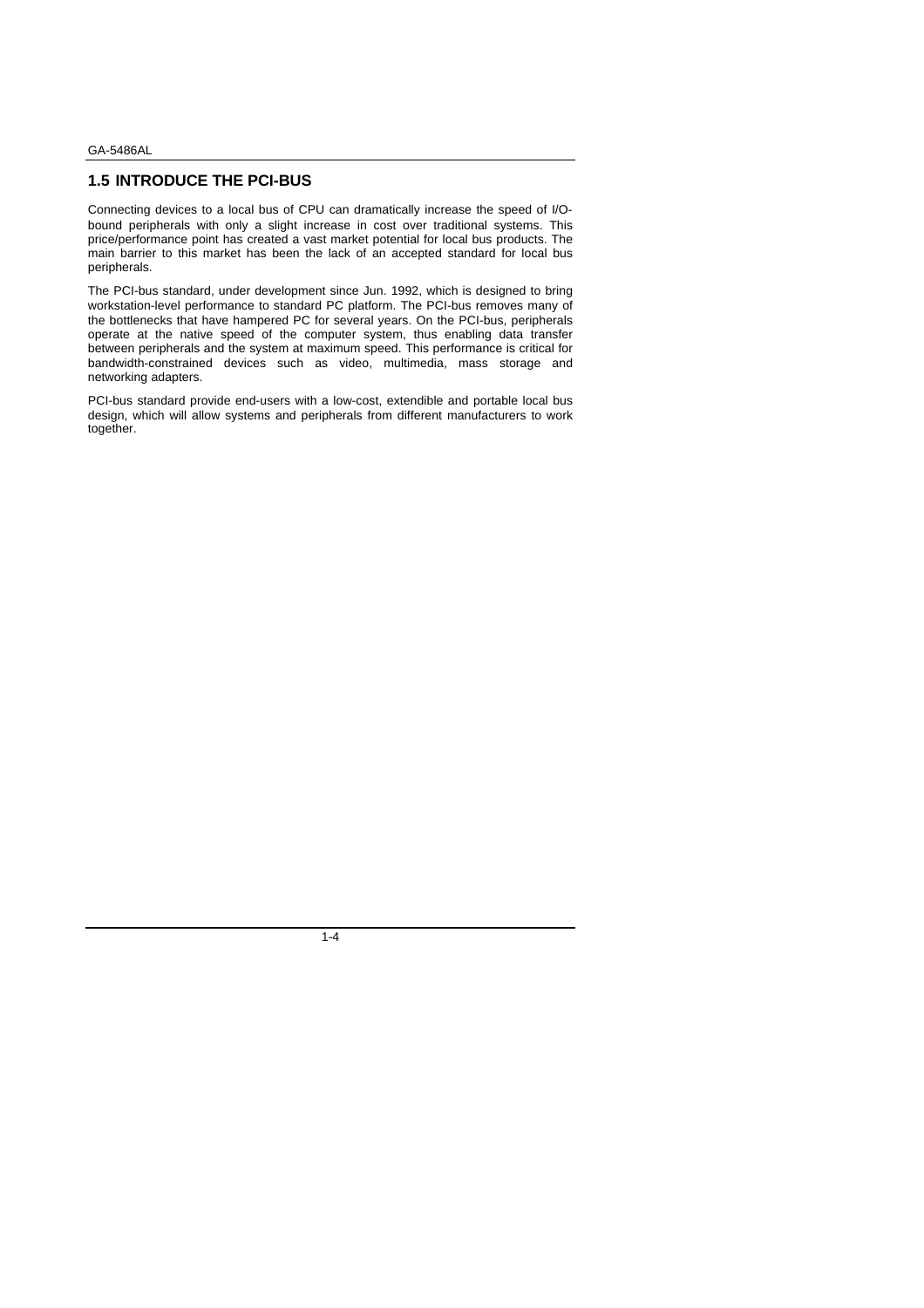## 1.5 INTRODUCE THE PCI-BUS

Connecting devices to a local bus of CPU can dramatically increase the speed of I/O-bound peripherals with only a slight increase in cost over traditional systems. This price/performance point has created a vast market potential for local bus products. The main barrier to this market has been the lack of an accepted standard for local bus peripherals.

The PCI-bus standard, under development since Jun. 1992, which is designed to bring workstation-level performance to standard PC platform. The PCI-bus removes many of the bottlenecks that have hampered PC for several years. On the PCI-bus, peripherals operate at the native speed of the computer system, thus enabling data transfer between peripherals and the system at maximum speed. This performance is critical for bandwidth-constrained devices such as video, multimedia, mass storage and networking adapters.

PCI-bus standard provide end-users with a low-cost, extendible and portable local bus design, which will allow systems and peripherals from different manufacturers to work together.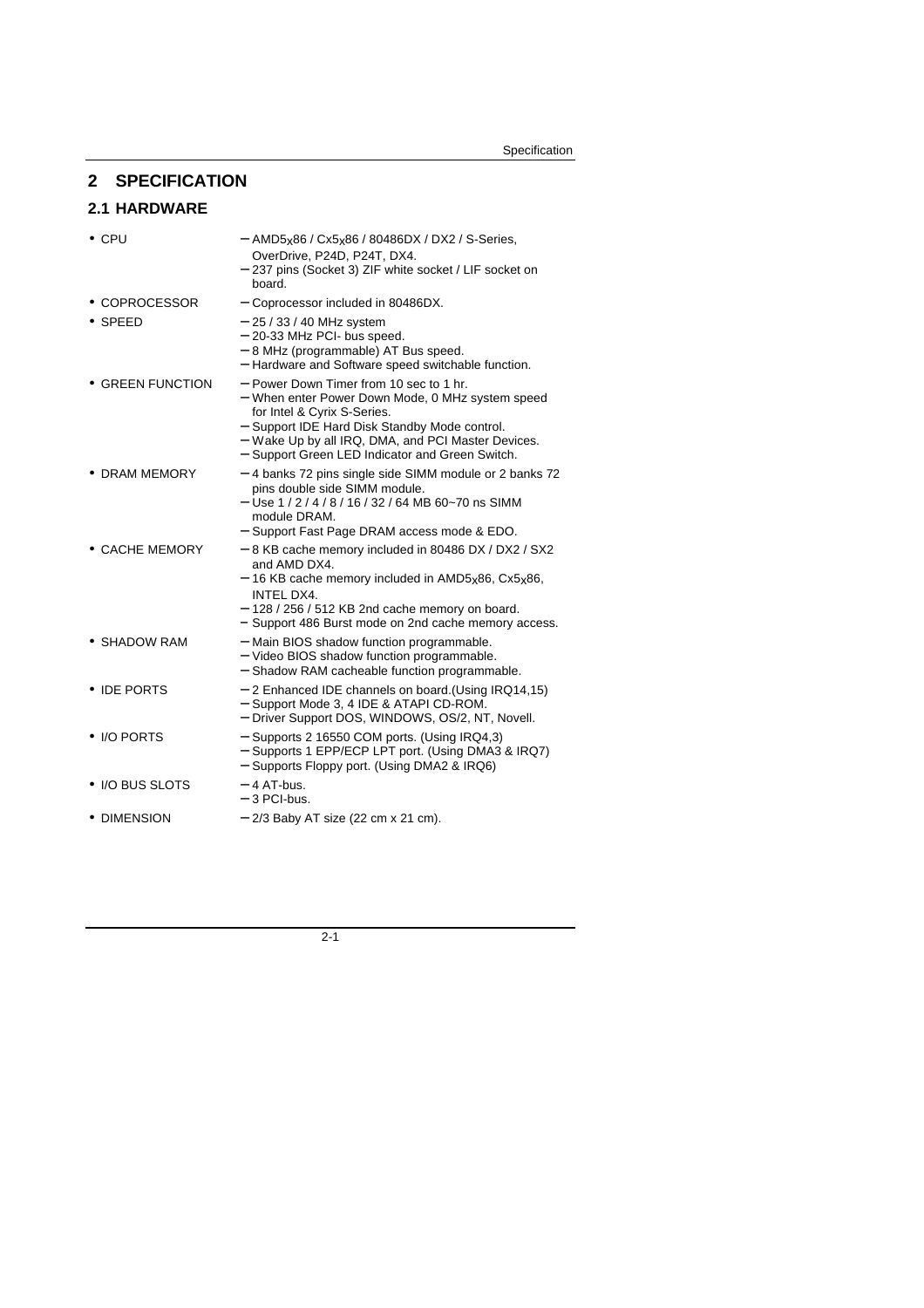# 2 SPECIFICATION

## 2.1 HARDWARE

| | |
|---|---|
| • CPU | – AMD5$_X$86 / Cx5$_X$86 / 80486DX / DX2 / S-Series, OverDrive, P24D, P24T, DX4.<br>– 237 pins (Socket 3) ZIF white socket / LIF socket on board. |
| • COPROCESSOR | – Coprocessor included in 80486DX. |
| • SPEED | – 25 / 33 / 40 MHz system<br>– 20-33 MHz PCI- bus speed.<br>– 8 MHz (programmable) AT Bus speed.<br>– Hardware and Software speed switchable function. |
| • GREEN FUNCTION | – Power Down Timer from 10 sec to 1 hr.<br>– When enter Power Down Mode, 0 MHz system speed for Intel & Cyrix S-Series.<br>– Support IDE Hard Disk Standby Mode control.<br>– Wake Up by all IRQ, DMA, and PCI Master Devices.<br>– Support Green LED Indicator and Green Switch. |
| • DRAM MEMORY | – 4 banks 72 pins single side SIMM module or 2 banks 72 pins double side SIMM module.<br>– Use 1 / 2 / 4 / 8 / 16 / 32 / 64 MB 60~70 ns SIMM module DRAM.<br>– Support Fast Page DRAM access mode & EDO. |
| • CACHE MEMORY | – 8 KB cache memory included in 80486 DX / DX2 / SX2 and AMD DX4.<br>– 16 KB cache memory included in AMD5$_X$86, Cx5$_X$86, INTEL DX4.<br>– 128 / 256 / 512 KB 2nd cache memory on board.<br>– Support 486 Burst mode on 2nd cache memory access. |
| • SHADOW RAM | – Main BIOS shadow function programmable.<br>– Video BIOS shadow function programmable.<br>– Shadow RAM cacheable function programmable. |
| • IDE PORTS | – 2 Enhanced IDE channels on board.(Using IRQ14,15)<br>– Support Mode 3, 4 IDE & ATAPI CD-ROM.<br>– Driver Support DOS, WINDOWS, OS/2, NT, Novell. |
| • I/O PORTS | – Supports 2 16550 COM ports. (Using IRQ4,3)<br>– Supports 1 EPP/ECP LPT port. (Using DMA3 & IRQ7)<br>– Supports Floppy port. (Using DMA2 & IRQ6) |
| • I/O BUS SLOTS | – 4 AT-bus.<br>– 3 PCI-bus. |
| • DIMENSION | – 2/3 Baby AT size (22 cm x 21 cm). |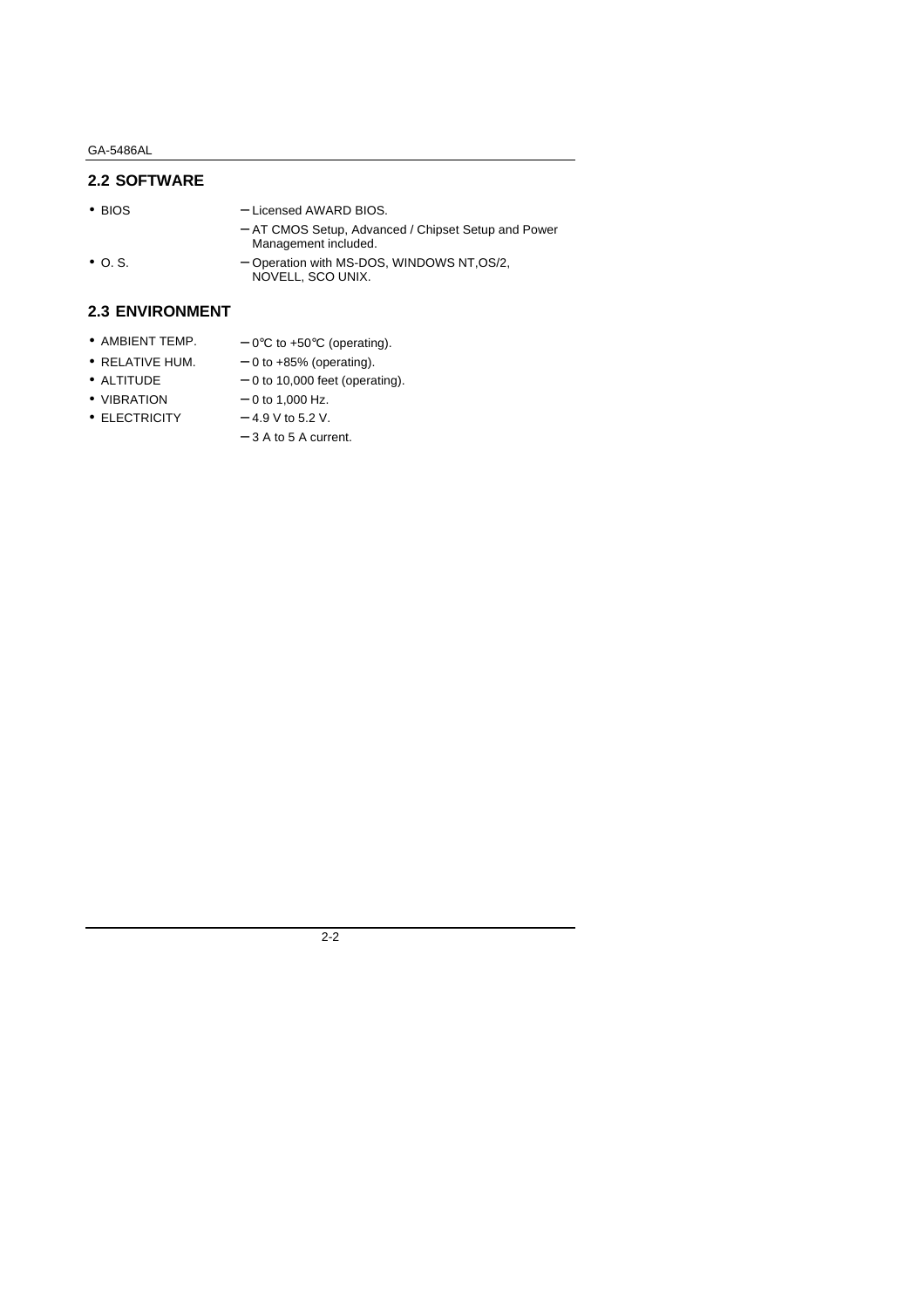## 2.2 SOFTWARE

- BIOS
  - Licensed AWARD BIOS.
  - AT CMOS Setup, Advanced / Chipset Setup and Power Management included.
- O. S.
  - Operation with MS-DOS, WINDOWS NT,OS/2, NOVELL, SCO UNIX.

## 2.3 ENVIRONMENT

- AMBIENT TEMP. – 0°C to +50°C (operating).
- RELATIVE HUM. – 0 to +85% (operating).
- ALTITUDE – 0 to 10,000 feet (operating).
- VIBRATION – 0 to 1,000 Hz.
- ELECTRICITY
  - 4.9 V to 5.2 V.
  - 3 A to 5 A current.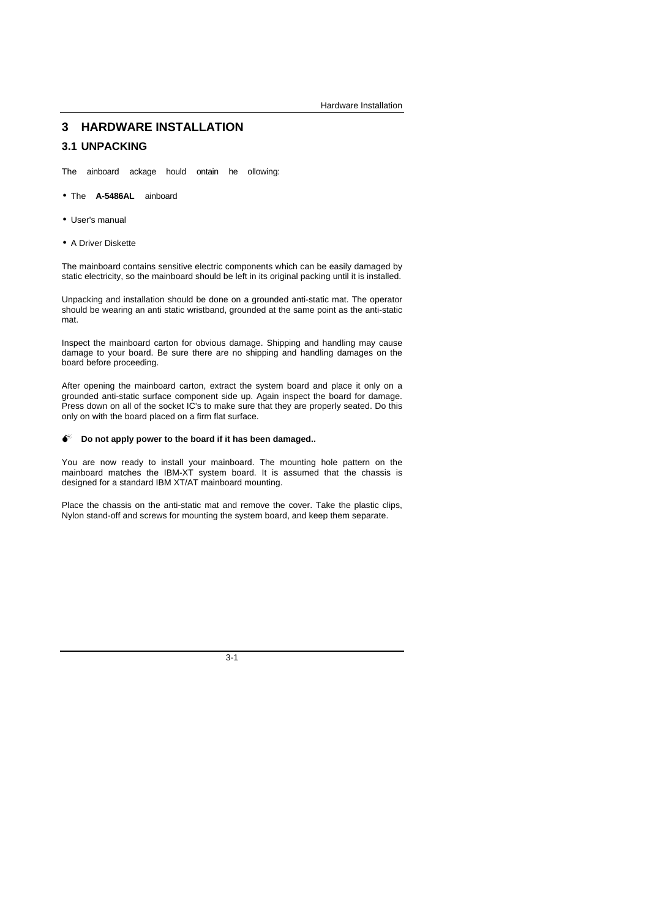# 3 HARDWARE INSTALLATION

## 3.1 UNPACKING

The ainboard ackage hould ontain he ollowing:

- The **A-5486AL** ainboard
- User's manual
- A Driver Diskette

The mainboard contains sensitive electric components which can be easily damaged by static electricity, so the mainboard should be left in its original packing until it is installed.

Unpacking and installation should be done on a grounded anti-static mat. The operator should be wearing an anti static wristband, grounded at the same point as the anti-static mat.

Inspect the mainboard carton for obvious damage. Shipping and handling may cause damage to your board. Be sure there are no shipping and handling damages on the board before proceeding.

After opening the mainboard carton, extract the system board and place it only on a grounded anti-static surface component side up. Again inspect the board for damage. Press down on all of the socket IC's to make sure that they are properly seated. Do this only on with the board placed on a firm flat surface.

**Do not apply power to the board if it has been damaged..**

You are now ready to install your mainboard. The mounting hole pattern on the mainboard matches the IBM-XT system board. It is assumed that the chassis is designed for a standard IBM XT/AT mainboard mounting.

Place the chassis on the anti-static mat and remove the cover. Take the plastic clips, Nylon stand-off and screws for mounting the system board, and keep them separate.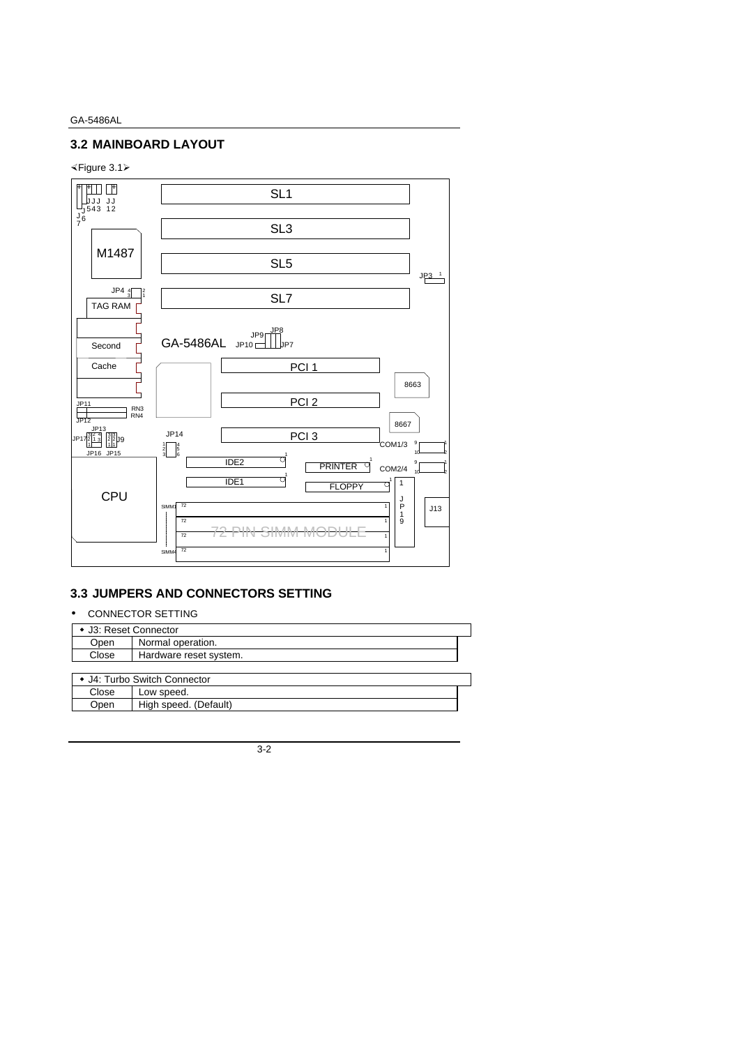## 3.2 MAINBOARD LAYOUT

<Figure 3.1>

## 3.3 JUMPERS AND CONNECTORS SETTING

- CONNECTOR SETTING

| ◆ J3: Reset Connector | |
|---|---|
| Open | Normal operation. |
| Close | Hardware reset system. |

| ◆ J4: Turbo Switch Connector | |
|---|---|
| Close | Low speed. |
| Open | High speed. (Default) |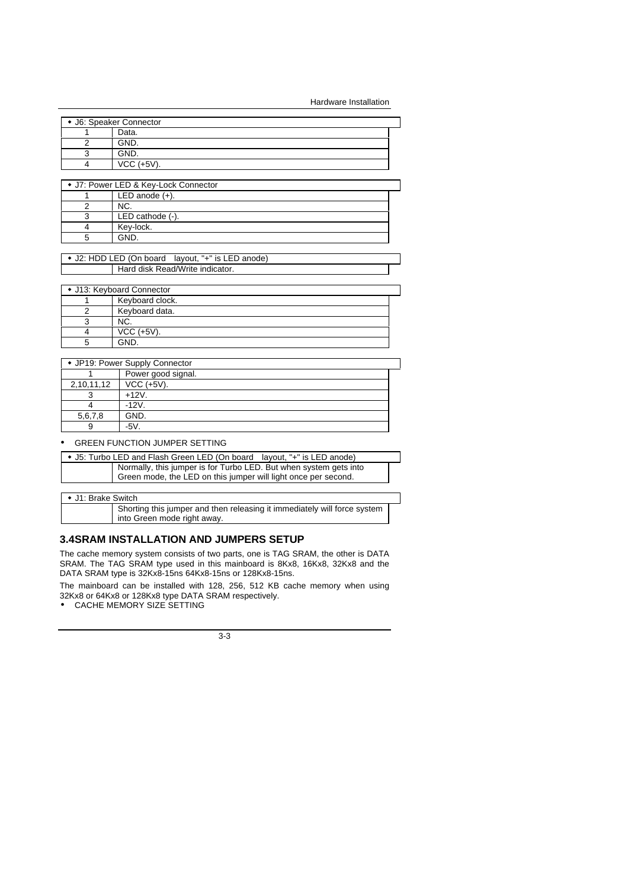| ◆ J6: Speaker Connector | |
|---|---|
| 1 | Data. |
| 2 | GND. |
| 3 | GND. |
| 4 | VCC (+5V). |

| ◆ J7: Power LED & Key-Lock Connector | |
|---|---|
| 1 | LED anode (+). |
| 2 | NC. |
| 3 | LED cathode (-). |
| 4 | Key-lock. |
| 5 | GND. |

| ◆ J2: HDD LED (On board layout, "+" is LED anode) | |
|---|---|
| | Hard disk Read/Write indicator. |

| ◆ J13: Keyboard Connector | |
|---|---|
| 1 | Keyboard clock. |
| 2 | Keyboard data. |
| 3 | NC. |
| 4 | VCC (+5V). |
| 5 | GND. |

| ◆ JP19: Power Supply Connector | |
|---|---|
| 1 | Power good signal. |
| 2,10,11,12 | VCC (+5V). |
| 3 | +12V. |
| 4 | -12V. |
| 5,6,7,8 | GND. |
| 9 | -5V. |

- GREEN FUNCTION JUMPER SETTING

| ◆ J5: Turbo LED and Flash Green LED (On board layout, "+" is LED anode) | |
|---|---|
| | Normally, this jumper is for Turbo LED. But when system gets into Green mode, the LED on this jumper will light once per second. |

| ◆ J1: Brake Switch | |
|---|---|
| | Shorting this jumper and then releasing it immediately will force system into Green mode right away. |

## 3.4SRAM INSTALLATION AND JUMPERS SETUP

The cache memory system consists of two parts, one is TAG SRAM, the other is DATA SRAM. The TAG SRAM type used in this mainboard is 8Kx8, 16Kx8, 32Kx8 and the DATA SRAM type is 32Kx8-15ns 64Kx8-15ns or 128Kx8-15ns.

The mainboard can be installed with 128, 256, 512 KB cache memory when using 32Kx8 or 64Kx8 or 128Kx8 type DATA SRAM respectively.

- CACHE MEMORY SIZE SETTING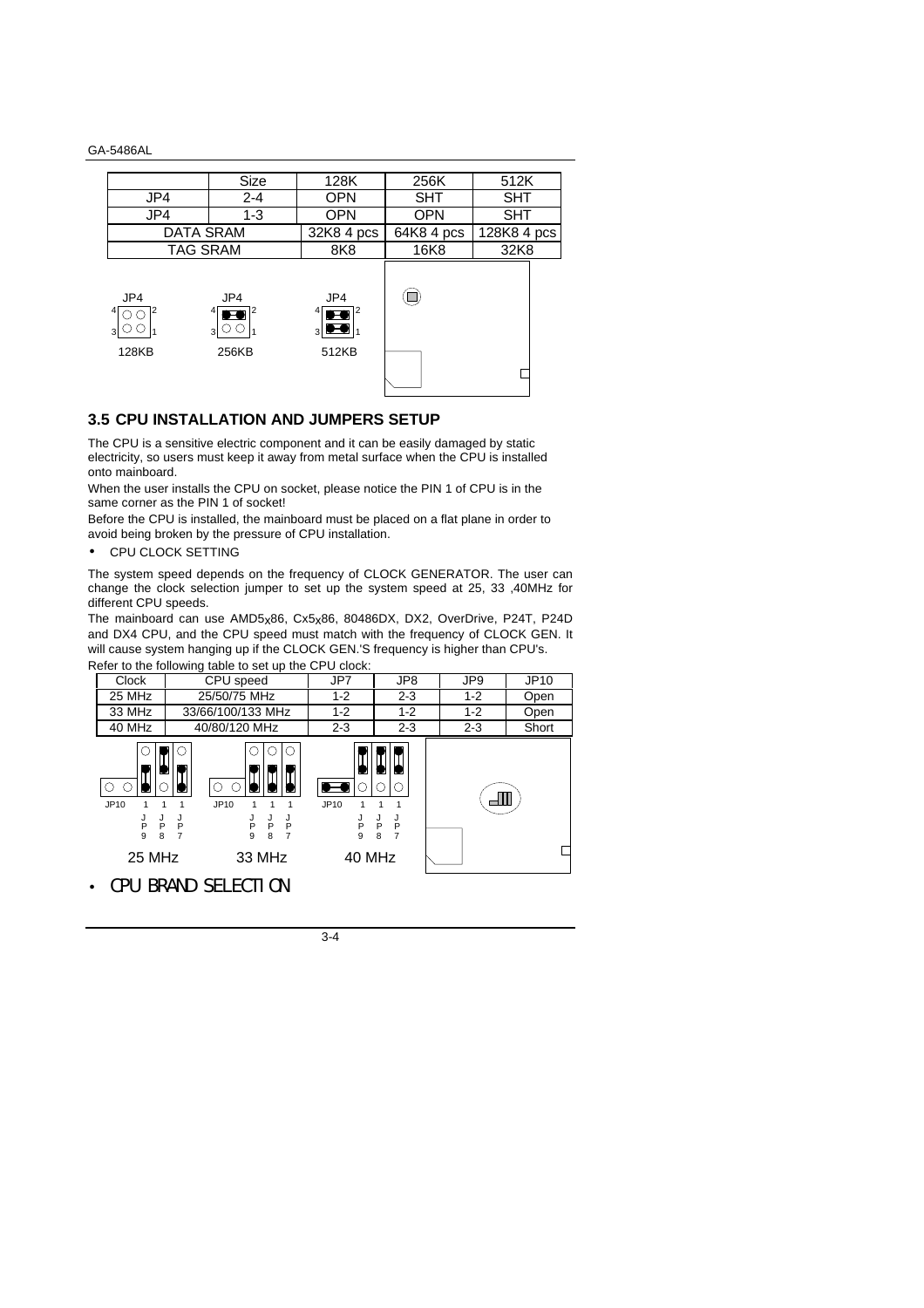|  | Size | 128K | 256K | 512K |
|---|---|---|---|---|
| JP4 | 2-4 | OPN | SHT | SHT |
| JP4 | 1-3 | OPN | OPN | SHT |
| DATA SRAM | | 32K8 4 pcs | 64K8 4 pcs | 128K8 4 pcs |
| TAG SRAM | | 8K8 | 16K8 | 32K8 |

JP4 128KB &nbsp;&nbsp; JP4 256KB &nbsp;&nbsp; JP4 512KB

## 3.5 CPU INSTALLATION AND JUMPERS SETUP

The CPU is a sensitive electric component and it can be easily damaged by static electricity, so users must keep it away from metal surface when the CPU is installed onto mainboard.

When the user installs the CPU on socket, please notice the PIN 1 of CPU is in the same corner as the PIN 1 of socket!

Before the CPU is installed, the mainboard must be placed on a flat plane in order to avoid being broken by the pressure of CPU installation.

- CPU CLOCK SETTING

The system speed depends on the frequency of CLOCK GENERATOR. The user can change the clock selection jumper to set up the system speed at 25, 33 ,40MHz for different CPU speeds.

The mainboard can use AMD5x86, Cx5x86, 80486DX, DX2, OverDrive, P24T, P24D and DX4 CPU, and the CPU speed must match with the frequency of CLOCK GEN. It will cause system hanging up if the CLOCK GEN.'S frequency is higher than CPU's.

Refer to the following table to set up the CPU clock:

| Clock | CPU speed | JP7 | JP8 | JP9 | JP10 |
|---|---|---|---|---|---|
| 25 MHz | 25/50/75 MHz | 1-2 | 2-3 | 1-2 | Open |
| 33 MHz | 33/66/100/133 MHz | 1-2 | 1-2 | 1-2 | Open |
| 40 MHz | 40/80/120 MHz | 2-3 | 2-3 | 2-3 | Short |

25 MHz &nbsp;&nbsp; 33 MHz &nbsp;&nbsp; 40 MHz

- CPU BRAND SELECTION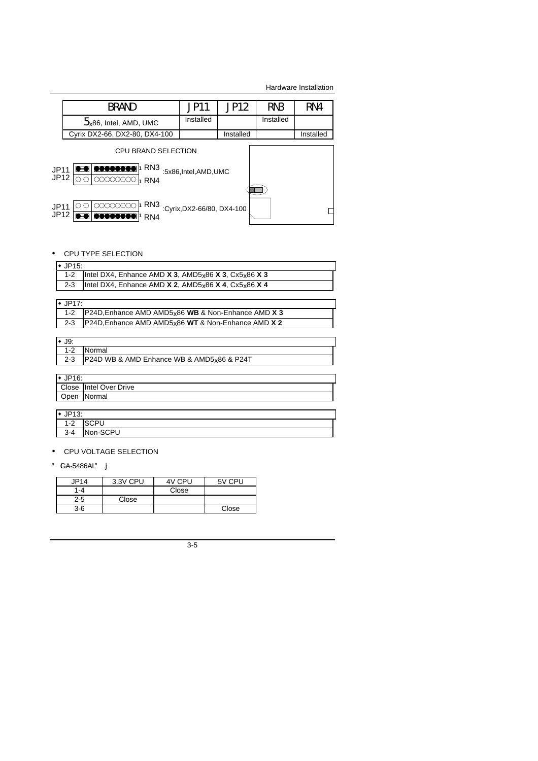| BRAND | JP11 | JP12 | RN3 | RN4 |
|---|---|---|---|---|
| 5x86, Intel, AMD, UMC | Installed | | Installed | |
| Cyrix DX2-66, DX2-80, DX4-100 | | Installed | | Installed |

CPU BRAND SELECTION

JP11 / JP12 — RN3 / RN4 :5x86,Intel,AMD,UMC

JP11 / JP12 — RN3 / RN4 :Cyrix,DX2-66/80, DX4-100

- CPU TYPE SELECTION

| ◆ JP15: | |
|---|---|
| 1-2 | Intel DX4, Enhance AMD **X 3**, AMD5x86 **X 3**, Cx5x86 **X 3** |
| 2-3 | Intel DX4, Enhance AMD **X 2**, AMD5x86 **X 4**, Cx5x86 **X 4** |

| ◆ JP17: | |
|---|---|
| 1-2 | P24D,Enhance AMD AMD5x86 **WB** & Non-Enhance AMD **X 3** |
| 2-3 | P24D,Enhance AMD AMD5x86 **WT** & Non-Enhance AMD **X 2** |

| ◆ J9: | |
|---|---|
| 1-2 | Normal |
| 2-3 | P24D WB & AMD Enhance WB & AMD5x86 & P24T |

| ◆ JP16: | |
|---|---|
| Close | Intel Over Drive |
| Open | Normal |

| ◆ JP13: | |
|---|---|
| 1-2 | SCPU |
| 3-4 | Non-SCPU |

- CPU VOLTAGE SELECTION

° GA-5486AL° j

| JP14 | 3.3V CPU | 4V CPU | 5V CPU |
|---|---|---|---|
| 1-4 | | Close | |
| 2-5 | Close | | |
| 3-6 | | | Close |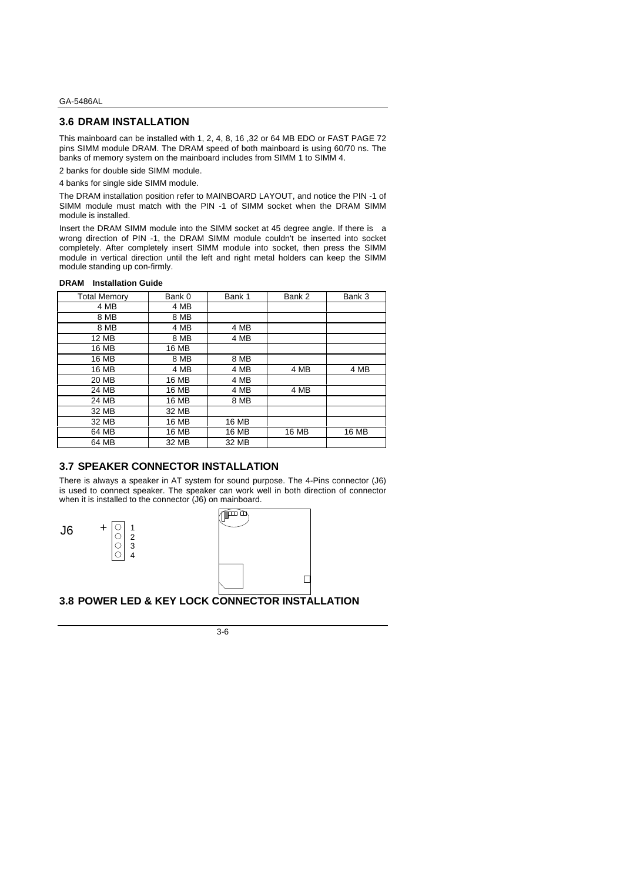## 3.6 DRAM INSTALLATION

This mainboard can be installed with 1, 2, 4, 8, 16 ,32 or 64 MB EDO or FAST PAGE 72 pins SIMM module DRAM. The DRAM speed of both mainboard is using 60/70 ns. The banks of memory system on the mainboard includes from SIMM 1 to SIMM 4.

2 banks for double side SIMM module.

4 banks for single side SIMM module.

The DRAM installation position refer to MAINBOARD LAYOUT, and notice the PIN -1 of SIMM module must match with the PIN -1 of SIMM socket when the DRAM SIMM module is installed.

Insert the DRAM SIMM module into the SIMM socket at 45 degree angle. If there is a wrong direction of PIN -1, the DRAM SIMM module couldn't be inserted into socket completely. After completely insert SIMM module into socket, then press the SIMM module in vertical direction until the left and right metal holders can keep the SIMM module standing up con-firmly.

**DRAM Installation Guide**

| Total Memory | Bank 0 | Bank 1 | Bank 2 | Bank 3 |
|---|---|---|---|---|
| 4 MB | 4 MB | | | |
| 8 MB | 8 MB | | | |
| 8 MB | 4 MB | 4 MB | | |
| 12 MB | 8 MB | 4 MB | | |
| 16 MB | 16 MB | | | |
| 16 MB | 8 MB | 8 MB | | |
| 16 MB | 4 MB | 4 MB | 4 MB | 4 MB |
| 20 MB | 16 MB | 4 MB | | |
| 24 MB | 16 MB | 4 MB | 4 MB | |
| 24 MB | 16 MB | 8 MB | | |
| 32 MB | 32 MB | | | |
| 32 MB | 16 MB | 16 MB | | |
| 64 MB | 16 MB | 16 MB | 16 MB | 16 MB |
| 64 MB | 32 MB | 32 MB | | |

## 3.7 SPEAKER CONNECTOR INSTALLATION

There is always a speaker in AT system for sound purpose. The 4-Pins connector (J6) is used to connect speaker. The speaker can work well in both direction of connector when it is installed to the connector (J6) on mainboard.

J6 + 1 2 3 4

## 3.8 POWER LED & KEY LOCK CONNECTOR INSTALLATION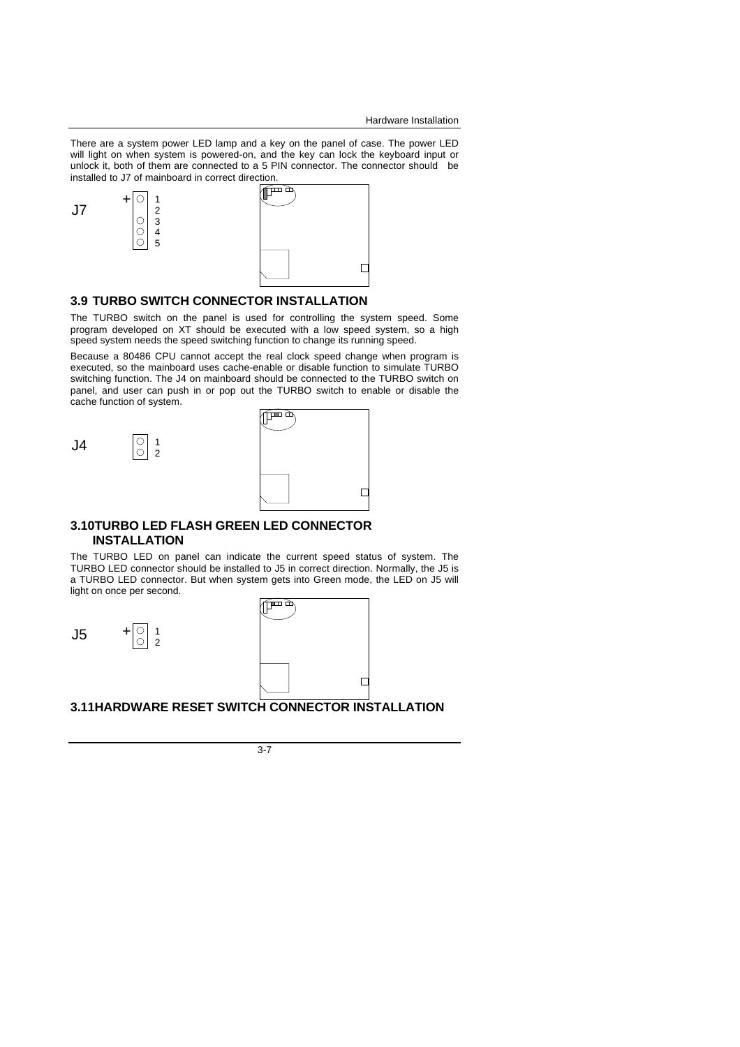There are a system power LED lamp and a key on the panel of case. The power LED will light on when system is powered-on, and the key can lock the keyboard input or unlock it, both of them are connected to a 5 PIN connector. The connector should be installed to J7 of mainboard in correct direction.

J7 + 1 2 3 4 5

## 3.9 TURBO SWITCH CONNECTOR INSTALLATION

The TURBO switch on the panel is used for controlling the system speed. Some program developed on XT should be executed with a low speed system, so a high speed system needs the speed switching function to change its running speed.

Because a 80486 CPU cannot accept the real clock speed change when program is executed, so the mainboard uses cache-enable or disable function to simulate TURBO switching function. The J4 on mainboard should be connected to the TURBO switch on panel, and user can push in or pop out the TURBO switch to enable or disable the cache function of system.

J4 1 2

## 3.10TURBO LED FLASH GREEN LED CONNECTOR INSTALLATION

The TURBO LED on panel can indicate the current speed status of system. The TURBO LED connector should be installed to J5 in correct direction. Normally, the J5 is a TURBO LED connector. But when system gets into Green mode, the LED on J5 will light on once per second.

J5 + 1 2

## 3.11HARDWARE RESET SWITCH CONNECTOR INSTALLATION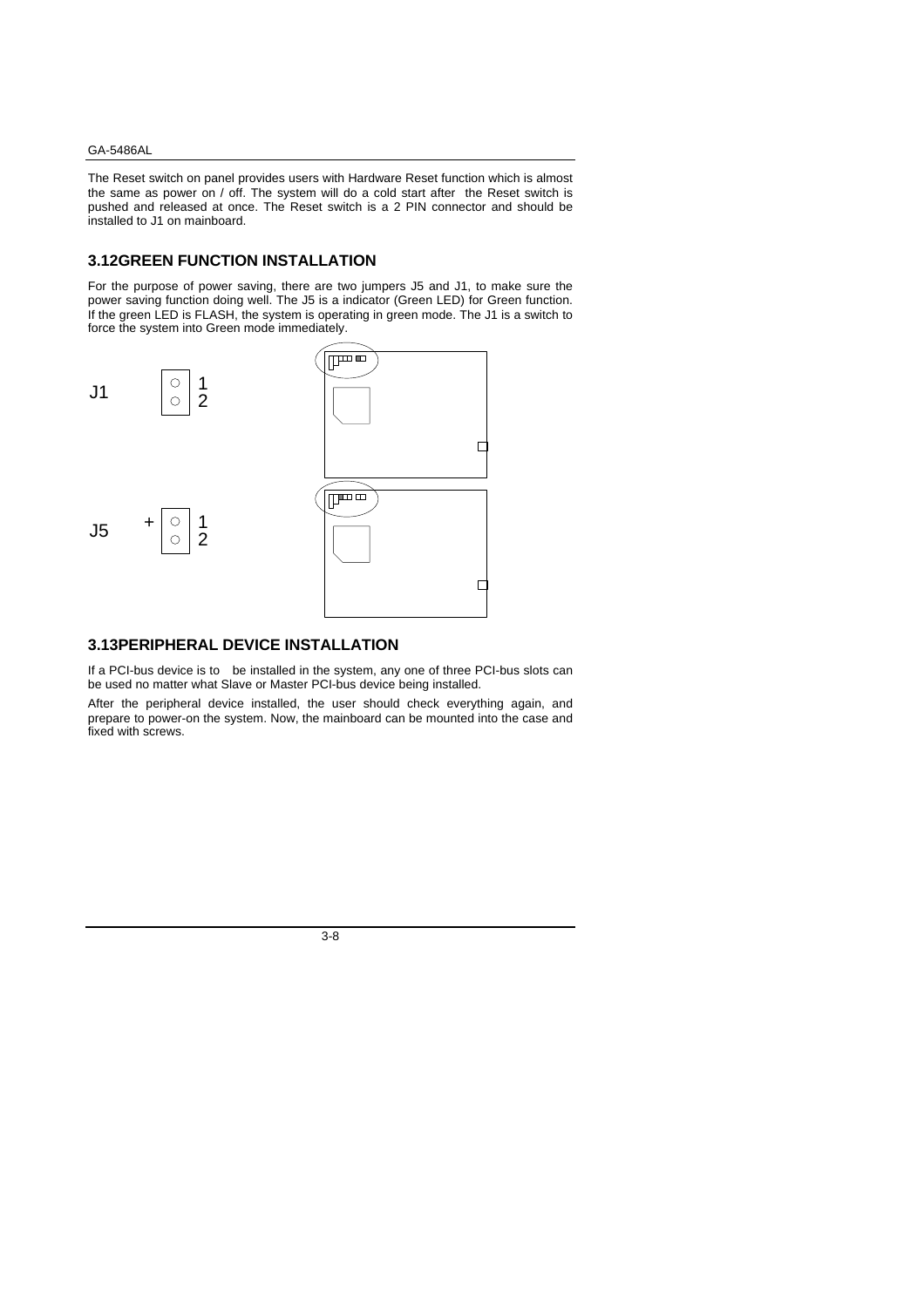The Reset switch on panel provides users with Hardware Reset function which is almost the same as power on / off. The system will do a cold start after the Reset switch is pushed and released at once. The Reset switch is a 2 PIN connector and should be installed to J1 on mainboard.

## 3.12GREEN FUNCTION INSTALLATION

For the purpose of power saving, there are two jumpers J5 and J1, to make sure the power saving function doing well. The J5 is a indicator (Green LED) for Green function. If the green LED is FLASH, the system is operating in green mode. The J1 is a switch to force the system into Green mode immediately.

J1 — 1, 2

J5 — + 1, 2

## 3.13PERIPHERAL DEVICE INSTALLATION

If a PCI-bus device is to be installed in the system, any one of three PCI-bus slots can be used no matter what Slave or Master PCI-bus device being installed.

After the peripheral device installed, the user should check everything again, and prepare to power-on the system. Now, the mainboard can be mounted into the case and fixed with screws.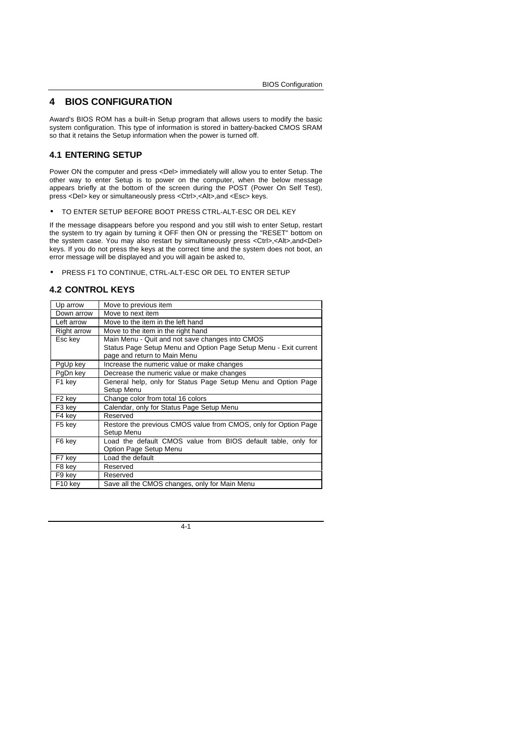# 4 BIOS CONFIGURATION

Award's BIOS ROM has a built-in Setup program that allows users to modify the basic system configuration. This type of information is stored in battery-backed CMOS SRAM so that it retains the Setup information when the power is turned off.

## 4.1 ENTERING SETUP

Power ON the computer and press <Del> immediately will allow you to enter Setup. The other way to enter Setup is to power on the computer, when the below message appears briefly at the bottom of the screen during the POST (Power On Self Test), press <Del> key or simultaneously press <Ctrl>,<Alt>,and <Esc> keys.

- TO ENTER SETUP BEFORE BOOT PRESS CTRL-ALT-ESC OR DEL KEY

If the message disappears before you respond and you still wish to enter Setup, restart the system to try again by turning it OFF then ON or pressing the "RESET" bottom on the system case. You may also restart by simultaneously press <Ctrl>,<Alt>,and<Del> keys. If you do not press the keys at the correct time and the system does not boot, an error message will be displayed and you will again be asked to,

- PRESS F1 TO CONTINUE, CTRL-ALT-ESC OR DEL TO ENTER SETUP

## 4.2 CONTROL KEYS

| Key | Function |
|---|---|
| Up arrow | Move to previous item |
| Down arrow | Move to next item |
| Left arrow | Move to the item in the left hand |
| Right arrow | Move to the item in the right hand |
| Esc key | Main Menu - Quit and not save changes into CMOS<br>Status Page Setup Menu and Option Page Setup Menu - Exit current page and return to Main Menu |
| PgUp key | Increase the numeric value or make changes |
| PgDn key | Decrease the numeric value or make changes |
| F1 key | General help, only for Status Page Setup Menu and Option Page Setup Menu |
| F2 key | Change color from total 16 colors |
| F3 key | Calendar, only for Status Page Setup Menu |
| F4 key | Reserved |
| F5 key | Restore the previous CMOS value from CMOS, only for Option Page Setup Menu |
| F6 key | Load the default CMOS value from BIOS default table, only for Option Page Setup Menu |
| F7 key | Load the default |
| F8 key | Reserved |
| F9 key | Reserved |
| F10 key | Save all the CMOS changes, only for Main Menu |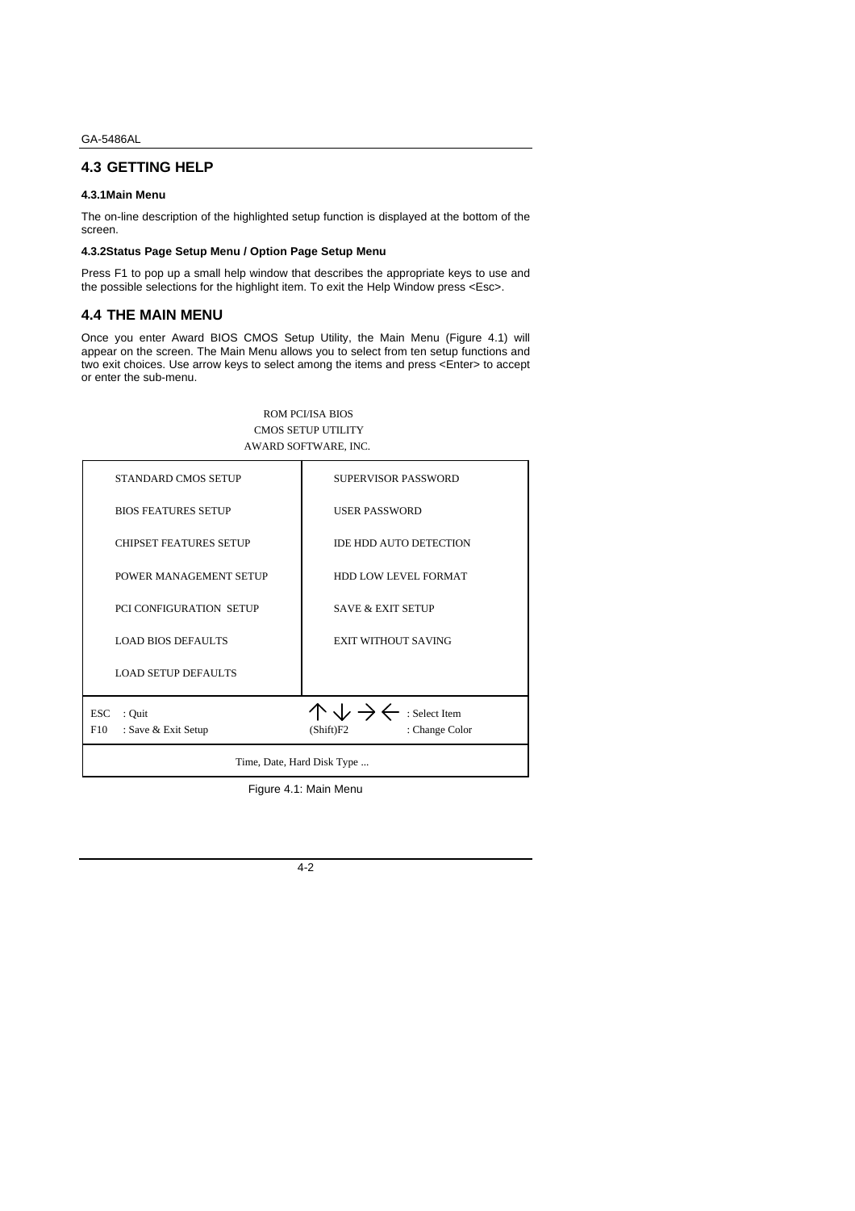## 4.3 GETTING HELP

### 4.3.1 Main Menu

The on-line description of the highlighted setup function is displayed at the bottom of the screen.

### 4.3.2 Status Page Setup Menu / Option Page Setup Menu

Press F1 to pop up a small help window that describes the appropriate keys to use and the possible selections for the highlight item. To exit the Help Window press <Esc>.

## 4.4 THE MAIN MENU

Once you enter Award BIOS CMOS Setup Utility, the Main Menu (Figure 4.1) will appear on the screen. The Main Menu allows you to select from ten setup functions and two exit choices. Use arrow keys to select among the items and press <Enter> to accept or enter the sub-menu.

```
                        ROM PCI/ISA BIOS
                       CMOS SETUP UTILITY
                      AWARD SOFTWARE, INC.

  STANDARD CMOS SETUP              SUPERVISOR PASSWORD

  BIOS FEATURES SETUP              USER PASSWORD

  CHIPSET FEATURES SETUP           IDE HDD AUTO DETECTION

  POWER MANAGEMENT SETUP           HDD LOW LEVEL FORMAT

  PCI CONFIGURATION  SETUP         SAVE & EXIT SETUP

  LOAD BIOS DEFAULTS               EXIT WITHOUT SAVING

  LOAD SETUP DEFAULTS

ESC  : Quit                        ↑ ↓ → ←    : Select Item
F10  : Save & Exit Setup           (Shift)F2   : Change Color

                   Time, Date, Hard Disk Type ...
```

Figure 4.1: Main Menu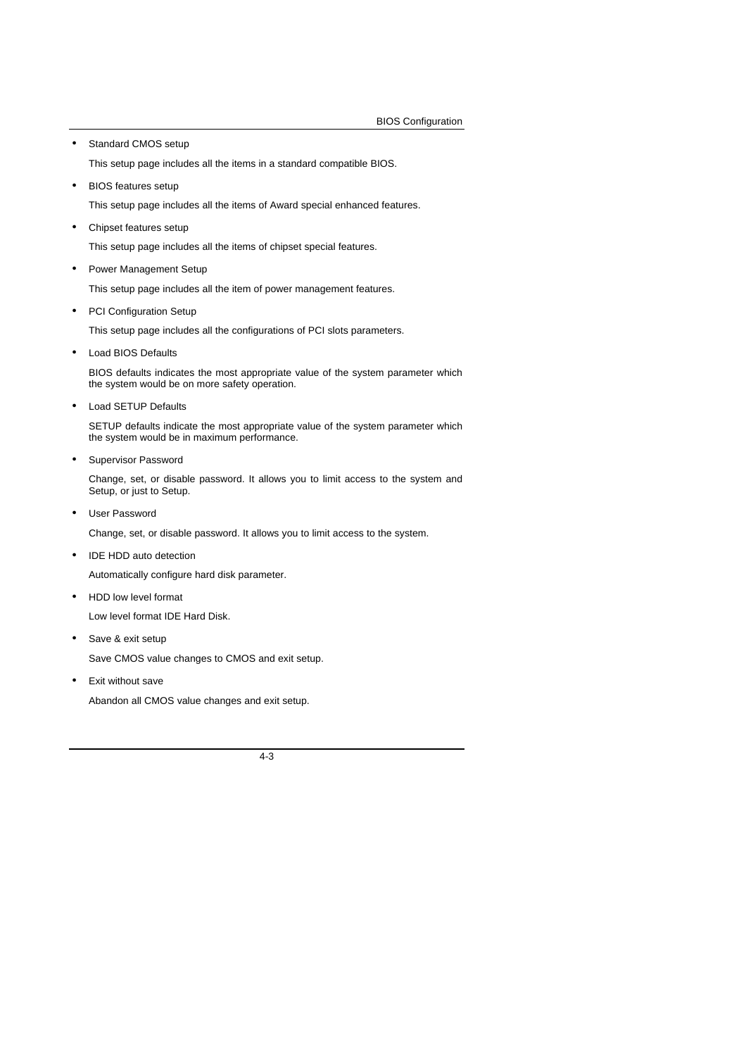- Standard CMOS setup

  This setup page includes all the items in a standard compatible BIOS.

- BIOS features setup

  This setup page includes all the items of Award special enhanced features.

- Chipset features setup

  This setup page includes all the items of chipset special features.

- Power Management Setup

  This setup page includes all the item of power management features.

- PCI Configuration Setup

  This setup page includes all the configurations of PCI slots parameters.

- Load BIOS Defaults

  BIOS defaults indicates the most appropriate value of the system parameter which the system would be on more safety operation.

- Load SETUP Defaults

  SETUP defaults indicate the most appropriate value of the system parameter which the system would be in maximum performance.

- Supervisor Password

  Change, set, or disable password. It allows you to limit access to the system and Setup, or just to Setup.

- User Password

  Change, set, or disable password. It allows you to limit access to the system.

- IDE HDD auto detection

  Automatically configure hard disk parameter.

- HDD low level format

  Low level format IDE Hard Disk.

- Save & exit setup

  Save CMOS value changes to CMOS and exit setup.

- Exit without save

  Abandon all CMOS value changes and exit setup.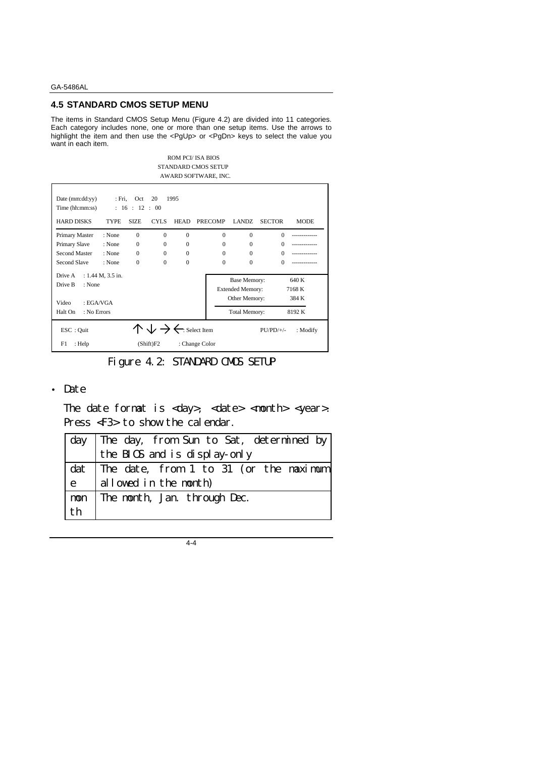## 4.5 STANDARD CMOS SETUP MENU

The items in Standard CMOS Setup Menu (Figure 4.2) are divided into 11 categories. Each category includes none, one or more than one setup items. Use the arrows to highlight the item and then use the <PgUp> or <PgDn> keys to select the value you want in each item.

```
                         ROM PCI/ ISA BIOS
                        STANDARD CMOS SETUP
                        AWARD SOFTWARE, INC.

Date (mm:dd:yy)    : Fri,  Oct  20  1995
Time (hh:mm:ss)    :  16 : 12 : 00

HARD DISKS      TYPE   SIZE   CYLS  HEAD  PRECOMP  LANDZ  SECTOR   MODE
Primary Master  : None  0      0     0       0       0       0    ------------
Primary Slave   : None  0      0     0       0       0       0    ------------
Second Master   : None  0      0     0       0       0       0    ------------
Second Slave    : None  0      0     0       0       0       0    ------------

Drive A   : 1.44 M, 3.5 in.                 Base Memory:        640 K
Drive B   : None                            Extended Memory:   7168 K
                                            Other Memory:       384 K
Video     : EGA/VGA
Halt On   : No Errors                       Total Memory:      8192 K

ESC : Quit        ↑ ↓ → ← : Select Item              PU/PD/+/-   : Modify
F1  : Help        (Shift)F2   : Change Color
```

Figure 4.2: STANDARD CMOS SETUP

- Date

  The date format is <day>, <date> <month> <year>. Press <F3> to show the calendar.

| | |
|---|---|
| day | The day, from Sun to Sat, determined by the BIOS and is display-only |
| date | The date, from 1 to 31 (or the maximum allowed in the month) |
| month | The month, Jan. through Dec. |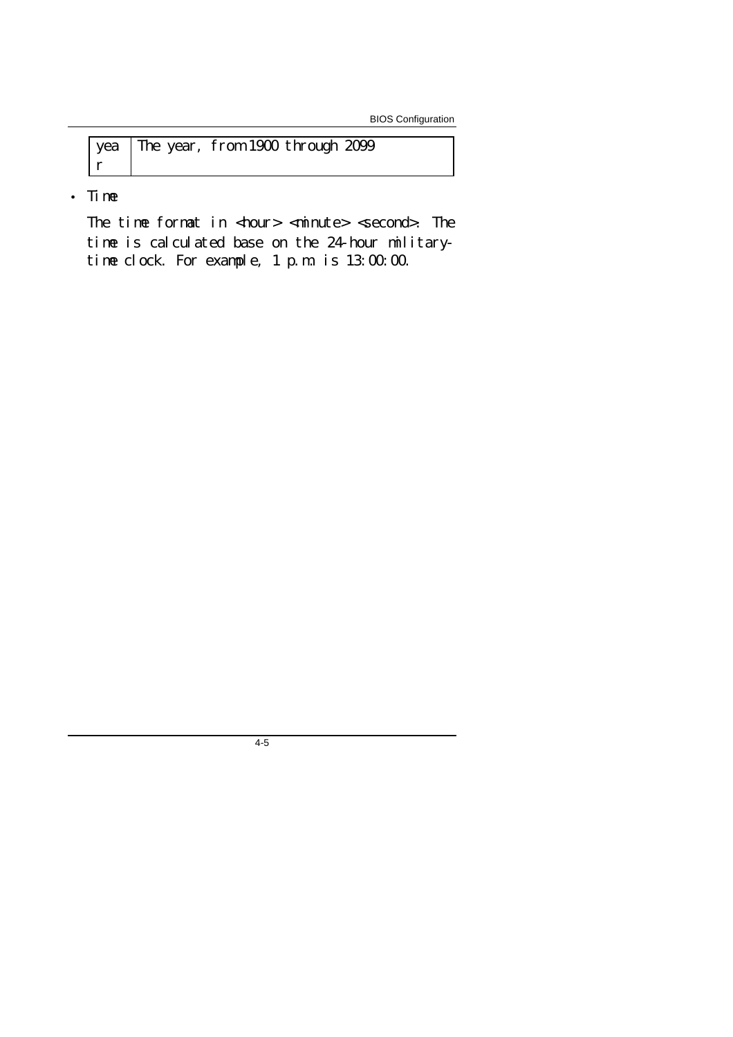| year | The year, from 1900 through 2099 |
|---|---|

- Time

  The time format in <hour> <minute> <second>. The time is calculated base on the 24-hour military-time clock. For example, 1 p.m. is 13:00:00.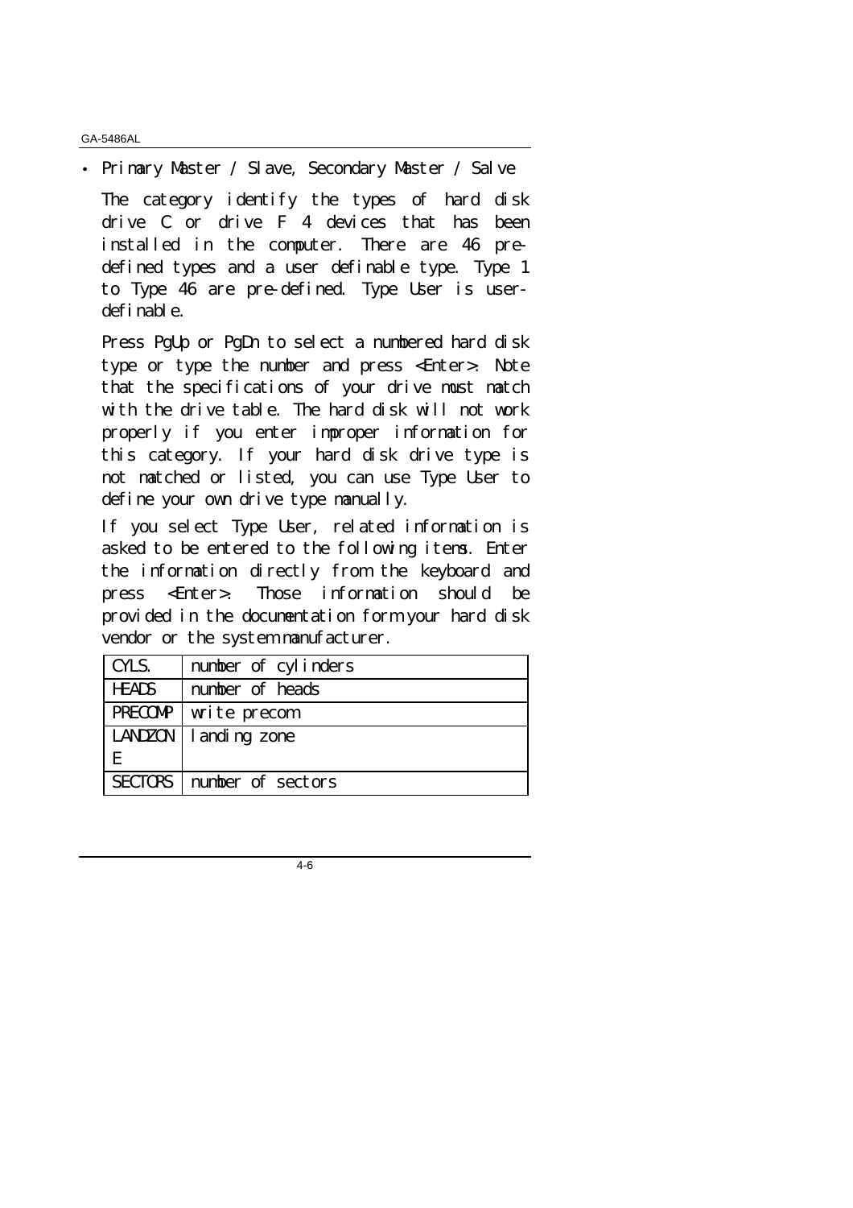- Primary Master / Slave, Secondary Master / Salve

  The category identify the types of hard disk drive C or drive F 4 devices that has been installed in the computer. There are 46 pre-defined types and a user definable type. Type 1 to Type 46 are pre-defined. Type User is user-definable.

  Press PgUp or PgDn to select a numbered hard disk type or type the number and press <Enter>. Note that the specifications of your drive must match with the drive table. The hard disk will not work properly if you enter improper information for this category. If your hard disk drive type is not matched or listed, you can use Type User to define your own drive type manually.

  If you select Type User, related information is asked to be entered to the following items. Enter the information directly from the keyboard and press <Enter>. Those information should be provided in the documentation form your hard disk vendor or the system manufacturer.

| CYLS. | number of cylinders |
|---|---|
| HEADS | number of heads |
| PRECOMP | write precom |
| LANDZONE | landing zone |
| SECTORS | number of sectors |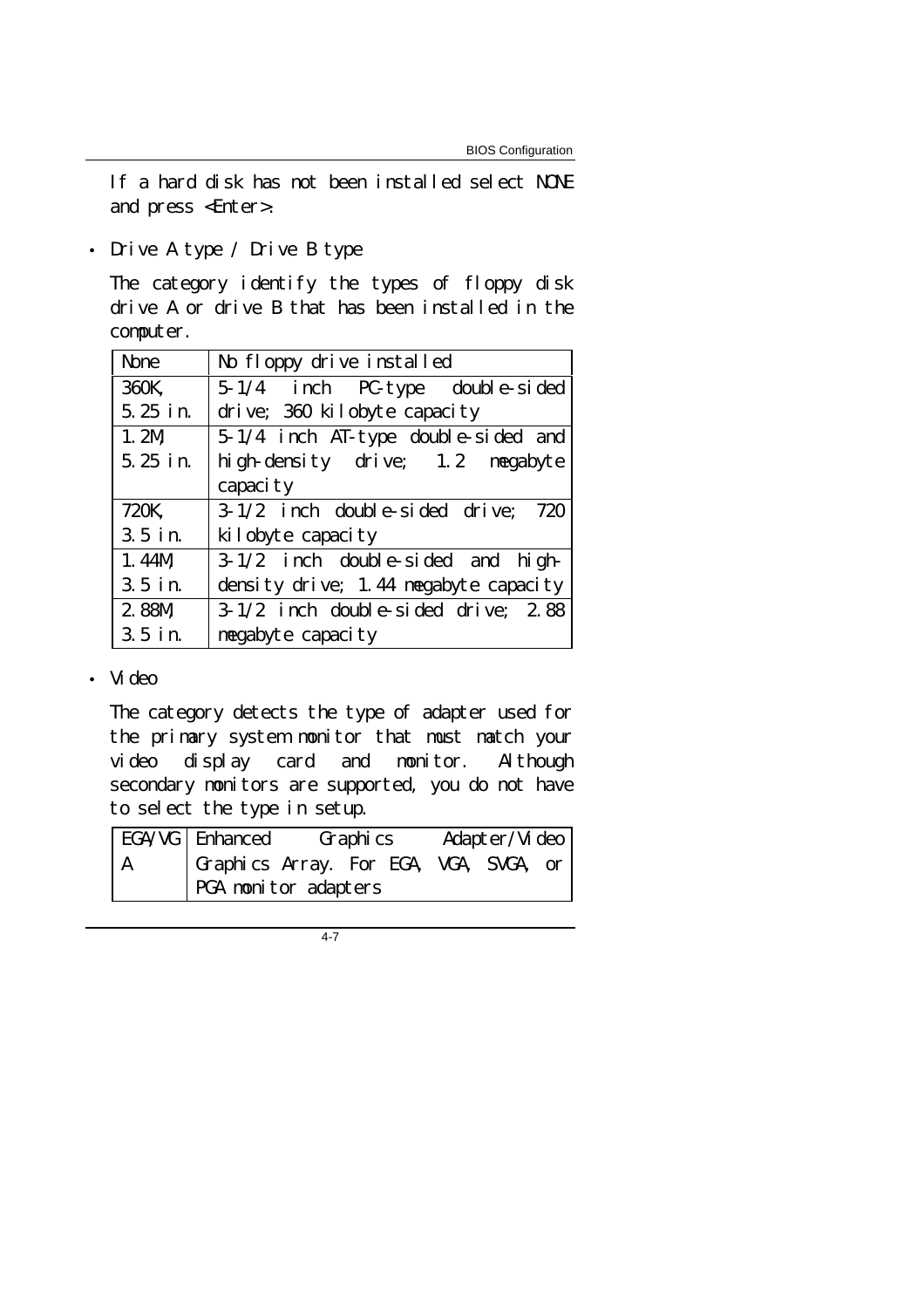If a hard disk has not been installed select NONE and press <Enter>.

- Drive A type / Drive B type

The category identify the types of floppy disk drive A or drive B that has been installed in the computer.

| None | No floppy drive installed |
|---|---|
| 360K, 5.25 in. | 5-1/4 inch PC-type double-sided drive; 360 kilobyte capacity |
| 1.2M, 5.25 in. | 5-1/4 inch AT-type double-sided and high-density drive; 1.2 megabyte capacity |
| 720K, 3.5 in. | 3-1/2 inch double-sided drive; 720 kilobyte capacity |
| 1.44M, 3.5 in. | 3-1/2 inch double-sided and high-density drive; 1.44 megabyte capacity |
| 2.88M, 3.5 in. | 3-1/2 inch double-sided drive; 2.88 megabyte capacity |

- Video

The category detects the type of adapter used for the primary system monitor that must match your video display card and monitor. Although secondary monitors are supported, you do not have to select the type in setup.

| EGA/VGA | Enhanced Graphics Adapter/Video Graphics Array. For EGA, VGA, SVGA, or PGA monitor adapters |
|---|---|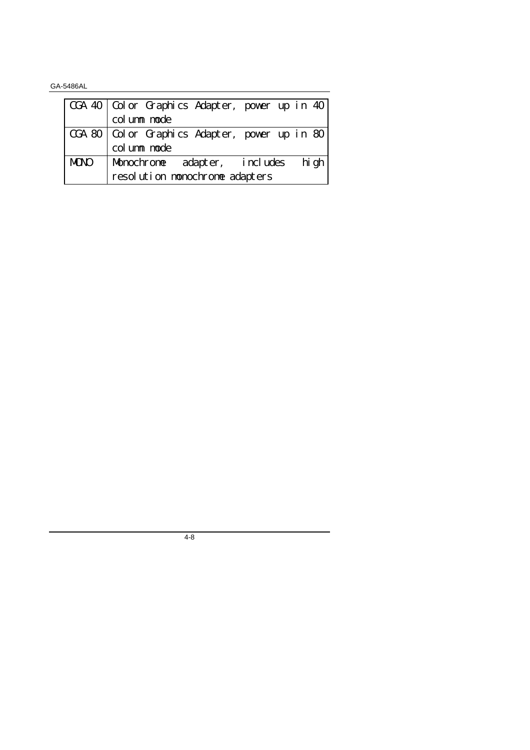| | |
|---|---|
| CGA 40 | Color Graphics Adapter, power up in 40 column mode |
| CGA 80 | Color Graphics Adapter, power up in 80 column mode |
| MONO | Monochrome adapter, includes high resolution monochrome adapters |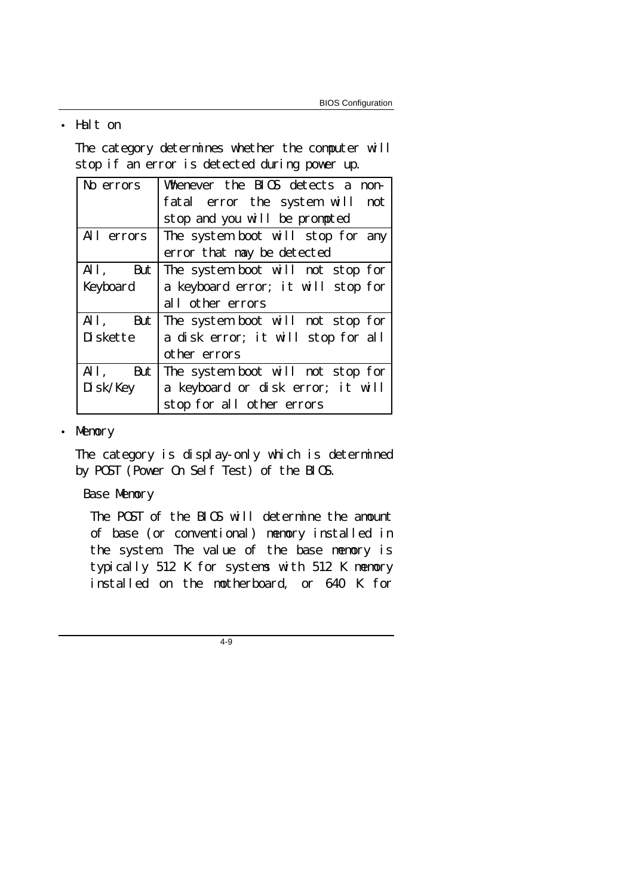- Halt on

  The category determines whether the computer will stop if an error is detected during power up.

| | |
|---|---|
| No errors | Whenever the BIOS detects a non-fatal error the system will not stop and you will be prompted |
| All errors | The system boot will stop for any error that may be detected |
| All, But Keyboard | The system boot will not stop for a keyboard error; it will stop for all other errors |
| All, But Diskette | The system boot will not stop for a disk error; it will stop for all other errors |
| All, But Disk/Key | The system boot will not stop for a keyboard or disk error; it will stop for all other errors |

- Memory

  The category is display-only which is determined by POST (Power On Self Test) of the BIOS.

  Base Memory

  The POST of the BIOS will determine the amount of base (or conventional) memory installed in the system. The value of the base memory is typically 512 K for systems with 512 K memory installed on the motherboard, or 640 K for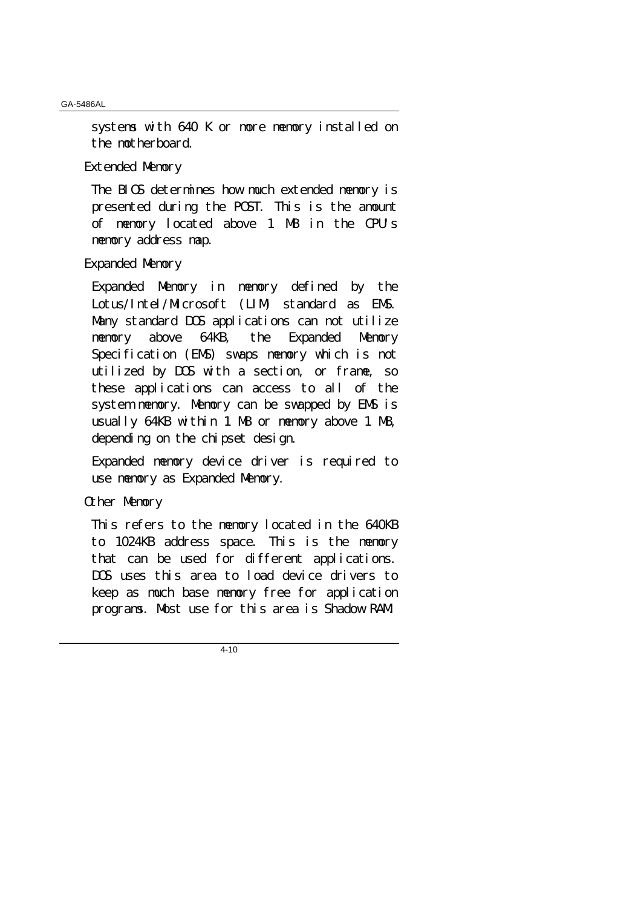systems with 640 K or more memory installed on the motherboard.

Extended Memory

The BIOS determines how much extended memory is presented during the POST. This is the amount of memory located above 1 MB in the CPU's memory address map.

Expanded Memory

Expanded Memory in memory defined by the Lotus/Intel/Microsoft (LIM) standard as EMS. Many standard DOS applications can not utilize memory above 64KB, the Expanded Memory Specification (EMS) swaps memory which is not utilized by DOS with a section, or frame, so these applications can access to all of the system memory. Memory can be swapped by EMS is usually 64KB within 1 MB or memory above 1 MB, depending on the chipset design.

Expanded memory device driver is required to use memory as Expanded Memory.

Other Memory

This refers to the memory located in the 640KB to 1024KB address space. This is the memory that can be used for different applications. DOS uses this area to load device drivers to keep as much base memory free for application programs. Most use for this area is Shadow RAM.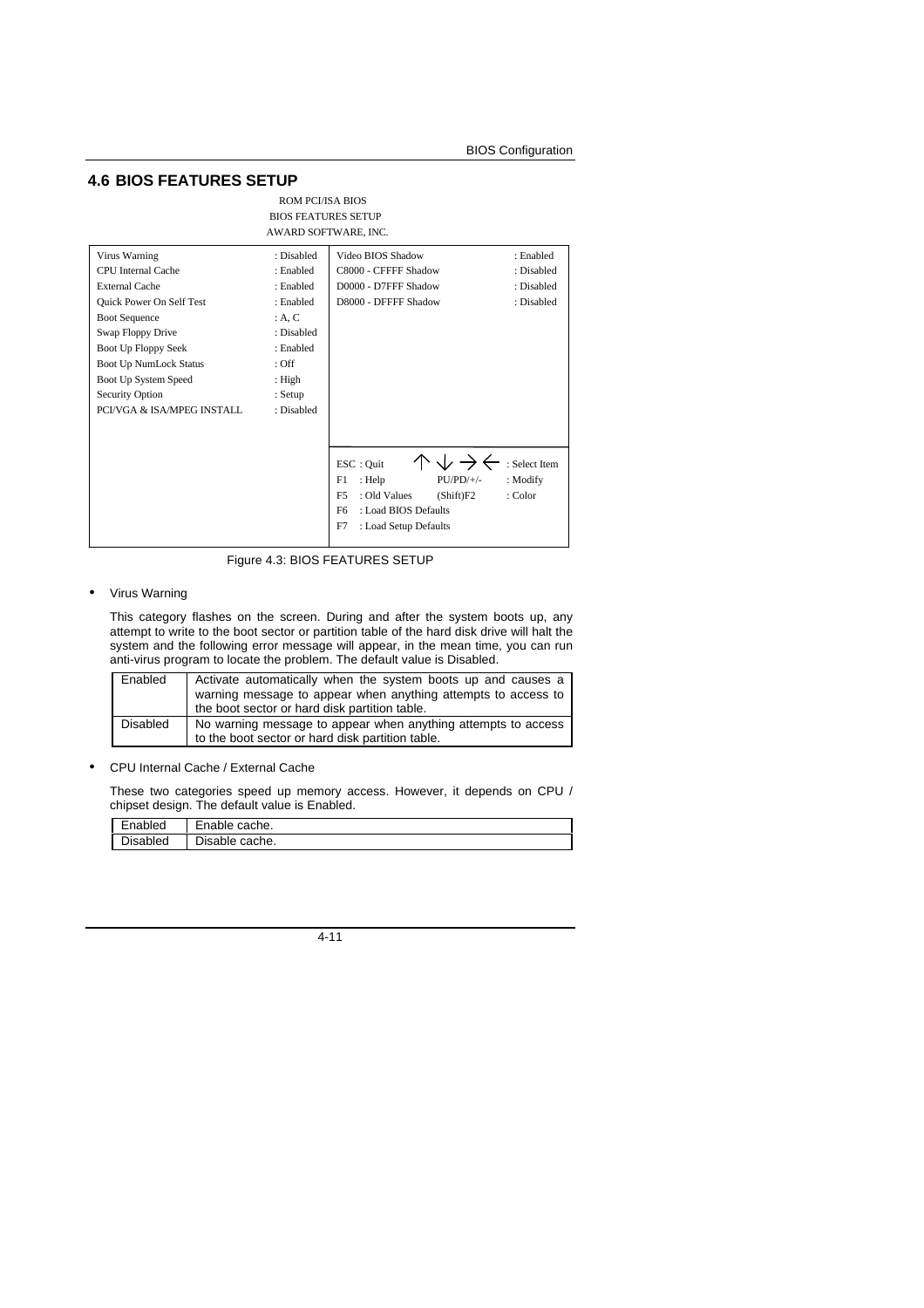## 4.6 BIOS FEATURES SETUP

ROM PCI/ISA BIOS
BIOS FEATURES SETUP
AWARD SOFTWARE, INC.

```
Virus Warning                 : Disabled     Video BIOS Shadow          : Enabled
CPU Internal Cache            : Enabled      C8000 - CFFFF Shadow       : Disabled
External Cache                : Enabled      D0000 - D7FFF Shadow       : Disabled
Quick Power On Self Test      : Enabled      D8000 - DFFFF Shadow       : Disabled
Boot Sequence                 : A, C
Swap Floppy Drive             : Disabled
Boot Up Floppy Seek           : Enabled
Boot Up NumLock Status        : Off
Boot Up System Speed          : High
Security Option               : Setup
PCI/VGA & ISA/MPEG INSTALL    : Disabled

                                             ESC : Quit    ↑ ↓ → ←     : Select Item
                                             F1  : Help        PU/PD/+/-   : Modify
                                             F5  : Old Values  (Shift)F2   : Color
                                             F6  : Load BIOS Defaults
                                             F7  : Load Setup Defaults
```

Figure 4.3: BIOS FEATURES SETUP

- Virus Warning

This category flashes on the screen. During and after the system boots up, any attempt to write to the boot sector or partition table of the hard disk drive will halt the system and the following error message will appear, in the mean time, you can run anti-virus program to locate the problem. The default value is Disabled.

| | |
|---|---|
| Enabled | Activate automatically when the system boots up and causes a warning message to appear when anything attempts to access to the boot sector or hard disk partition table. |
| Disabled | No warning message to appear when anything attempts to access to the boot sector or hard disk partition table. |

- CPU Internal Cache / External Cache

These two categories speed up memory access. However, it depends on CPU / chipset design. The default value is Enabled.

| | |
|---|---|
| Enabled | Enable cache. |
| Disabled | Disable cache. |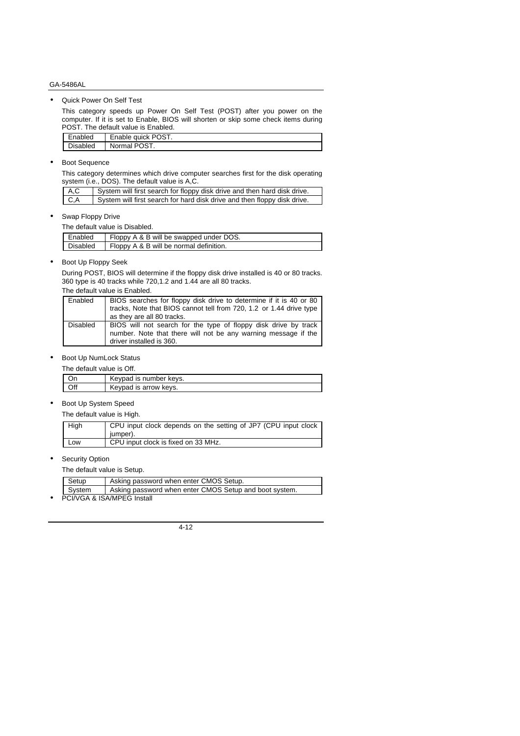- Quick Power On Self Test

  This category speeds up Power On Self Test (POST) after you power on the computer. If it is set to Enable, BIOS will shorten or skip some check items during POST. The default value is Enabled.

| Enabled | Enable quick POST. |
|---|---|
| Disabled | Normal POST. |

- Boot Sequence

  This category determines which drive computer searches first for the disk operating system (i.e., DOS). The default value is A,C.

| A,C | System will first search for floppy disk drive and then hard disk drive. |
|---|---|
| C,A | System will first search for hard disk drive and then floppy disk drive. |

- Swap Floppy Drive

  The default value is Disabled.

| Enabled | Floppy A & B will be swapped under DOS. |
|---|---|
| Disabled | Floppy A & B will be normal definition. |

- Boot Up Floppy Seek

  During POST, BIOS will determine if the floppy disk drive installed is 40 or 80 tracks. 360 type is 40 tracks while 720,1.2 and 1.44 are all 80 tracks.

  The default value is Enabled.

| Enabled | BIOS searches for floppy disk drive to determine if it is 40 or 80 tracks, Note that BIOS cannot tell from 720, 1.2 or 1.44 drive type as they are all 80 tracks. |
|---|---|
| Disabled | BIOS will not search for the type of floppy disk drive by track number. Note that there will not be any warning message if the driver installed is 360. |

- Boot Up NumLock Status

  The default value is Off.

| On | Keypad is number keys. |
|---|---|
| Off | Keypad is arrow keys. |

- Boot Up System Speed

  The default value is High.

| High | CPU input clock depends on the setting of JP7 (CPU input clock jumper). |
|---|---|
| Low | CPU input clock is fixed on 33 MHz. |

- Security Option

  The default value is Setup.

| Setup | Asking password when enter CMOS Setup. |
|---|---|
| System | Asking password when enter CMOS Setup and boot system. |

- PCI/VGA & ISA/MPEG Install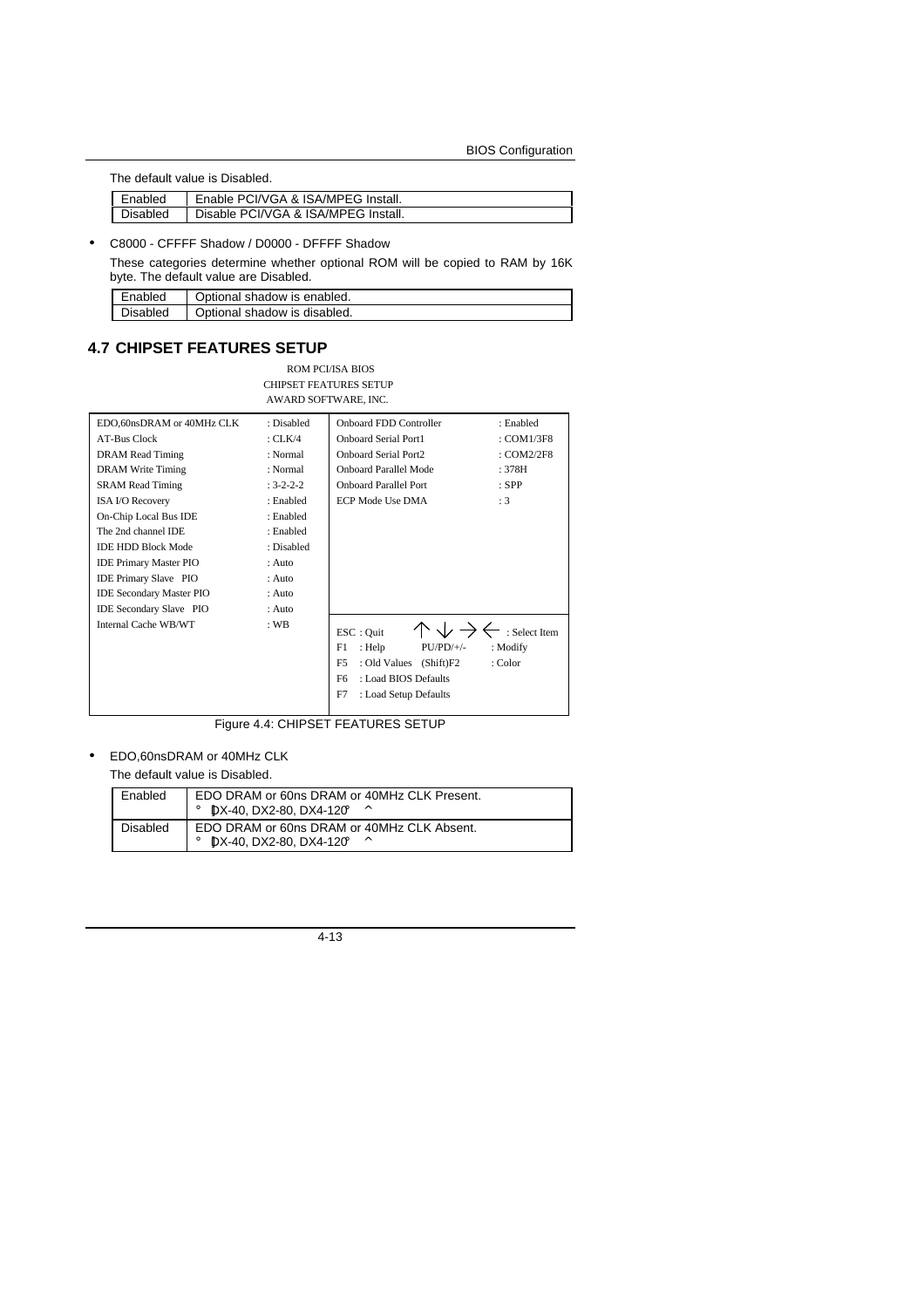The default value is Disabled.

| Enabled | Enable PCI/VGA & ISA/MPEG Install. |
|---|---|
| Disabled | Disable PCI/VGA & ISA/MPEG Install. |

- C8000 - CFFFF Shadow / D0000 - DFFFF Shadow

These categories determine whether optional ROM will be copied to RAM by 16K byte. The default value are Disabled.

| Enabled | Optional shadow is enabled. |
|---|---|
| Disabled | Optional shadow is disabled. |

## 4.7 CHIPSET FEATURES SETUP

```
                         ROM PCI/ISA BIOS
                     CHIPSET FEATURES SETUP
                      AWARD SOFTWARE, INC.

EDO,60nsDRAM or 40MHz CLK  : Disabled    Onboard FDD Controller   : Enabled
AT-Bus Clock               : CLK/4       Onboard Serial Port1     : COM1/3F8
DRAM Read Timing           : Normal      Onboard Serial Port2     : COM2/2F8
DRAM Write Timing          : Normal      Onboard Parallel Mode    : 378H
SRAM Read Timing           : 3-2-2-2     Onboard Parallel Port    : SPP
ISA I/O Recovery           : Enabled     ECP Mode Use DMA         : 3
On-Chip Local Bus IDE      : Enabled
The 2nd channel IDE        : Enabled
IDE HDD Block Mode         : Disabled
IDE Primary Master PIO     : Auto
IDE Primary Slave  PIO     : Auto
IDE Secondary Master PIO   : Auto
IDE Secondary Slave  PIO   : Auto
Internal Cache WB/WT       : WB          ESC : Quit     ↑ ↓ → ←    : Select Item
                                         F1  : Help     PU/PD/+/-  : Modify
                                         F5  : Old Values (Shift)F2 : Color
                                         F6  : Load BIOS Defaults
                                         F7  : Load Setup Defaults
```

Figure 4.4: CHIPSET FEATURES SETUP

- EDO,60nsDRAM or 40MHz CLK

The default value is Disabled.

| Enabled | EDO DRAM or 60ns DRAM or 40MHz CLK Present. ° [DX-40, DX2-80, DX4-120° ^ |
|---|---|
| Disabled | EDO DRAM or 60ns DRAM or 40MHz CLK Absent. ° [DX-40, DX2-80, DX4-120° ^ |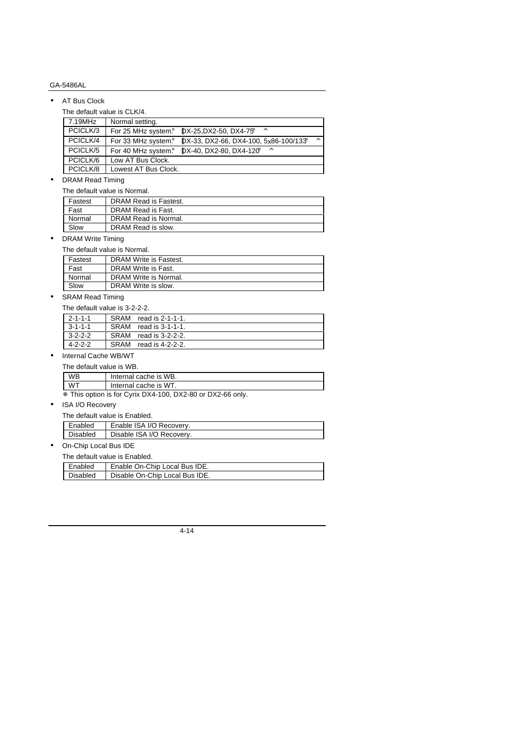- AT Bus Clock

  The default value is CLK/4.

| 7.19MHz | Normal setting. |
| --- | --- |
| PCICLK/3 | For 25 MHz system.° DX-25,DX2-50, DX4-75° ^ |
| PCICLK/4 | For 33 MHz system.° DX-33, DX2-66, DX4-100, 5x86-100/133° ^ |
| PCICLK/5 | For 40 MHz system.° DX-40, DX2-80, DX4-120° ^ |
| PCICLK/6 | Low AT Bus Clock. |
| PCICLK/8 | Lowest AT Bus Clock. |

- DRAM Read Timing

  The default value is Normal.

| Fastest | DRAM Read is Fastest. |
| --- | --- |
| Fast | DRAM Read is Fast. |
| Normal | DRAM Read is Normal. |
| Slow | DRAM Read is slow. |

- DRAM Write Timing

  The default value is Normal.

| Fastest | DRAM Write is Fastest. |
| --- | --- |
| Fast | DRAM Write is Fast. |
| Normal | DRAM Write is Normal. |
| Slow | DRAM Write is slow. |

- SRAM Read Timing

  The default value is 3-2-2-2.

| 2-1-1-1 | SRAM read is 2-1-1-1. |
| --- | --- |
| 3-1-1-1 | SRAM read is 3-1-1-1. |
| 3-2-2-2 | SRAM read is 3-2-2-2. |
| 4-2-2-2 | SRAM read is 4-2-2-2. |

- Internal Cache WB/WT

  The default value is WB.

| WB | Internal cache is WB. |
| --- | --- |
| WT | Internal cache is WT. |

※ This option is for Cyrix DX4-100, DX2-80 or DX2-66 only.

- ISA I/O Recovery

  The default value is Enabled.

| Enabled | Enable ISA I/O Recovery. |
| --- | --- |
| Disabled | Disable ISA I/O Recovery. |

- On-Chip Local Bus IDE

  The default value is Enabled.

| Enabled | Enable On-Chip Local Bus IDE. |
| --- | --- |
| Disabled | Disable On-Chip Local Bus IDE. |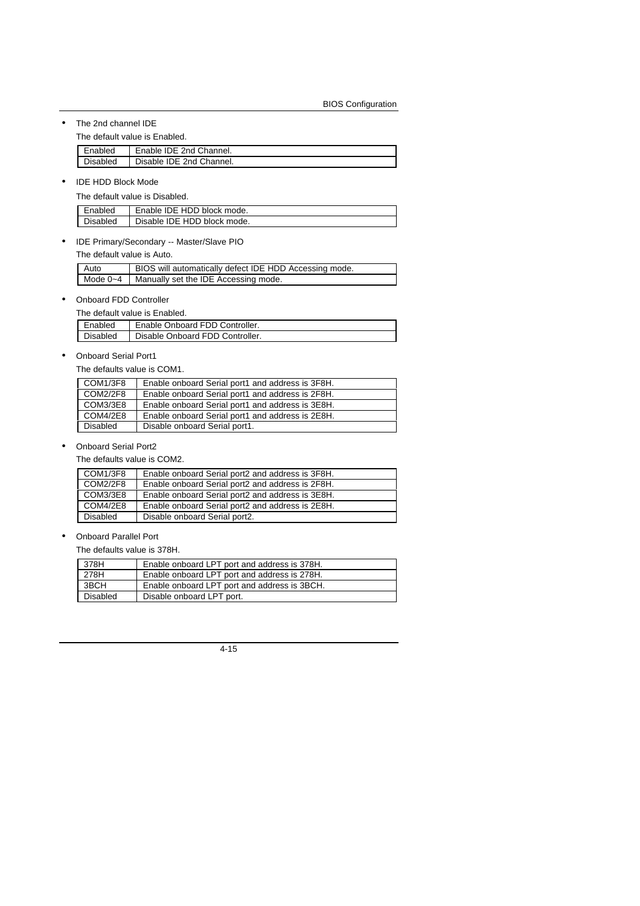- The 2nd channel IDE

  The default value is Enabled.

| Enabled | Enable IDE 2nd Channel. |
|---|---|
| Disabled | Disable IDE 2nd Channel. |

- IDE HDD Block Mode

  The default value is Disabled.

| Enabled | Enable IDE HDD block mode. |
|---|---|
| Disabled | Disable IDE HDD block mode. |

- IDE Primary/Secondary -- Master/Slave PIO

  The default value is Auto.

| Auto | BIOS will automatically defect IDE HDD Accessing mode. |
|---|---|
| Mode 0~4 | Manually set the IDE Accessing mode. |

- Onboard FDD Controller

  The default value is Enabled.

| Enabled | Enable Onboard FDD Controller. |
|---|---|
| Disabled | Disable Onboard FDD Controller. |

- Onboard Serial Port1

  The defaults value is COM1.

| COM1/3F8 | Enable onboard Serial port1 and address is 3F8H. |
|---|---|
| COM2/2F8 | Enable onboard Serial port1 and address is 2F8H. |
| COM3/3E8 | Enable onboard Serial port1 and address is 3E8H. |
| COM4/2E8 | Enable onboard Serial port1 and address is 2E8H. |
| Disabled | Disable onboard Serial port1. |

- Onboard Serial Port2

  The defaults value is COM2.

| COM1/3F8 | Enable onboard Serial port2 and address is 3F8H. |
|---|---|
| COM2/2F8 | Enable onboard Serial port2 and address is 2F8H. |
| COM3/3E8 | Enable onboard Serial port2 and address is 3E8H. |
| COM4/2E8 | Enable onboard Serial port2 and address is 2E8H. |
| Disabled | Disable onboard Serial port2. |

- Onboard Parallel Port

  The defaults value is 378H.

| 378H | Enable onboard LPT port and address is 378H. |
|---|---|
| 278H | Enable onboard LPT port and address is 278H. |
| 3BCH | Enable onboard LPT port and address is 3BCH. |
| Disabled | Disable onboard LPT port. |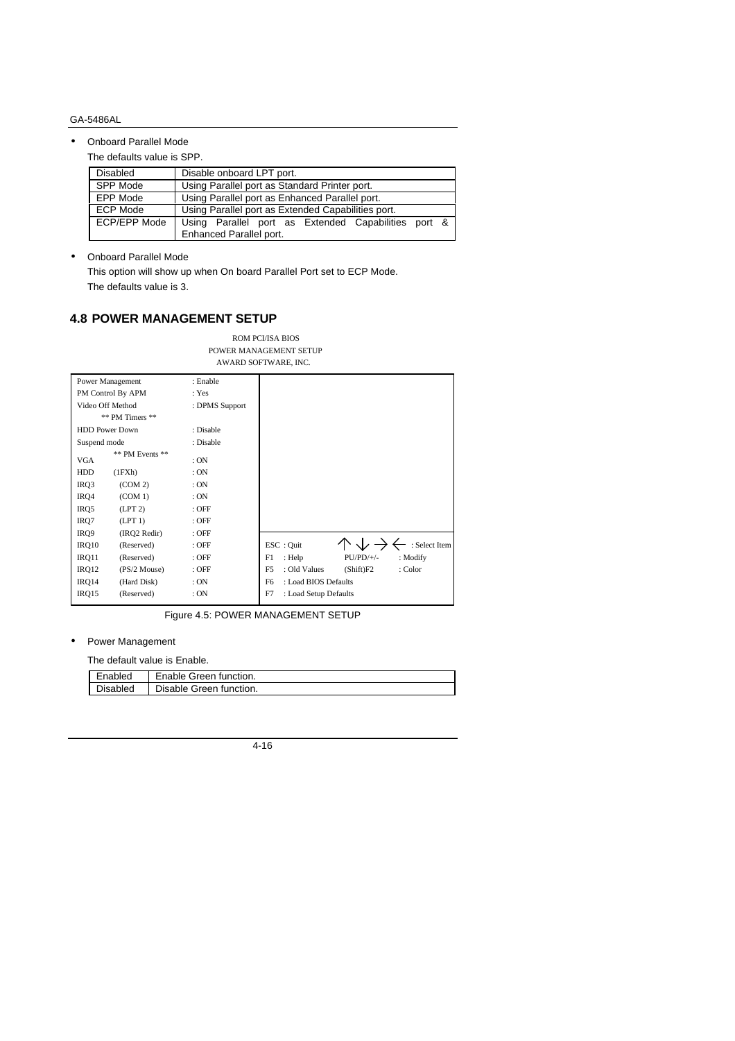- Onboard Parallel Mode

  The defaults value is SPP.

| Disabled | Disable onboard LPT port. |
|---|---|
| SPP Mode | Using Parallel port as Standard Printer port. |
| EPP Mode | Using Parallel port as Enhanced Parallel port. |
| ECP Mode | Using Parallel port as Extended Capabilities port. |
| ECP/EPP Mode | Using Parallel port as Extended Capabilities port & Enhanced Parallel port. |

- Onboard Parallel Mode

  This option will show up when On board Parallel Port set to ECP Mode.

  The defaults value is 3.

## 4.8 POWER MANAGEMENT SETUP

```
                         ROM PCI/ISA BIOS
                     POWER MANAGEMENT SETUP
                      AWARD SOFTWARE, INC.

Power Management          : Enable
PM Control By APM         : Yes
Video Off Method          : DPMS Support
        ** PM Timers **
HDD Power Down            : Disable
Suspend mode              : Disable
        ** PM Events **
VGA                       : ON
HDD      (1FXh)           : ON
IRQ3     (COM 2)          : ON
IRQ4     (COM 1)          : ON
IRQ5     (LPT 2)          : OFF
IRQ7     (LPT 1)          : OFF
IRQ9     (IRQ2 Redir)     : OFF
IRQ10    (Reserved)       : OFF     ESC : Quit        ↑ ↓ → ←  : Select Item
IRQ11    (Reserved)       : OFF     F1  : Help        PU/PD/+/-  : Modify
IRQ12    (PS/2 Mouse)     : OFF     F5  : Old Values  (Shift)F2  : Color
IRQ14    (Hard Disk)      : ON      F6  : Load BIOS Defaults
IRQ15    (Reserved)       : ON      F7  : Load Setup Defaults
```

Figure 4.5: POWER MANAGEMENT SETUP

- Power Management

  The default value is Enable.

| Enabled | Enable Green function. |
|---|---|
| Disabled | Disable Green function. |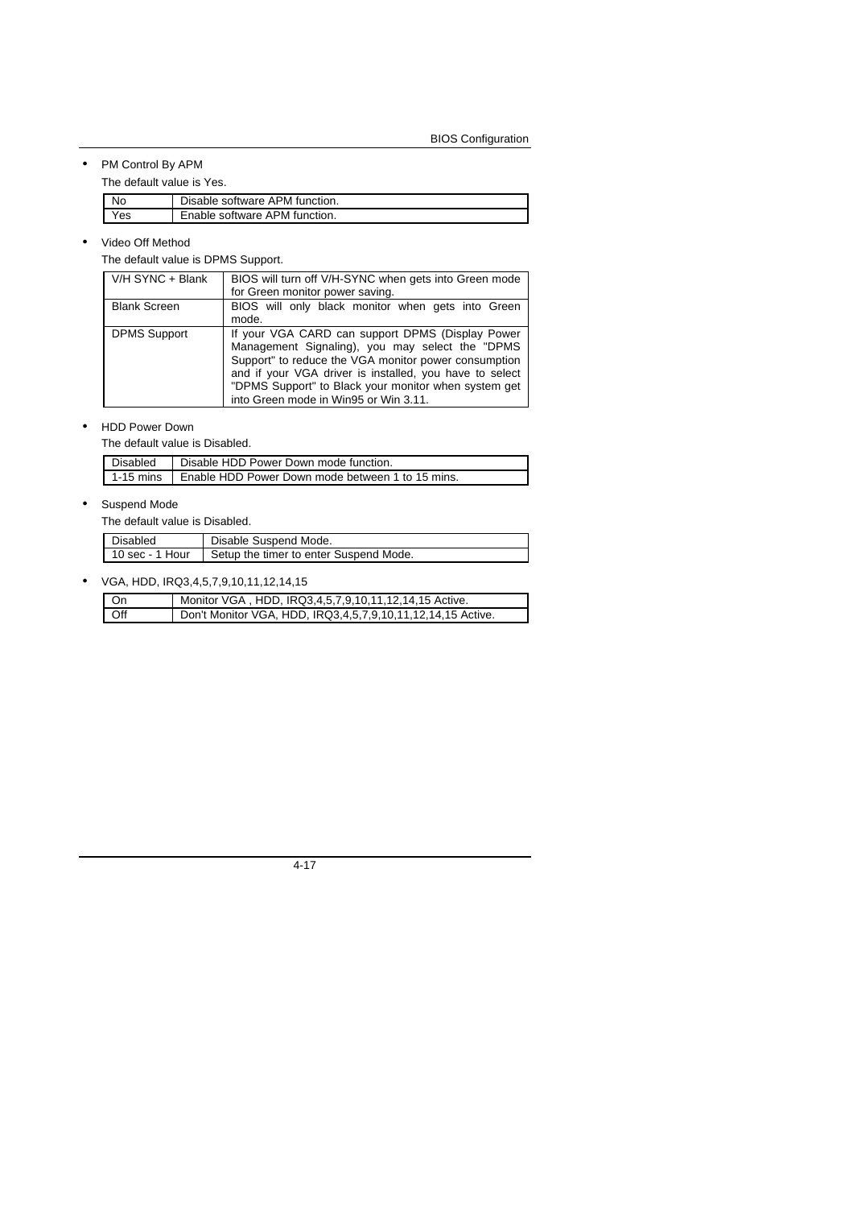- PM Control By APM

  The default value is Yes.

| No | Disable software APM function. |
|---|---|
| Yes | Enable software APM function. |

- Video Off Method

  The default value is DPMS Support.

| V/H SYNC + Blank | BIOS will turn off V/H-SYNC when gets into Green mode for Green monitor power saving. |
|---|---|
| Blank Screen | BIOS will only black monitor when gets into Green mode. |
| DPMS Support | If your VGA CARD can support DPMS (Display Power Management Signaling), you may select the "DPMS Support" to reduce the VGA monitor power consumption and if your VGA driver is installed, you have to select "DPMS Support" to Black your monitor when system get into Green mode in Win95 or Win 3.11. |

- HDD Power Down

  The default value is Disabled.

| Disabled | Disable HDD Power Down mode function. |
|---|---|
| 1-15 mins | Enable HDD Power Down mode between 1 to 15 mins. |

- Suspend Mode

  The default value is Disabled.

| Disabled | Disable Suspend Mode. |
|---|---|
| 10 sec - 1 Hour | Setup the timer to enter Suspend Mode. |

- VGA, HDD, IRQ3,4,5,7,9,10,11,12,14,15

| On | Monitor VGA , HDD, IRQ3,4,5,7,9,10,11,12,14,15 Active. |
|---|---|
| Off | Don't Monitor VGA, HDD, IRQ3,4,5,7,9,10,11,12,14,15 Active. |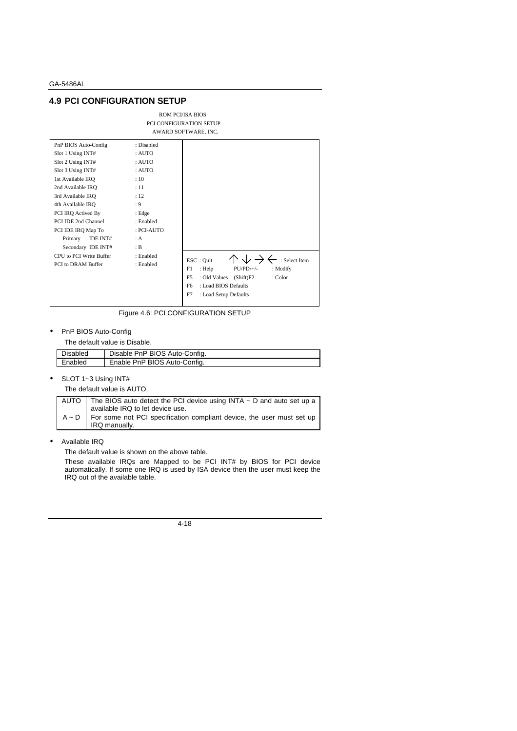## 4.9 PCI CONFIGURATION SETUP

```
                          ROM PCI/ISA BIOS
                       PCI CONFIGURATION SETUP
                        AWARD SOFTWARE, INC.

PnP BIOS Auto-Config        : Disabled
Slot 1 Using INT#           : AUTO
Slot 2 Using INT#           : AUTO
Slot 3 Using INT#           : AUTO
1st Available IRQ           : 10
2nd Available IRQ           : 11
3rd Available IRQ           : 12
4th Available IRQ           : 9
PCI IRQ Actived By          : Edge
PCI IDE 2nd Channel         : Enabled
PCI IDE IRQ Map To          : PCI-AUTO
   Primary   IDE INT#       : A
   Secondary IDE INT#       : B
CPU to PCI Write Buffer     : Enabled     ESC : Quit        ↑ ↓ → ← : Select Item
PCI to DRAM Buffer          : Enabled     F1  : Help        PU/PD/+/-  : Modify
                                          F5  : Old Values  (Shift)F2  : Color
                                          F6  : Load BIOS Defaults
                                          F7  : Load Setup Defaults
```

Figure 4.6: PCI CONFIGURATION SETUP

- PnP BIOS Auto-Config

  The default value is Disable.

| Disabled | Disable PnP BIOS Auto-Config. |
|---|---|
| Enabled | Enable PnP BIOS Auto-Config. |

- SLOT 1~3 Using INT#

  The default value is AUTO.

| AUTO | The BIOS auto detect the PCI device using INTA ~ D and auto set up a available IRQ to let device use. |
|---|---|
| A ~ D | For some not PCI specification compliant device, the user must set up IRQ manually. |

- Available IRQ

  The default value is shown on the above table.

  These available IRQs are Mapped to be PCI INT# by BIOS for PCI device automatically. If some one IRQ is used by ISA device then the user must keep the IRQ out of the available table.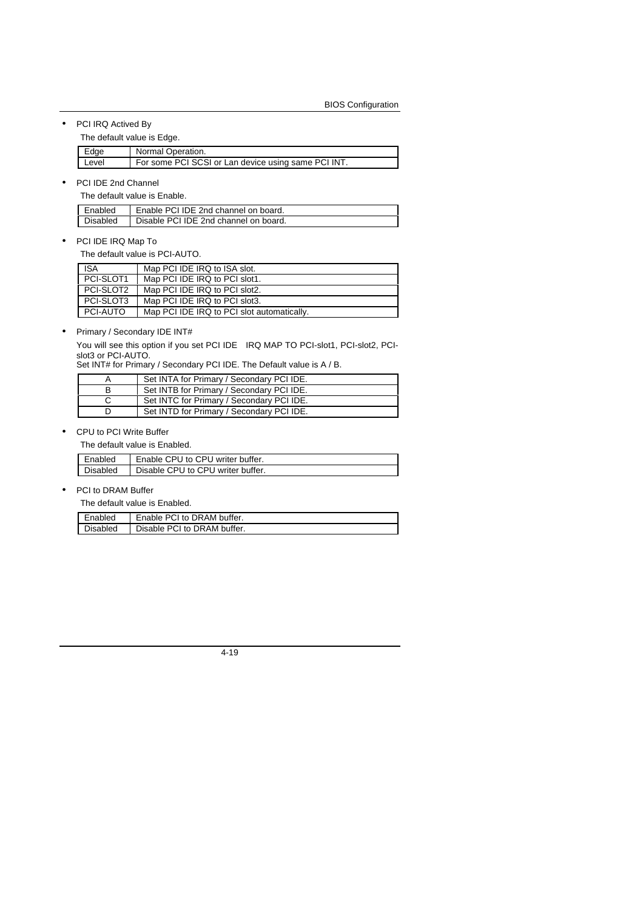- PCI IRQ Actived By

  The default value is Edge.

| Edge | Normal Operation. |
| --- | --- |
| Level | For some PCI SCSI or Lan device using same PCI INT. |

- PCI IDE 2nd Channel

  The default value is Enable.

| Enabled | Enable PCI IDE 2nd channel on board. |
| --- | --- |
| Disabled | Disable PCI IDE 2nd channel on board. |

- PCI IDE IRQ Map To

  The default value is PCI-AUTO.

| ISA | Map PCI IDE IRQ to ISA slot. |
| --- | --- |
| PCI-SLOT1 | Map PCI IDE IRQ to PCI slot1. |
| PCI-SLOT2 | Map PCI IDE IRQ to PCI slot2. |
| PCI-SLOT3 | Map PCI IDE IRQ to PCI slot3. |
| PCI-AUTO | Map PCI IDE IRQ to PCI slot automatically. |

- Primary / Secondary IDE INT#

  You will see this option if you set PCI IDE IRQ MAP TO PCI-slot1, PCI-slot2, PCI-slot3 or PCI-AUTO.
  Set INT# for Primary / Secondary PCI IDE. The Default value is A / B.

| A | Set INTA for Primary / Secondary PCI IDE. |
| --- | --- |
| B | Set INTB for Primary / Secondary PCI IDE. |
| C | Set INTC for Primary / Secondary PCI IDE. |
| D | Set INTD for Primary / Secondary PCI IDE. |

- CPU to PCI Write Buffer

  The default value is Enabled.

| Enabled | Enable CPU to CPU writer buffer. |
| --- | --- |
| Disabled | Disable CPU to CPU writer buffer. |

- PCI to DRAM Buffer

  The default value is Enabled.

| Enabled | Enable PCI to DRAM buffer. |
| --- | --- |
| Disabled | Disable PCI to DRAM buffer. |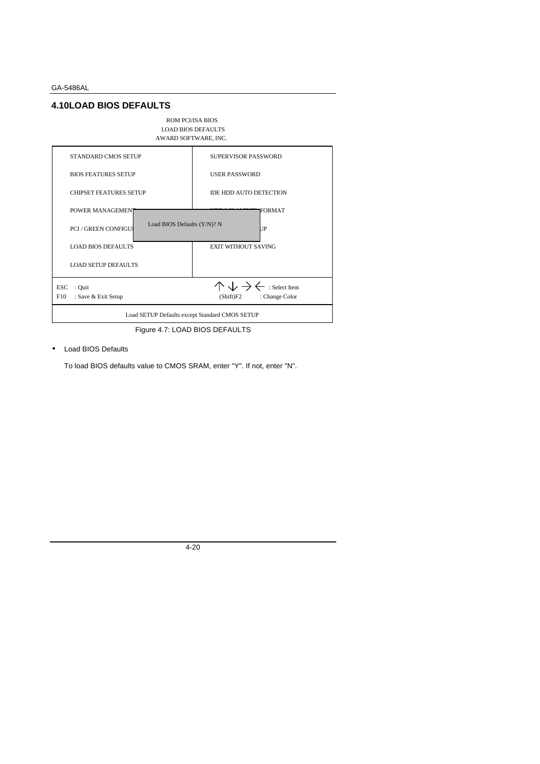## 4.10LOAD BIOS DEFAULTS

```
                         ROM PCI/ISA BIOS
                        LOAD BIOS DEFAULTS
                       AWARD SOFTWARE, INC.

 STANDARD CMOS SETUP                 SUPERVISOR PASSWORD
 BIOS FEATURES SETUP                 USER PASSWORD
 CHIPSET FEATURES SETUP              IDE HDD AUTO DETECTION
 POWER MANAGEMENT                    IDE HDD LOW LEVEL FORMAT
 PCI / GREEN CONFIGU  Load BIOS Defaults (Y/N)? N   UP
 LOAD BIOS DEFAULTS                  EXIT WITHOUT SAVING
 LOAD SETUP DEFAULTS

 ESC  : Quit                         ↑ ↓ → ←  : Select Item
 F10  : Save & Exit Setup            (Shift)F2   : Change Color

          Load SETUP Defaults except Standard CMOS SETUP
```

Figure 4.7: LOAD BIOS DEFAULTS

- Load BIOS Defaults

  To load BIOS defaults value to CMOS SRAM, enter "Y". If not, enter "N".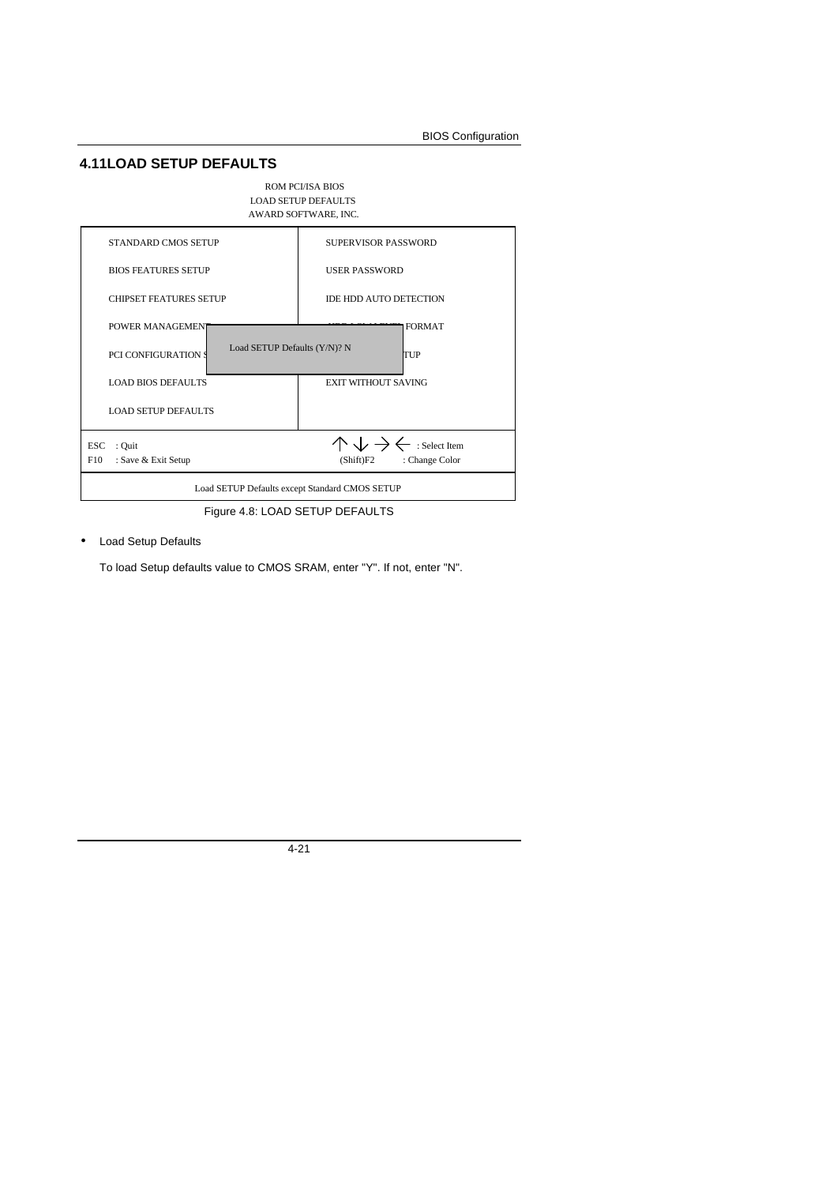## 4.11 LOAD SETUP DEFAULTS

```
                        ROM PCI/ISA BIOS
                      LOAD SETUP DEFAULTS
                     AWARD SOFTWARE, INC.

 STANDARD CMOS SETUP              SUPERVISOR PASSWORD
 BIOS FEATURES SETUP              USER PASSWORD
 CHIPSET FEATURES SETUP           IDE HDD AUTO DETECTION
 POWER MANAGEMENT                 ...FORMAT
 PCI CONFIGURATION S  Load SETUP Defaults (Y/N)? N   ...TUP
 LOAD BIOS DEFAULTS               EXIT WITHOUT SAVING
 LOAD SETUP DEFAULTS

 ESC  : Quit                      ↑ ↓ → ←   : Select Item
 F10  : Save & Exit Setup         (Shift)F2 : Change Color

        Load SETUP Defaults except Standard CMOS SETUP
```

Figure 4.8: LOAD SETUP DEFAULTS

- Load Setup Defaults

  To load Setup defaults value to CMOS SRAM, enter "Y". If not, enter "N".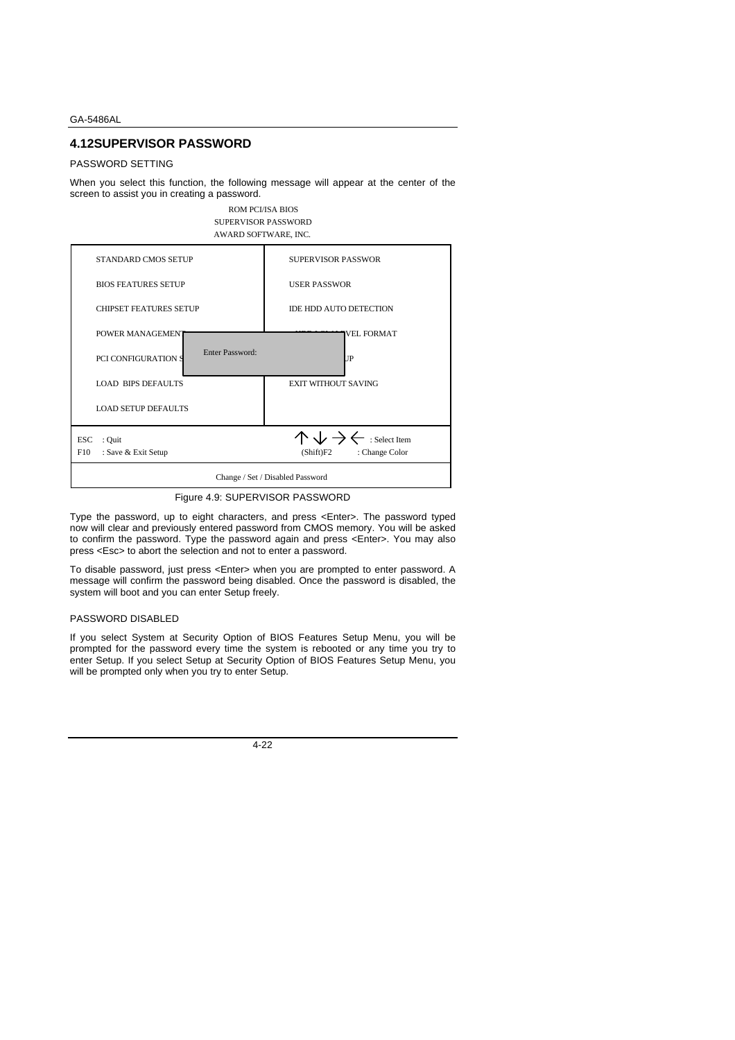## 4.12SUPERVISOR PASSWORD

PASSWORD SETTING

When you select this function, the following message will appear at the center of the screen to assist you in creating a password.

```
                         ROM PCI/ISA BIOS
                       SUPERVISOR PASSWORD
                       AWARD SOFTWARE, INC.

  STANDARD CMOS SETUP              SUPERVISOR PASSWOR
  BIOS FEATURES SETUP              USER PASSWOR
  CHIPSET FEATURES SETUP           IDE HDD AUTO DETECTION
  POWER MANAGEMENT                      VEL FORMAT
  PCI CONFIGURATION S   Enter Password:      UP
  LOAD  BIPS DEFAULTS              EXIT WITHOUT SAVING
  LOAD SETUP DEFAULTS

ESC  : Quit                        ↑ ↓ → ←   : Select Item
F10  : Save & Exit Setup           (Shift)F2  : Change Color

                 Change / Set / Disabled Password
```

Figure 4.9: SUPERVISOR PASSWORD

Type the password, up to eight characters, and press <Enter>. The password typed now will clear and previously entered password from CMOS memory. You will be asked to confirm the password. Type the password again and press <Enter>. You may also press <Esc> to abort the selection and not to enter a password.

To disable password, just press <Enter> when you are prompted to enter password. A message will confirm the password being disabled. Once the password is disabled, the system will boot and you can enter Setup freely.

PASSWORD DISABLED

If you select System at Security Option of BIOS Features Setup Menu, you will be prompted for the password every time the system is rebooted or any time you try to enter Setup. If you select Setup at Security Option of BIOS Features Setup Menu, you will be prompted only when you try to enter Setup.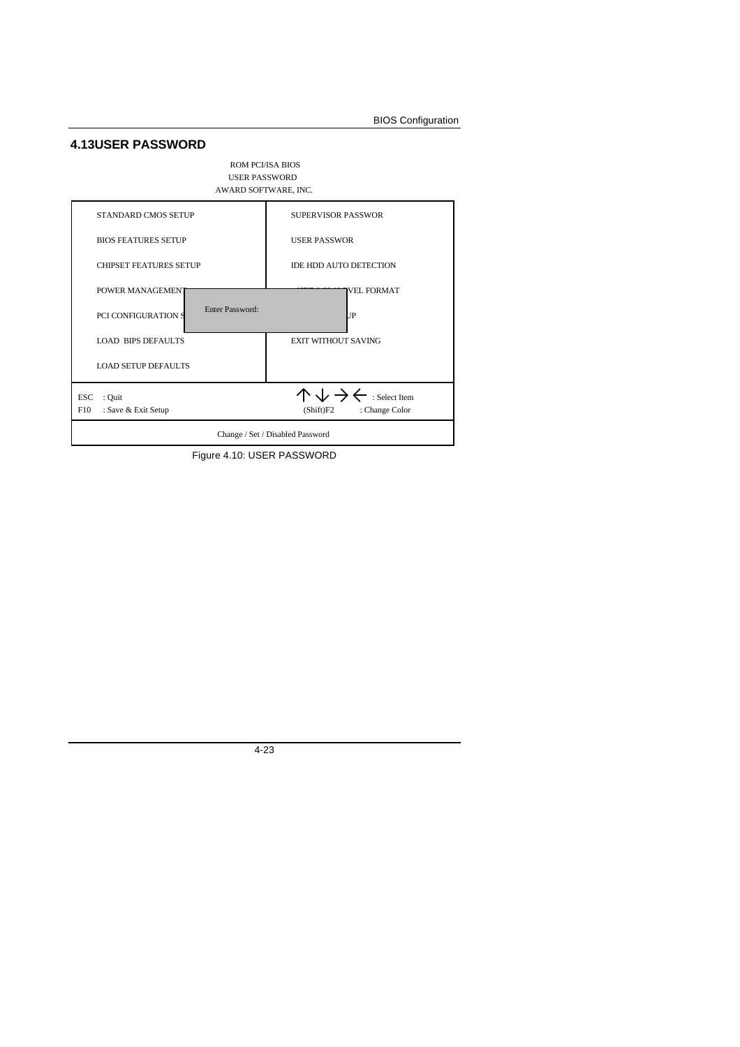## 4.13USER PASSWORD

ROM PCI/ISA BIOS
USER PASSWORD
AWARD SOFTWARE, INC.

| | |
|---|---|
| STANDARD CMOS SETUP | SUPERVISOR PASSWOR |
| BIOS FEATURES SETUP | USER PASSWOR |
| CHIPSET FEATURES SETUP | IDE HDD AUTO DETECTION |
| POWER MANAGEMENT | VEL FORMAT |
| PCI CONFIGURATION S &nbsp;&nbsp; Enter Password: | UP |
| LOAD BIPS DEFAULTS | EXIT WITHOUT SAVING |
| LOAD SETUP DEFAULTS | |
| ESC : Quit<br>F10 : Save & Exit Setup | ↑ ↓ → ← : Select Item<br>(Shift)F2 : Change Color |
| Change / Set / Disabled Password | |

Figure 4.10: USER PASSWORD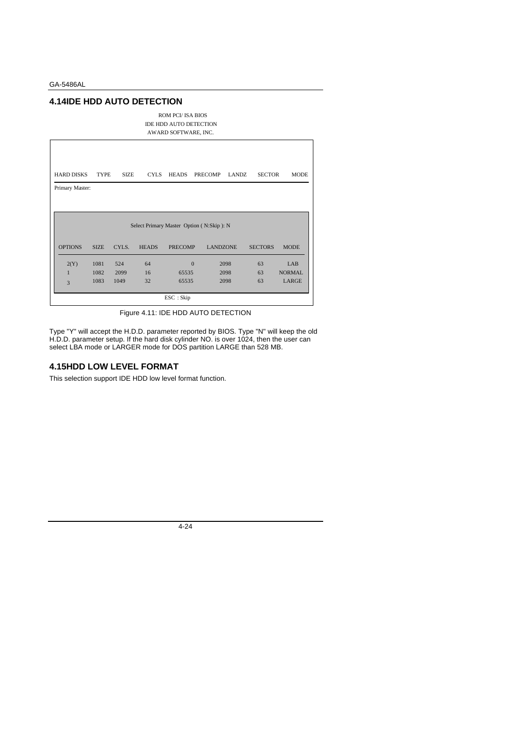## 4.14IDE HDD AUTO DETECTION

ROM PCI/ ISA BIOS
IDE HDD AUTO DETECTION
AWARD SOFTWARE, INC.

| HARD DISKS | TYPE | SIZE | CYLS | HEADS | PRECOMP | LANDZ | SECTOR | MODE |
|---|---|---|---|---|---|---|---|---|
| Primary Master: | | | | | | | | |

Select Primary Master Option ( N:Skip ): N

| OPTIONS | SIZE | CYLS. | HEADS | PRECOMP | LANDZONE | SECTORS | MODE |
|---|---|---|---|---|---|---|---|
| 2(Y) | 1081 | 524 | 64 | 0 | 2098 | 63 | LAB |
| 1 | 1082 | 2099 | 16 | 65535 | 2098 | 63 | NORMAL |
| 3 | 1083 | 1049 | 32 | 65535 | 2098 | 63 | LARGE |

ESC : Skip

Figure 4.11: IDE HDD AUTO DETECTION

Type "Y" will accept the H.D.D. parameter reported by BIOS. Type "N" will keep the old H.D.D. parameter setup. If the hard disk cylinder NO. is over 1024, then the user can select LBA mode or LARGER mode for DOS partition LARGE than 528 MB.

## 4.15HDD LOW LEVEL FORMAT

This selection support IDE HDD low level format function.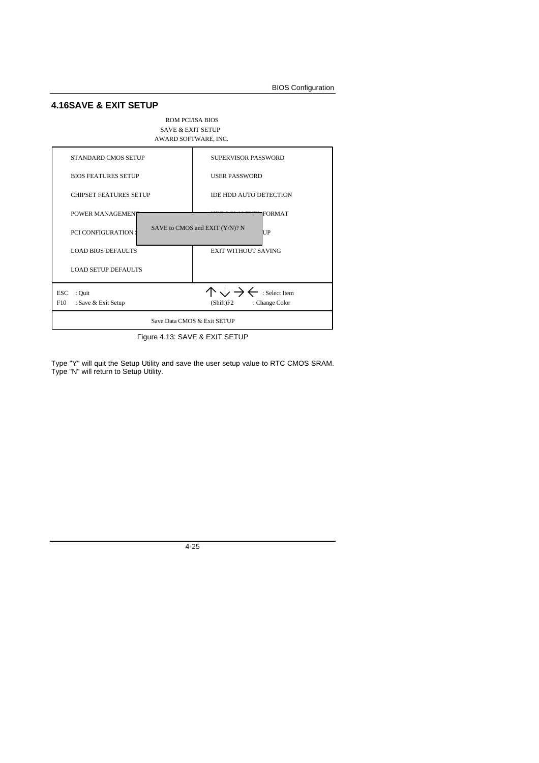## 4.16SAVE & EXIT SETUP

ROM PCI/ISA BIOS
SAVE & EXIT SETUP
AWARD SOFTWARE, INC.

| | |
|---|---|
| STANDARD CMOS SETUP | SUPERVISOR PASSWORD |
| BIOS FEATURES SETUP | USER PASSWORD |
| CHIPSET FEATURES SETUP | IDE HDD AUTO DETECTION |
| POWER MANAGEMENT | FORMAT |
| PCI CONFIGURATION | UP |
| LOAD BIOS DEFAULTS | EXIT WITHOUT SAVING |
| LOAD SETUP DEFAULTS | |
| ESC : Quit<br>F10 : Save & Exit Setup | ↑ ↓ → ← : Select Item<br>(Shift)F2 : Change Color |

SAVE to CMOS and EXIT (Y/N)? N

Save Data CMOS & Exit SETUP

Figure 4.13: SAVE & EXIT SETUP

Type "Y" will quit the Setup Utility and save the user setup value to RTC CMOS SRAM.
Type "N" will return to Setup Utility.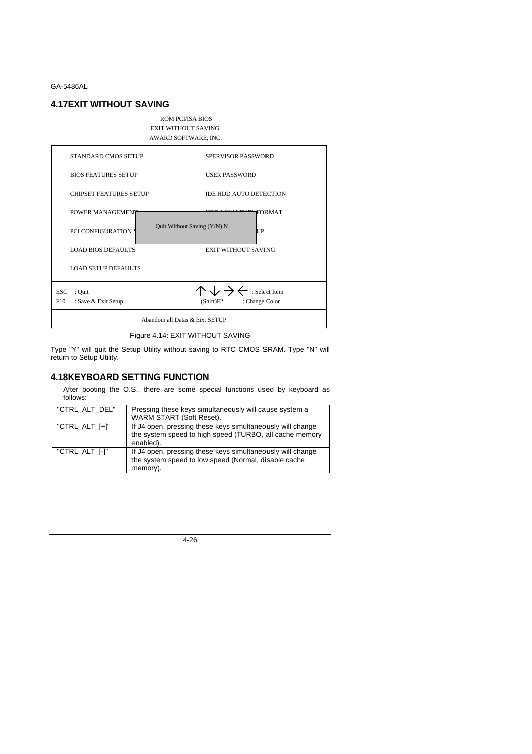## 4.17EXIT WITHOUT SAVING

```
                         ROM PCI/ISA BIOS
                       EXIT WITHOUT SAVING
                       AWARD SOFTWARE, INC.

   STANDARD CMOS SETUP                  SPERVISOR PASSWORD

   BIOS FEATURES SETUP                  USER PASSWORD

   CHIPSET FEATURES SETUP               IDE HDD AUTO DETECTION

   POWER MANAGEMENT                     HDD LOW LEVEL FORMAT

   PCI CONFIGURATION S   Quit Without Saving (Y/N) N    UP

   LOAD BIOS DEFAULTS                   EXIT WITHOUT SAVING

   LOAD SETUP DEFAULTS

 ESC  : Quit                            ↑ ↓ → ←  : Select Item
 F10  : Save & Exit Setup               (Shift)F2    : Change Color

                  Abandom all Datas & Eixt SETUP
```

Figure 4.14: EXIT WITHOUT SAVING

Type "Y" will quit the Setup Utility without saving to RTC CMOS SRAM. Type "N" will return to Setup Utility.

## 4.18KEYBOARD SETTING FUNCTION

After booting the O.S., there are some special functions used by keyboard as follows:

| | |
|---|---|
| "CTRL_ALT_DEL" | Pressing these keys simultaneously will cause system a WARM START (Soft Reset). |
| "CTRL_ALT_[+]" | If J4 open, pressing these keys simultaneously will change the system speed to high speed (TURBO, all cache memory enabled). |
| "CTRL_ALT_[-]" | If J4 open, pressing these keys simultaneously will change the system speed to low speed (Normal, disable cache memory). |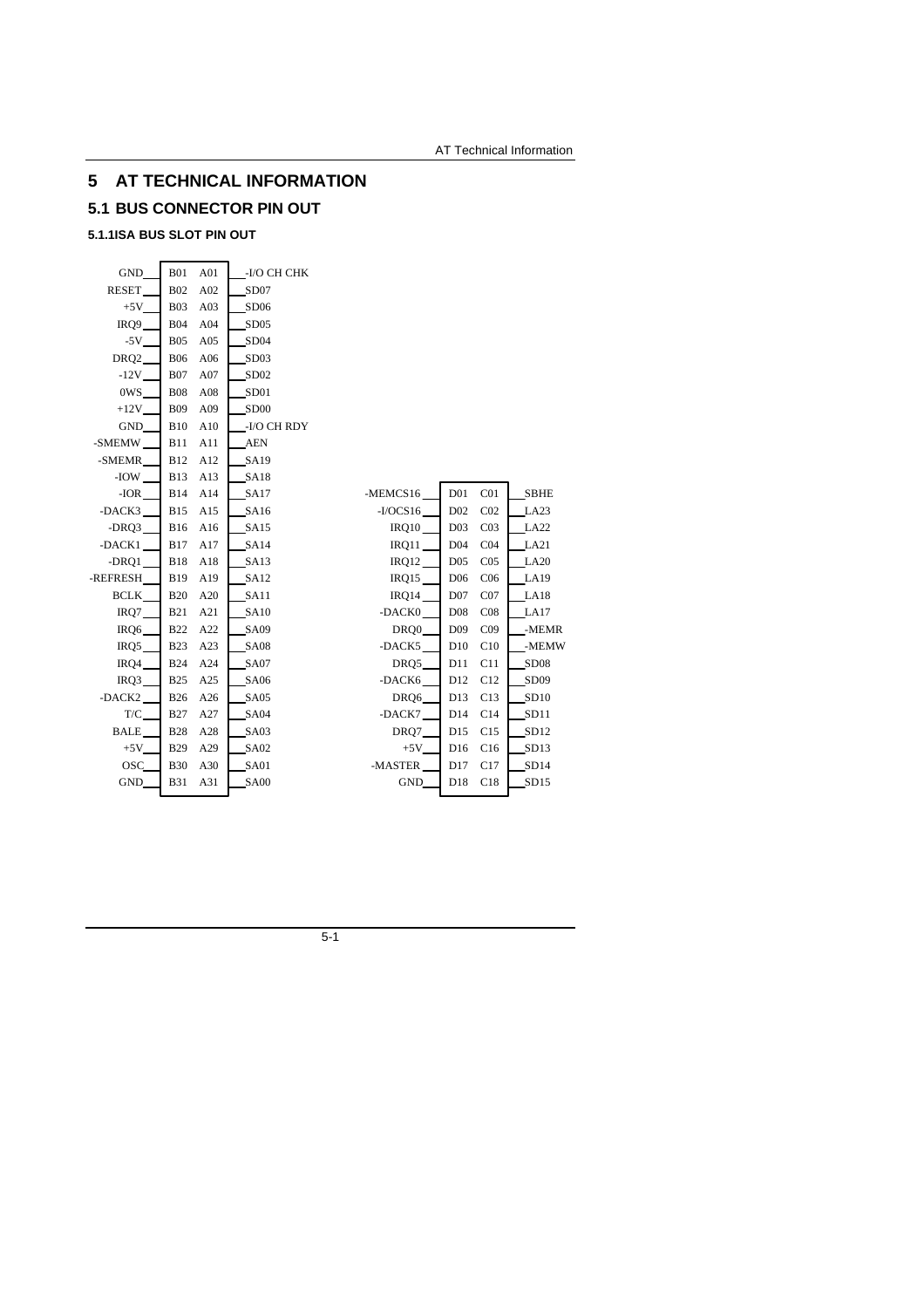# 5 AT TECHNICAL INFORMATION

## 5.1 BUS CONNECTOR PIN OUT

### 5.1.1ISA BUS SLOT PIN OUT

| Signal | Pin | Pin | Signal |
|---|---|---|---|
| GND | B01 | A01 | -I/O CH CHK |
| RESET | B02 | A02 | SD07 |
| +5V | B03 | A03 | SD06 |
| IRQ9 | B04 | A04 | SD05 |
| -5V | B05 | A05 | SD04 |
| DRQ2 | B06 | A06 | SD03 |
| -12V | B07 | A07 | SD02 |
| 0WS | B08 | A08 | SD01 |
| +12V | B09 | A09 | SD00 |
| GND | B10 | A10 | -I/O CH RDY |
| -SMEMW | B11 | A11 | AEN |
| -SMEMR | B12 | A12 | SA19 |
| -IOW | B13 | A13 | SA18 |
| -IOR | B14 | A14 | SA17 |
| -DACK3 | B15 | A15 | SA16 |
| -DRQ3 | B16 | A16 | SA15 |
| -DACK1 | B17 | A17 | SA14 |
| -DRQ1 | B18 | A18 | SA13 |
| -REFRESH | B19 | A19 | SA12 |
| BCLK | B20 | A20 | SA11 |
| IRQ7 | B21 | A21 | SA10 |
| IRQ6 | B22 | A22 | SA09 |
| IRQ5 | B23 | A23 | SA08 |
| IRQ4 | B24 | A24 | SA07 |
| IRQ3 | B25 | A25 | SA06 |
| -DACK2 | B26 | A26 | SA05 |
| T/C | B27 | A27 | SA04 |
| BALE | B28 | A28 | SA03 |
| +5V | B29 | A29 | SA02 |
| OSC | B30 | A30 | SA01 |
| GND | B31 | A31 | SA00 |

| Signal | Pin | Pin | Signal |
|---|---|---|---|
| -MEMCS16 | D01 | C01 | SBHE |
| -I/OCS16 | D02 | C02 | LA23 |
| IRQ10 | D03 | C03 | LA22 |
| IRQ11 | D04 | C04 | LA21 |
| IRQ12 | D05 | C05 | LA20 |
| IRQ15 | D06 | C06 | LA19 |
| IRQ14 | D07 | C07 | LA18 |
| -DACK0 | D08 | C08 | LA17 |
| DRQ0 | D09 | C09 | -MEMR |
| -DACK5 | D10 | C10 | -MEMW |
| DRQ5 | D11 | C11 | SD08 |
| -DACK6 | D12 | C12 | SD09 |
| DRQ6 | D13 | C13 | SD10 |
| -DACK7 | D14 | C14 | SD11 |
| DRQ7 | D15 | C15 | SD12 |
| +5V | D16 | C16 | SD13 |
| -MASTER | D17 | C17 | SD14 |
| GND | D18 | C18 | SD15 |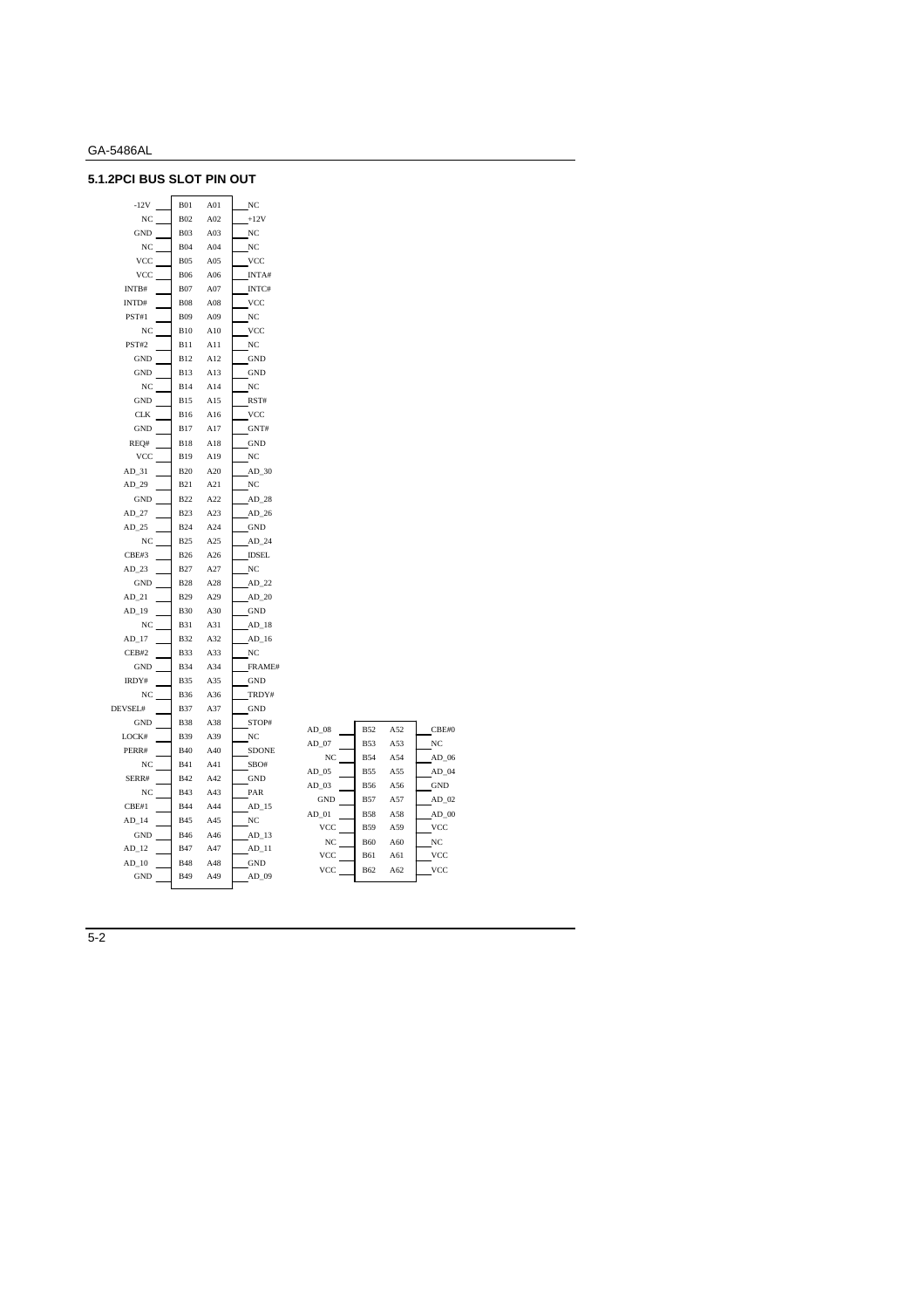## 5.1.2PCI BUS SLOT PIN OUT

| Signal | Pin | Pin | Signal |
|---|---|---|---|
| -12V | B01 | A01 | NC |
| NC | B02 | A02 | +12V |
| GND | B03 | A03 | NC |
| NC | B04 | A04 | NC |
| VCC | B05 | A05 | VCC |
| VCC | B06 | A06 | INTA# |
| INTB# | B07 | A07 | INTC# |
| INTD# | B08 | A08 | VCC |
| PST#1 | B09 | A09 | NC |
| NC | B10 | A10 | VCC |
| PST#2 | B11 | A11 | NC |
| GND | B12 | A12 | GND |
| GND | B13 | A13 | GND |
| NC | B14 | A14 | NC |
| GND | B15 | A15 | RST# |
| CLK | B16 | A16 | VCC |
| GND | B17 | A17 | GNT# |
| REQ# | B18 | A18 | GND |
| VCC | B19 | A19 | NC |
| AD_31 | B20 | A20 | AD_30 |
| AD_29 | B21 | A21 | NC |
| GND | B22 | A22 | AD_28 |
| AD_27 | B23 | A23 | AD_26 |
| AD_25 | B24 | A24 | GND |
| NC | B25 | A25 | AD_24 |
| CBE#3 | B26 | A26 | IDSEL |
| AD_23 | B27 | A27 | NC |
| GND | B28 | A28 | AD_22 |
| AD_21 | B29 | A29 | AD_20 |
| AD_19 | B30 | A30 | GND |
| NC | B31 | A31 | AD_18 |
| AD_17 | B32 | A32 | AD_16 |
| CEB#2 | B33 | A33 | NC |
| GND | B34 | A34 | FRAME# |
| IRDY# | B35 | A35 | GND |
| NC | B36 | A36 | TRDY# |
| DEVSEL# | B37 | A37 | GND |
| GND | B38 | A38 | STOP# |
| LOCK# | B39 | A39 | NC |
| PERR# | B40 | A40 | SDONE |
| NC | B41 | A41 | SBO# |
| SERR# | B42 | A42 | GND |
| NC | B43 | A43 | PAR |
| CBE#1 | B44 | A44 | AD_15 |
| AD_14 | B45 | A45 | NC |
| GND | B46 | A46 | AD_13 |
| AD_12 | B47 | A47 | AD_11 |
| AD_10 | B48 | A48 | GND |
| GND | B49 | A49 | AD_09 |
| AD_08 | B52 | A52 | CBE#0 |
| AD_07 | B53 | A53 | NC |
| NC | B54 | A54 | AD_06 |
| AD_05 | B55 | A55 | AD_04 |
| AD_03 | B56 | A56 | GND |
| GND | B57 | A57 | AD_02 |
| AD_01 | B58 | A58 | AD_00 |
| VCC | B59 | A59 | VCC |
| NC | B60 | A60 | NC |
| VCC | B61 | A61 | VCC |
| VCC | B62 | A62 | VCC |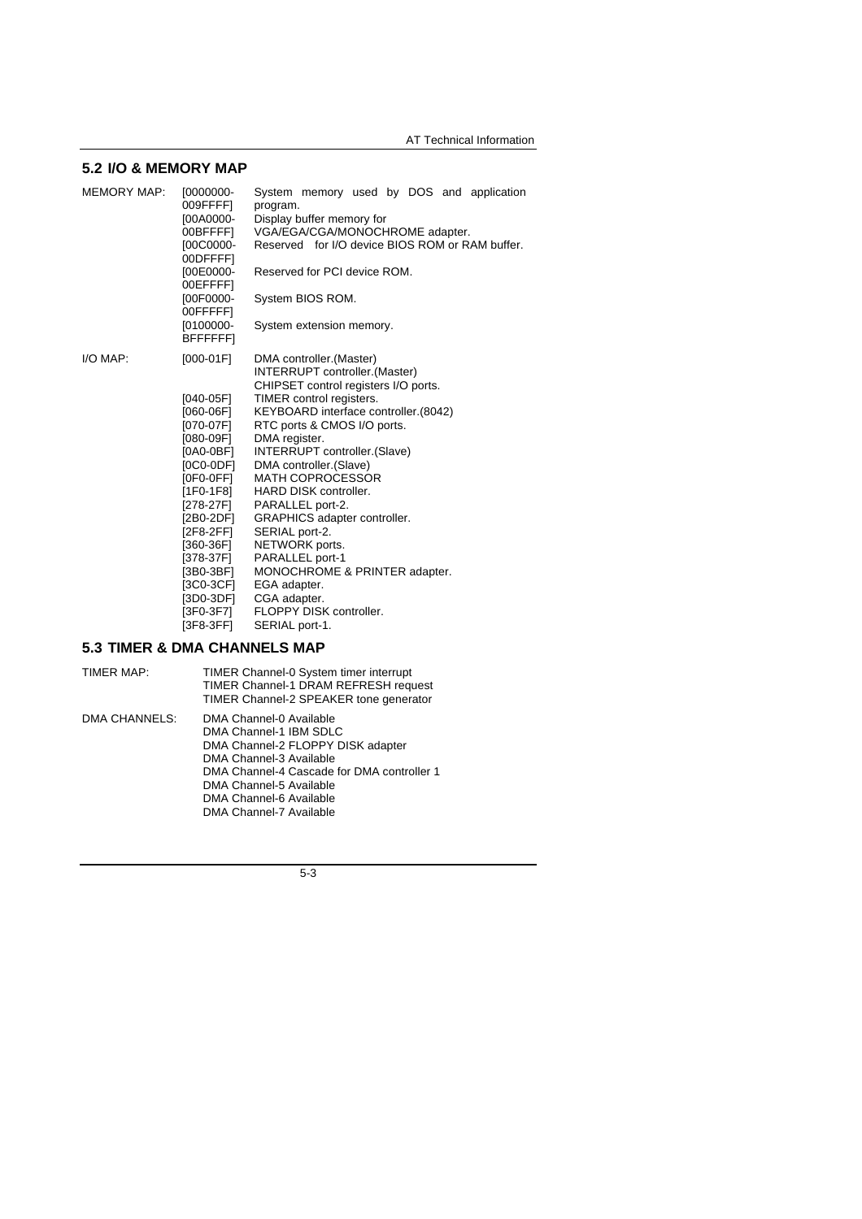## 5.2 I/O & MEMORY MAP

| MEMORY MAP: | | |
|---|---|---|
| | [0000000-009FFFF] | System memory used by DOS and application program. |
| | [00A0000-00BFFFF] | Display buffer memory for VGA/EGA/CGA/MONOCHROME adapter. |
| | [00C0000-00DFFFF] | Reserved for I/O device BIOS ROM or RAM buffer. |
| | [00E0000-00EFFFF] | Reserved for PCI device ROM. |
| | [00F0000-00FFFFF] | System BIOS ROM. |
| | [0100000-BFFFFFF] | System extension memory. |

| I/O MAP: | | |
|---|---|---|
| | [000-01F] | DMA controller.(Master) INTERRUPT controller.(Master) CHIPSET control registers I/O ports. |
| | [040-05F] | TIMER control registers. |
| | [060-06F] | KEYBOARD interface controller.(8042) |
| | [070-07F] | RTC ports & CMOS I/O ports. |
| | [080-09F] | DMA register. |
| | [0A0-0BF] | INTERRUPT controller.(Slave) |
| | [0C0-0DF] | DMA controller.(Slave) |
| | [0F0-0FF] | MATH COPROCESSOR |
| | [1F0-1F8] | HARD DISK controller. |
| | [278-27F] | PARALLEL port-2. |
| | [2B0-2DF] | GRAPHICS adapter controller. |
| | [2F8-2FF] | SERIAL port-2. |
| | [360-36F] | NETWORK ports. |
| | [378-37F] | PARALLEL port-1 |
| | [3B0-3BF] | MONOCHROME & PRINTER adapter. |
| | [3C0-3CF] | EGA adapter. |
| | [3D0-3DF] | CGA adapter. |
| | [3F0-3F7] | FLOPPY DISK controller. |
| | [3F8-3FF] | SERIAL port-1. |

## 5.3 TIMER & DMA CHANNELS MAP

TIMER MAP:
- TIMER Channel-0 System timer interrupt
- TIMER Channel-1 DRAM REFRESH request
- TIMER Channel-2 SPEAKER tone generator

DMA CHANNELS:
- DMA Channel-0 Available
- DMA Channel-1 IBM SDLC
- DMA Channel-2 FLOPPY DISK adapter
- DMA Channel-3 Available
- DMA Channel-4 Cascade for DMA controller 1
- DMA Channel-5 Available
- DMA Channel-6 Available
- DMA Channel-7 Available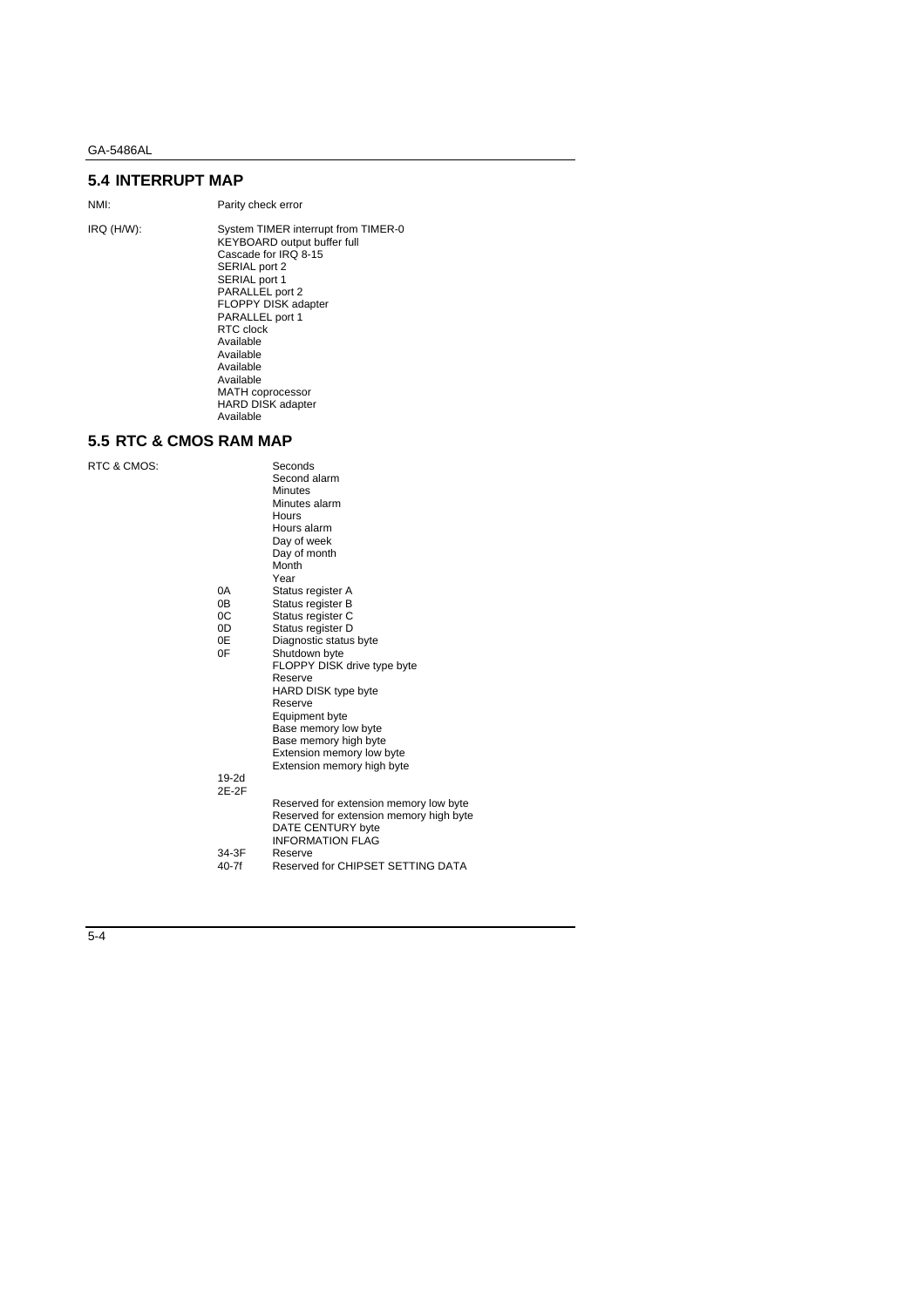## 5.4 INTERRUPT MAP

NMI: Parity check error

IRQ (H/W):

System TIMER interrupt from TIMER-0
KEYBOARD output buffer full
Cascade for IRQ 8-15
SERIAL port 2
SERIAL port 1
PARALLEL port 2
FLOPPY DISK adapter
PARALLEL port 1
RTC clock
Available
Available
Available
Available
MATH coprocessor
HARD DISK adapter
Available

## 5.5 RTC & CMOS RAM MAP

RTC & CMOS:

| | |
|---|---|
| | Seconds |
| | Second alarm |
| | Minutes |
| | Minutes alarm |
| | Hours |
| | Hours alarm |
| | Day of week |
| | Day of month |
| | Month |
| | Year |
| 0A | Status register A |
| 0B | Status register B |
| 0C | Status register C |
| 0D | Status register D |
| 0E | Diagnostic status byte |
| 0F | Shutdown byte |
| | FLOPPY DISK drive type byte |
| | Reserve |
| | HARD DISK type byte |
| | Reserve |
| | Equipment byte |
| | Base memory low byte |
| | Base memory high byte |
| | Extension memory low byte |
| | Extension memory high byte |
| 19-2d | |
| 2E-2F | |
| | Reserved for extension memory low byte |
| | Reserved for extension memory high byte |
| | DATE CENTURY byte |
| | INFORMATION FLAG |
| 34-3F | Reserve |
| 40-7f | Reserved for CHIPSET SETTING DATA |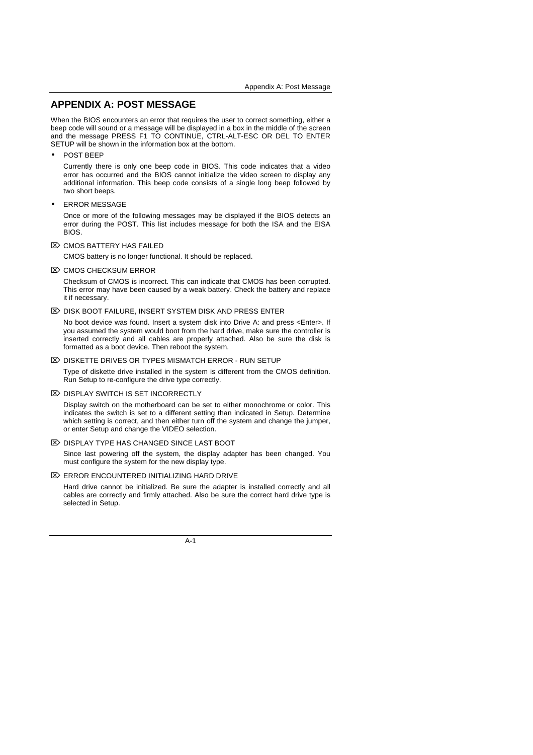# APPENDIX A: POST MESSAGE

When the BIOS encounters an error that requires the user to correct something, either a beep code will sound or a message will be displayed in a box in the middle of the screen and the message PRESS F1 TO CONTINUE, CTRL-ALT-ESC OR DEL TO ENTER SETUP will be shown in the information box at the bottom.

- POST BEEP

  Currently there is only one beep code in BIOS. This code indicates that a video error has occurred and the BIOS cannot initialize the video screen to display any additional information. This beep code consists of a single long beep followed by two short beeps.

- ERROR MESSAGE

  Once or more of the following messages may be displayed if the BIOS detects an error during the POST. This list includes message for both the ISA and the EISA BIOS.

⌦ CMOS BATTERY HAS FAILED

CMOS battery is no longer functional. It should be replaced.

⌦ CMOS CHECKSUM ERROR

Checksum of CMOS is incorrect. This can indicate that CMOS has been corrupted. This error may have been caused by a weak battery. Check the battery and replace it if necessary.

⌦ DISK BOOT FAILURE, INSERT SYSTEM DISK AND PRESS ENTER

No boot device was found. Insert a system disk into Drive A: and press <Enter>. If you assumed the system would boot from the hard drive, make sure the controller is inserted correctly and all cables are properly attached. Also be sure the disk is formatted as a boot device. Then reboot the system.

⌦ DISKETTE DRIVES OR TYPES MISMATCH ERROR - RUN SETUP

Type of diskette drive installed in the system is different from the CMOS definition. Run Setup to re-configure the drive type correctly.

⌦ DISPLAY SWITCH IS SET INCORRECTLY

Display switch on the motherboard can be set to either monochrome or color. This indicates the switch is set to a different setting than indicated in Setup. Determine which setting is correct, and then either turn off the system and change the jumper, or enter Setup and change the VIDEO selection.

⌦ DISPLAY TYPE HAS CHANGED SINCE LAST BOOT

Since last powering off the system, the display adapter has been changed. You must configure the system for the new display type.

⌦ ERROR ENCOUNTERED INITIALIZING HARD DRIVE

Hard drive cannot be initialized. Be sure the adapter is installed correctly and all cables are correctly and firmly attached. Also be sure the correct hard drive type is selected in Setup.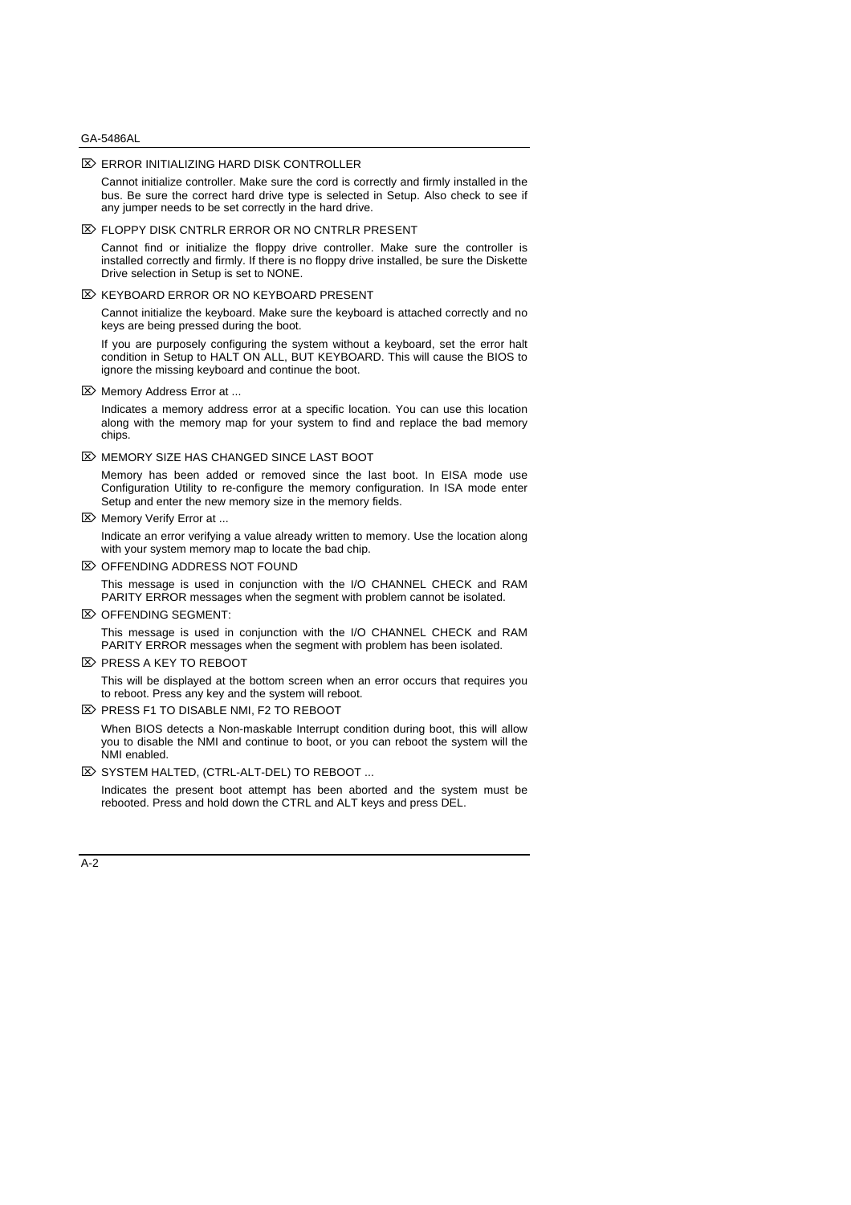⌦ ERROR INITIALIZING HARD DISK CONTROLLER

Cannot initialize controller. Make sure the cord is correctly and firmly installed in the bus. Be sure the correct hard drive type is selected in Setup. Also check to see if any jumper needs to be set correctly in the hard drive.

⌦ FLOPPY DISK CNTRLR ERROR OR NO CNTRLR PRESENT

Cannot find or initialize the floppy drive controller. Make sure the controller is installed correctly and firmly. If there is no floppy drive installed, be sure the Diskette Drive selection in Setup is set to NONE.

⌦ KEYBOARD ERROR OR NO KEYBOARD PRESENT

Cannot initialize the keyboard. Make sure the keyboard is attached correctly and no keys are being pressed during the boot.

If you are purposely configuring the system without a keyboard, set the error halt condition in Setup to HALT ON ALL, BUT KEYBOARD. This will cause the BIOS to ignore the missing keyboard and continue the boot.

⌦ Memory Address Error at ...

Indicates a memory address error at a specific location. You can use this location along with the memory map for your system to find and replace the bad memory chips.

⌦ MEMORY SIZE HAS CHANGED SINCE LAST BOOT

Memory has been added or removed since the last boot. In EISA mode use Configuration Utility to re-configure the memory configuration. In ISA mode enter Setup and enter the new memory size in the memory fields.

⌦ Memory Verify Error at ...

Indicate an error verifying a value already written to memory. Use the location along with your system memory map to locate the bad chip.

⌦ OFFENDING ADDRESS NOT FOUND

This message is used in conjunction with the I/O CHANNEL CHECK and RAM PARITY ERROR messages when the segment with problem cannot be isolated.

⌦ OFFENDING SEGMENT:

This message is used in conjunction with the I/O CHANNEL CHECK and RAM PARITY ERROR messages when the segment with problem has been isolated.

⌦ PRESS A KEY TO REBOOT

This will be displayed at the bottom screen when an error occurs that requires you to reboot. Press any key and the system will reboot.

⌦ PRESS F1 TO DISABLE NMI, F2 TO REBOOT

When BIOS detects a Non-maskable Interrupt condition during boot, this will allow you to disable the NMI and continue to boot, or you can reboot the system will the NMI enabled.

⌦ SYSTEM HALTED, (CTRL-ALT-DEL) TO REBOOT ...

Indicates the present boot attempt has been aborted and the system must be rebooted. Press and hold down the CTRL and ALT keys and press DEL.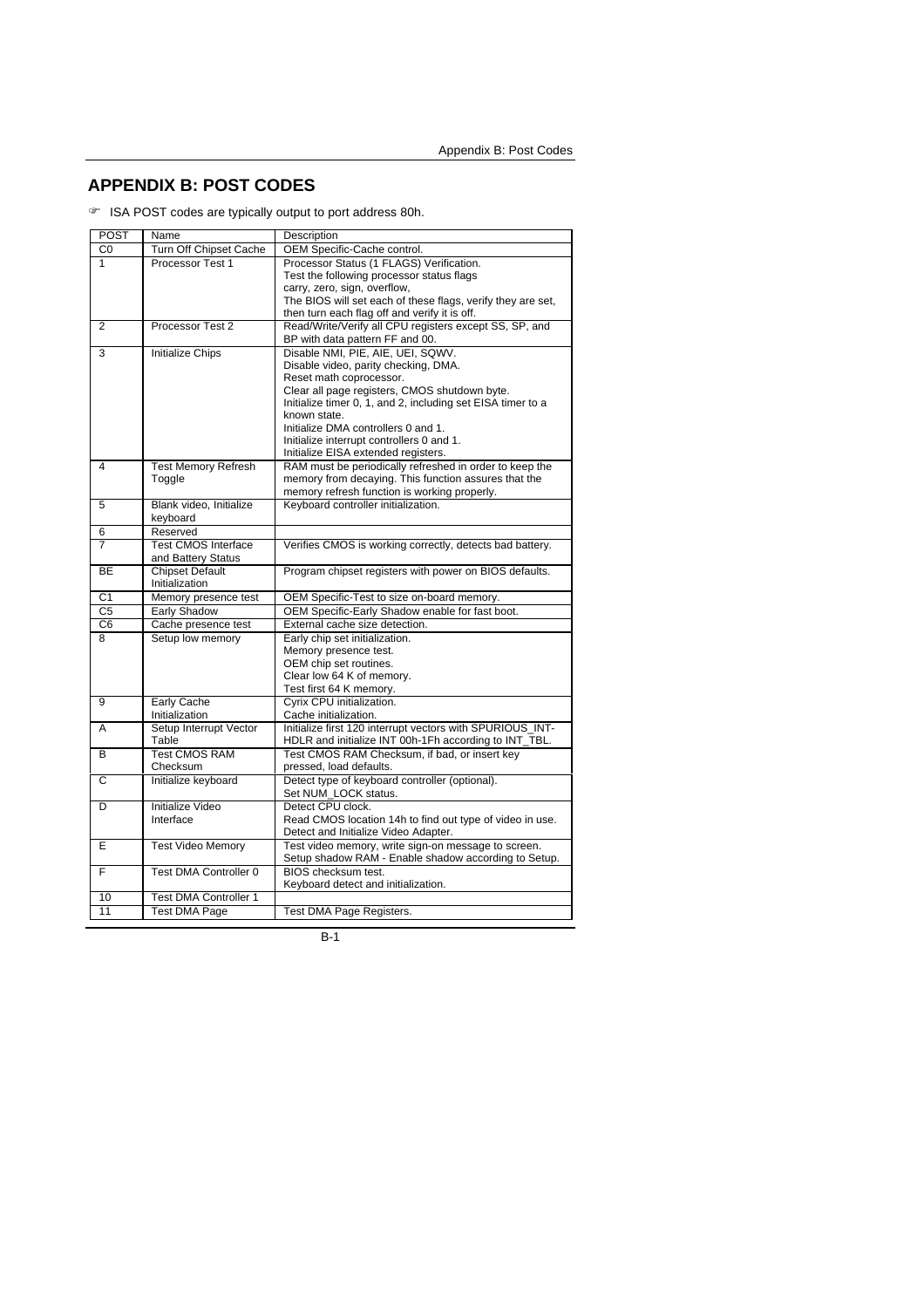# APPENDIX B: POST CODES

☞ ISA POST codes are typically output to port address 80h.

| POST | Name | Description |
|---|---|---|
| C0 | Turn Off Chipset Cache | OEM Specific-Cache control. |
| 1 | Processor Test 1 | Processor Status (1 FLAGS) Verification.<br>Test the following processor status flags<br>carry, zero, sign, overflow,<br>The BIOS will set each of these flags, verify they are set, then turn each flag off and verify it is off. |
| 2 | Processor Test 2 | Read/Write/Verify all CPU registers except SS, SP, and BP with data pattern FF and 00. |
| 3 | Initialize Chips | Disable NMI, PIE, AIE, UEI, SQWV.<br>Disable video, parity checking, DMA.<br>Reset math coprocessor.<br>Clear all page registers, CMOS shutdown byte.<br>Initialize timer 0, 1, and 2, including set EISA timer to a known state.<br>Initialize DMA controllers 0 and 1.<br>Initialize interrupt controllers 0 and 1.<br>Initialize EISA extended registers. |
| 4 | Test Memory Refresh Toggle | RAM must be periodically refreshed in order to keep the memory from decaying. This function assures that the memory refresh function is working properly. |
| 5 | Blank video, Initialize keyboard | Keyboard controller initialization. |
| 6 | Reserved | |
| 7 | Test CMOS Interface and Battery Status | Verifies CMOS is working correctly, detects bad battery. |
| BE | Chipset Default Initialization | Program chipset registers with power on BIOS defaults. |
| C1 | Memory presence test | OEM Specific-Test to size on-board memory. |
| C5 | Early Shadow | OEM Specific-Early Shadow enable for fast boot. |
| C6 | Cache presence test | External cache size detection. |
| 8 | Setup low memory | Early chip set initialization.<br>Memory presence test.<br>OEM chip set routines.<br>Clear low 64 K of memory.<br>Test first 64 K memory. |
| 9 | Early Cache Initialization | Cyrix CPU initialization.<br>Cache initialization. |
| A | Setup Interrupt Vector Table | Initialize first 120 interrupt vectors with SPURIOUS_INT-HDLR and initialize INT 00h-1Fh according to INT_TBL. |
| B | Test CMOS RAM Checksum | Test CMOS RAM Checksum, if bad, or insert key pressed, load defaults. |
| C | Initialize keyboard | Detect type of keyboard controller (optional).<br>Set NUM_LOCK status. |
| D | Initialize Video Interface | Detect CPU clock.<br>Read CMOS location 14h to find out type of video in use.<br>Detect and Initialize Video Adapter. |
| E | Test Video Memory | Test video memory, write sign-on message to screen.<br>Setup shadow RAM - Enable shadow according to Setup. |
| F | Test DMA Controller 0 | BIOS checksum test.<br>Keyboard detect and initialization. |
| 10 | Test DMA Controller 1 | |
| 11 | Test DMA Page | Test DMA Page Registers. |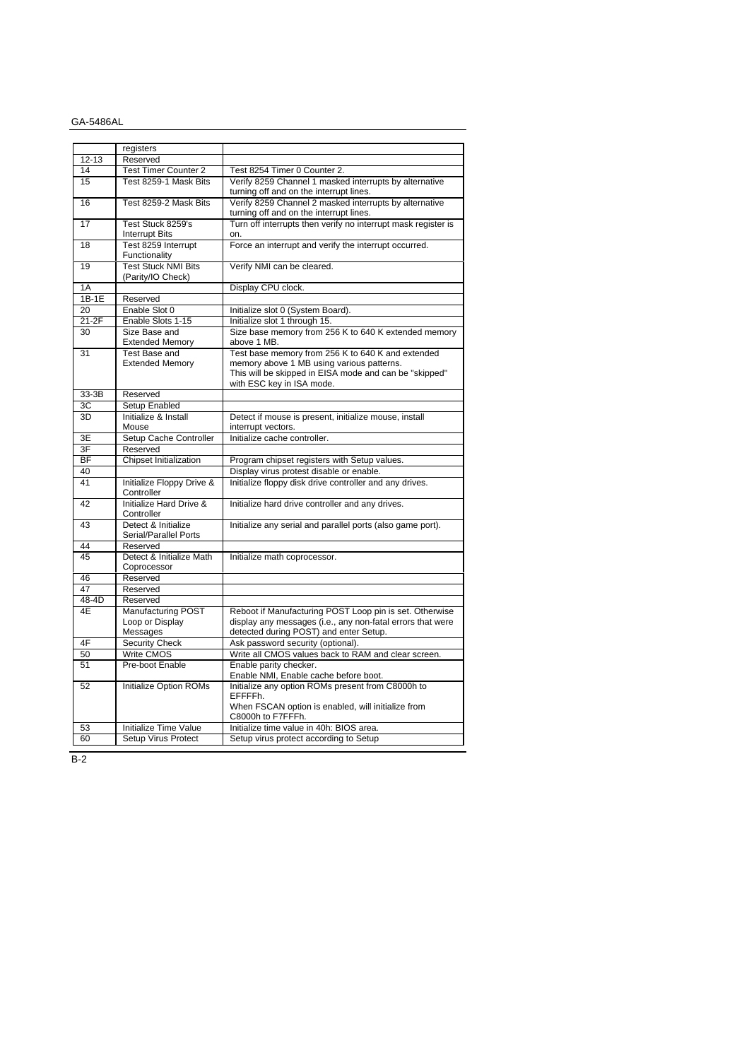|  | registers |  |
|---|---|---|
| 12-13 | Reserved |  |
| 14 | Test Timer Counter 2 | Test 8254 Timer 0 Counter 2. |
| 15 | Test 8259-1 Mask Bits | Verify 8259 Channel 1 masked interrupts by alternative turning off and on the interrupt lines. |
| 16 | Test 8259-2 Mask Bits | Verify 8259 Channel 2 masked interrupts by alternative turning off and on the interrupt lines. |
| 17 | Test Stuck 8259's Interrupt Bits | Turn off interrupts then verify no interrupt mask register is on. |
| 18 | Test 8259 Interrupt Functionality | Force an interrupt and verify the interrupt occurred. |
| 19 | Test Stuck NMI Bits (Parity/IO Check) | Verify NMI can be cleared. |
| 1A |  | Display CPU clock. |
| 1B-1E | Reserved |  |
| 20 | Enable Slot 0 | Initialize slot 0 (System Board). |
| 21-2F | Enable Slots 1-15 | Initialize slot 1 through 15. |
| 30 | Size Base and Extended Memory | Size base memory from 256 K to 640 K extended memory above 1 MB. |
| 31 | Test Base and Extended Memory | Test base memory from 256 K to 640 K and extended memory above 1 MB using various patterns. This will be skipped in EISA mode and can be "skipped" with ESC key in ISA mode. |
| 33-3B | Reserved |  |
| 3C | Setup Enabled |  |
| 3D | Initialize & Install Mouse | Detect if mouse is present, initialize mouse, install interrupt vectors. |
| 3E | Setup Cache Controller | Initialize cache controller. |
| 3F | Reserved |  |
| BF | Chipset Initialization | Program chipset registers with Setup values. |
| 40 |  | Display virus protest disable or enable. |
| 41 | Initialize Floppy Drive & Controller | Initialize floppy disk drive controller and any drives. |
| 42 | Initialize Hard Drive & Controller | Initialize hard drive controller and any drives. |
| 43 | Detect & Initialize Serial/Parallel Ports | Initialize any serial and parallel ports (also game port). |
| 44 | Reserved |  |
| 45 | Detect & Initialize Math Coprocessor | Initialize math coprocessor. |
| 46 | Reserved |  |
| 47 | Reserved |  |
| 48-4D | Reserved |  |
| 4E | Manufacturing POST Loop or Display Messages | Reboot if Manufacturing POST Loop pin is set. Otherwise display any messages (i.e., any non-fatal errors that were detected during POST) and enter Setup. |
| 4F | Security Check | Ask password security (optional). |
| 50 | Write CMOS | Write all CMOS values back to RAM and clear screen. |
| 51 | Pre-boot Enable | Enable parity checker. Enable NMI, Enable cache before boot. |
| 52 | Initialize Option ROMs | Initialize any option ROMs present from C8000h to EFFFFh. When FSCAN option is enabled, will initialize from C8000h to F7FFFh. |
| 53 | Initialize Time Value | Initialize time value in 40h: BIOS area. |
| 60 | Setup Virus Protect | Setup virus protect according to Setup |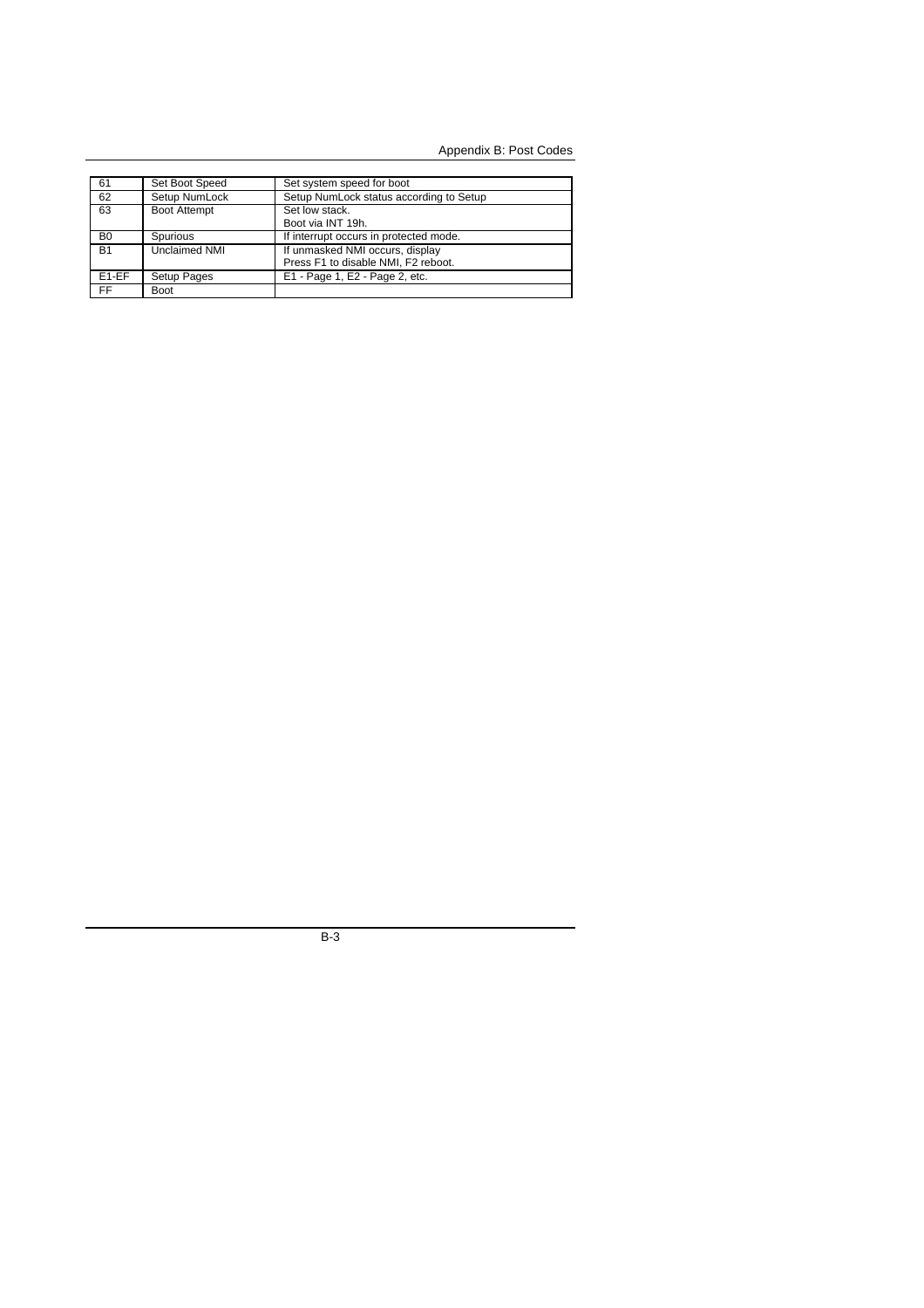| 61 | Set Boot Speed | Set system speed for boot |
|---|---|---|
| 62 | Setup NumLock | Setup NumLock status according to Setup |
| 63 | Boot Attempt | Set low stack.<br>Boot via INT 19h. |
| B0 | Spurious | If interrupt occurs in protected mode. |
| B1 | Unclaimed NMI | If unmasked NMI occurs, display<br>Press F1 to disable NMI, F2 reboot. |
| E1-EF | Setup Pages | E1 - Page 1, E2 - Page 2, etc. |
| FF | Boot | |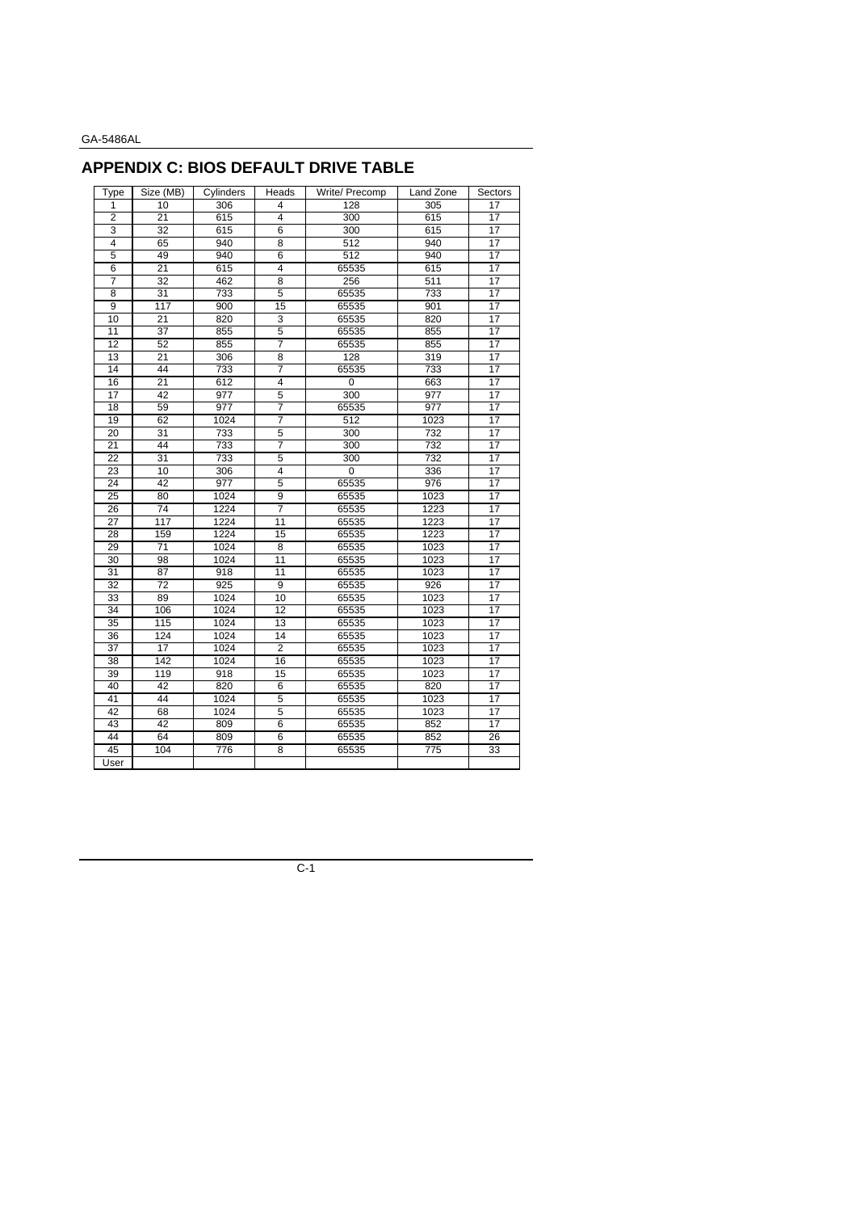## APPENDIX C: BIOS DEFAULT DRIVE TABLE

| Type | Size (MB) | Cylinders | Heads | Write/ Precomp | Land Zone | Sectors |
|---|---|---|---|---|---|---|
| 1 | 10 | 306 | 4 | 128 | 305 | 17 |
| 2 | 21 | 615 | 4 | 300 | 615 | 17 |
| 3 | 32 | 615 | 6 | 300 | 615 | 17 |
| 4 | 65 | 940 | 8 | 512 | 940 | 17 |
| 5 | 49 | 940 | 6 | 512 | 940 | 17 |
| 6 | 21 | 615 | 4 | 65535 | 615 | 17 |
| 7 | 32 | 462 | 8 | 256 | 511 | 17 |
| 8 | 31 | 733 | 5 | 65535 | 733 | 17 |
| 9 | 117 | 900 | 15 | 65535 | 901 | 17 |
| 10 | 21 | 820 | 3 | 65535 | 820 | 17 |
| 11 | 37 | 855 | 5 | 65535 | 855 | 17 |
| 12 | 52 | 855 | 7 | 65535 | 855 | 17 |
| 13 | 21 | 306 | 8 | 128 | 319 | 17 |
| 14 | 44 | 733 | 7 | 65535 | 733 | 17 |
| 16 | 21 | 612 | 4 | 0 | 663 | 17 |
| 17 | 42 | 977 | 5 | 300 | 977 | 17 |
| 18 | 59 | 977 | 7 | 65535 | 977 | 17 |
| 19 | 62 | 1024 | 7 | 512 | 1023 | 17 |
| 20 | 31 | 733 | 5 | 300 | 732 | 17 |
| 21 | 44 | 733 | 7 | 300 | 732 | 17 |
| 22 | 31 | 733 | 5 | 300 | 732 | 17 |
| 23 | 10 | 306 | 4 | 0 | 336 | 17 |
| 24 | 42 | 977 | 5 | 65535 | 976 | 17 |
| 25 | 80 | 1024 | 9 | 65535 | 1023 | 17 |
| 26 | 74 | 1224 | 7 | 65535 | 1223 | 17 |
| 27 | 117 | 1224 | 11 | 65535 | 1223 | 17 |
| 28 | 159 | 1224 | 15 | 65535 | 1223 | 17 |
| 29 | 71 | 1024 | 8 | 65535 | 1023 | 17 |
| 30 | 98 | 1024 | 11 | 65535 | 1023 | 17 |
| 31 | 87 | 918 | 11 | 65535 | 1023 | 17 |
| 32 | 72 | 925 | 9 | 65535 | 926 | 17 |
| 33 | 89 | 1024 | 10 | 65535 | 1023 | 17 |
| 34 | 106 | 1024 | 12 | 65535 | 1023 | 17 |
| 35 | 115 | 1024 | 13 | 65535 | 1023 | 17 |
| 36 | 124 | 1024 | 14 | 65535 | 1023 | 17 |
| 37 | 17 | 1024 | 2 | 65535 | 1023 | 17 |
| 38 | 142 | 1024 | 16 | 65535 | 1023 | 17 |
| 39 | 119 | 918 | 15 | 65535 | 1023 | 17 |
| 40 | 42 | 820 | 6 | 65535 | 820 | 17 |
| 41 | 44 | 1024 | 5 | 65535 | 1023 | 17 |
| 42 | 68 | 1024 | 5 | 65535 | 1023 | 17 |
| 43 | 42 | 809 | 6 | 65535 | 852 | 17 |
| 44 | 64 | 809 | 6 | 65535 | 852 | 26 |
| 45 | 104 | 776 | 8 | 65535 | 775 | 33 |
| User | | | | | | |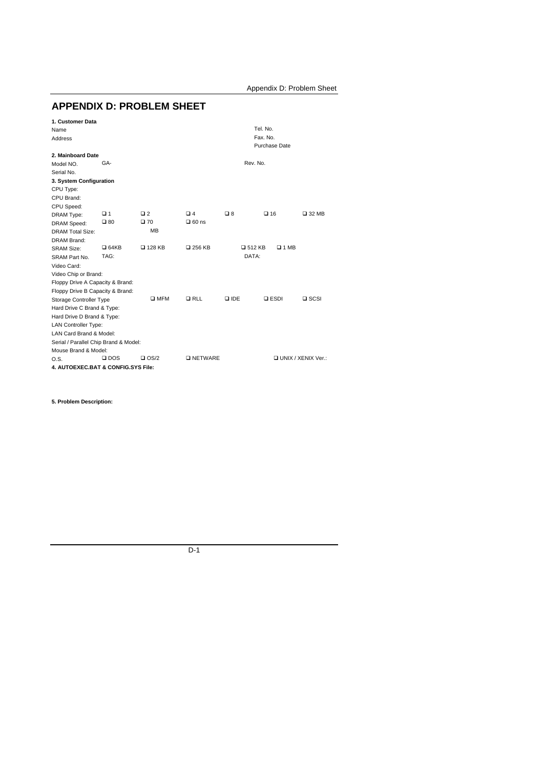# APPENDIX D: PROBLEM SHEET

**1. Customer Data**

| | |
|---|---|
| Name | Tel. No. |
| Address | Fax. No. |
| | Purchase Date |

**2. Mainboard Date**

| | | |
|---|---|---|
| Model NO. | GA- | Rev. No. |
| Serial No. | | |

**3. System Configuration**

| | | | | | | |
|---|---|---|---|---|---|---|
| CPU Type: | | | | | | |
| CPU Brand: | | | | | | |
| CPU Speed: | | | | | | |
| DRAM Type: | ❑ 1 | ❑ 2 | ❑ 4 | ❑ 8 | ❑ 16 | ❑ 32 MB |
| DRAM Speed: | ❑ 80 | ❑ 70 | ❑ 60 ns | | | |
| DRAM Total Size: | | MB | | | | |
| DRAM Brand: | | | | | | |
| SRAM Size: | ❑ 64KB | ❑ 128 KB | ❑ 256 KB | ❑ 512 KB | ❑ 1 MB | |
| SRAM Part No. | TAG: | | | DATA: | | |
| Video Card: | | | | | | |
| Video Chip or Brand: | | | | | | |
| Floppy Drive A Capacity & Brand: | | | | | | |
| Floppy Drive B Capacity & Brand: | | | | | | |
| Storage Controller Type | | ❑ MFM | ❑ RLL | ❑ IDE | ❑ ESDI | ❑ SCSI |
| Hard Drive C Brand & Type: | | | | | | |
| Hard Drive D Brand & Type: | | | | | | |
| LAN Controller Type: | | | | | | |
| LAN Card Brand & Model: | | | | | | |
| Serial / Parallel Chip Brand & Model: | | | | | | |
| Mouse Brand & Model: | | | | | | |
| O.S. | ❑ DOS | ❑ OS/2 | ❑ NETWARE | | | ❑ UNIX / XENIX Ver.: |

**4. AUTOEXEC.BAT & CONFIG.SYS File:**

**5. Problem Description:**